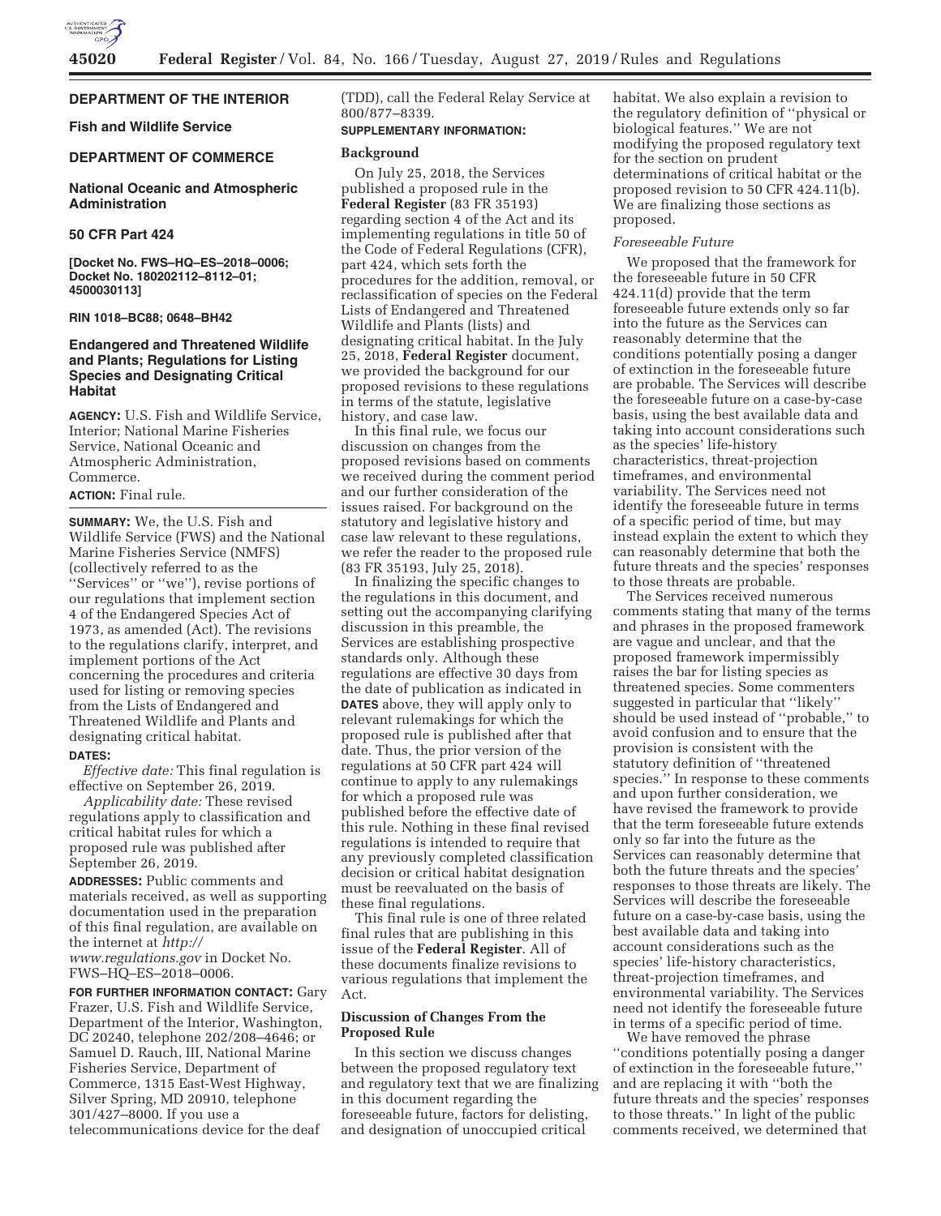## DEPARTMENT OF THE INTERIOR

### Fish and Wildlife Service

## DEPARTMENT OF COMMERCE

### National Oceanic and Atmospheric Administration

### 50 CFR Part 424

**[Docket No. FWS–HQ–ES–2018–0006; Docket No. 180202112–8112–01; 4500030113]**

**RIN 1018–BC88; 0648–BH42**

## Endangered and Threatened Wildlife and Plants; Regulations for Listing Species and Designating Critical Habitat

**AGENCY:** U.S. Fish and Wildlife Service, Interior; National Marine Fisheries Service, National Oceanic and Atmospheric Administration, Commerce.

**ACTION:** Final rule.

**SUMMARY:** We, the U.S. Fish and Wildlife Service (FWS) and the National Marine Fisheries Service (NMFS) (collectively referred to as the ''Services'' or ''we''), revise portions of our regulations that implement section 4 of the Endangered Species Act of 1973, as amended (Act). The revisions to the regulations clarify, interpret, and implement portions of the Act concerning the procedures and criteria used for listing or removing species from the Lists of Endangered and Threatened Wildlife and Plants and designating critical habitat.

**DATES:**

*Effective date:* This final regulation is effective on September 26, 2019.

*Applicability date:* These revised regulations apply to classification and critical habitat rules for which a proposed rule was published after September 26, 2019.

**ADDRESSES:** Public comments and materials received, as well as supporting documentation used in the preparation of this final regulation, are available on the internet at *http://www.regulations.gov* in Docket No. FWS–HQ–ES–2018–0006.

**FOR FURTHER INFORMATION CONTACT:** Gary Frazer, U.S. Fish and Wildlife Service, Department of the Interior, Washington, DC 20240, telephone 202/208–4646; or Samuel D. Rauch, III, National Marine Fisheries Service, Department of Commerce, 1315 East-West Highway, Silver Spring, MD 20910, telephone 301/427–8000. If you use a telecommunications device for the deaf (TDD), call the Federal Relay Service at 800/877–8339.

**SUPPLEMENTARY INFORMATION:**

### Background

On July 25, 2018, the Services published a proposed rule in the **Federal Register** (83 FR 35193) regarding section 4 of the Act and its implementing regulations in title 50 of the Code of Federal Regulations (CFR), part 424, which sets forth the procedures for the addition, removal, or reclassification of species on the Federal Lists of Endangered and Threatened Wildlife and Plants (lists) and designating critical habitat. In the July 25, 2018, **Federal Register** document, we provided the background for our proposed revisions to these regulations in terms of the statute, legislative history, and case law.

In this final rule, we focus our discussion on changes from the proposed revisions based on comments we received during the comment period and our further consideration of the issues raised. For background on the statutory and legislative history and case law relevant to these regulations, we refer the reader to the proposed rule (83 FR 35193, July 25, 2018).

In finalizing the specific changes to the regulations in this document, and setting out the accompanying clarifying discussion in this preamble, the Services are establishing prospective standards only. Although these regulations are effective 30 days from the date of publication as indicated in **DATES** above, they will apply only to relevant rulemakings for which the proposed rule is published after that date. Thus, the prior version of the regulations at 50 CFR part 424 will continue to apply to any rulemakings for which a proposed rule was published before the effective date of this rule. Nothing in these final revised regulations is intended to require that any previously completed classification decision or critical habitat designation must be reevaluated on the basis of these final regulations.

This final rule is one of three related final rules that are publishing in this issue of the **Federal Register**. All of these documents finalize revisions to various regulations that implement the Act.

### Discussion of Changes From the Proposed Rule

In this section we discuss changes between the proposed regulatory text and regulatory text that we are finalizing in this document regarding the foreseeable future, factors for delisting, and designation of unoccupied critical habitat. We also explain a revision to the regulatory definition of ''physical or biological features.'' We are not modifying the proposed regulatory text for the section on prudent determinations of critical habitat or the proposed revision to 50 CFR 424.11(b). We are finalizing those sections as proposed.

*Foreseeable Future*

We proposed that the framework for the foreseeable future in 50 CFR 424.11(d) provide that the term foreseeable future extends only so far into the future as the Services can reasonably determine that the conditions potentially posing a danger of extinction in the foreseeable future are probable. The Services will describe the foreseeable future on a case-by-case basis, using the best available data and taking into account considerations such as the species' life-history characteristics, threat-projection timeframes, and environmental variability. The Services need not identify the foreseeable future in terms of a specific period of time, but may instead explain the extent to which they can reasonably determine that both the future threats and the species' responses to those threats are probable.

The Services received numerous comments stating that many of the terms and phrases in the proposed framework are vague and unclear, and that the proposed framework impermissibly raises the bar for listing species as threatened species. Some commenters suggested in particular that ''likely'' should be used instead of ''probable,'' to avoid confusion and to ensure that the provision is consistent with the statutory definition of ''threatened species.'' In response to these comments and upon further consideration, we have revised the framework to provide that the term foreseeable future extends only so far into the future as the Services can reasonably determine that both the future threats and the species' responses to those threats are likely. The Services will describe the foreseeable future on a case-by-case basis, using the best available data and taking into account considerations such as the species' life-history characteristics, threat-projection timeframes, and environmental variability. The Services need not identify the foreseeable future in terms of a specific period of time.

We have removed the phrase ''conditions potentially posing a danger of extinction in the foreseeable future,'' and are replacing it with ''both the future threats and the species' responses to those threats.'' In light of the public comments received, we determined that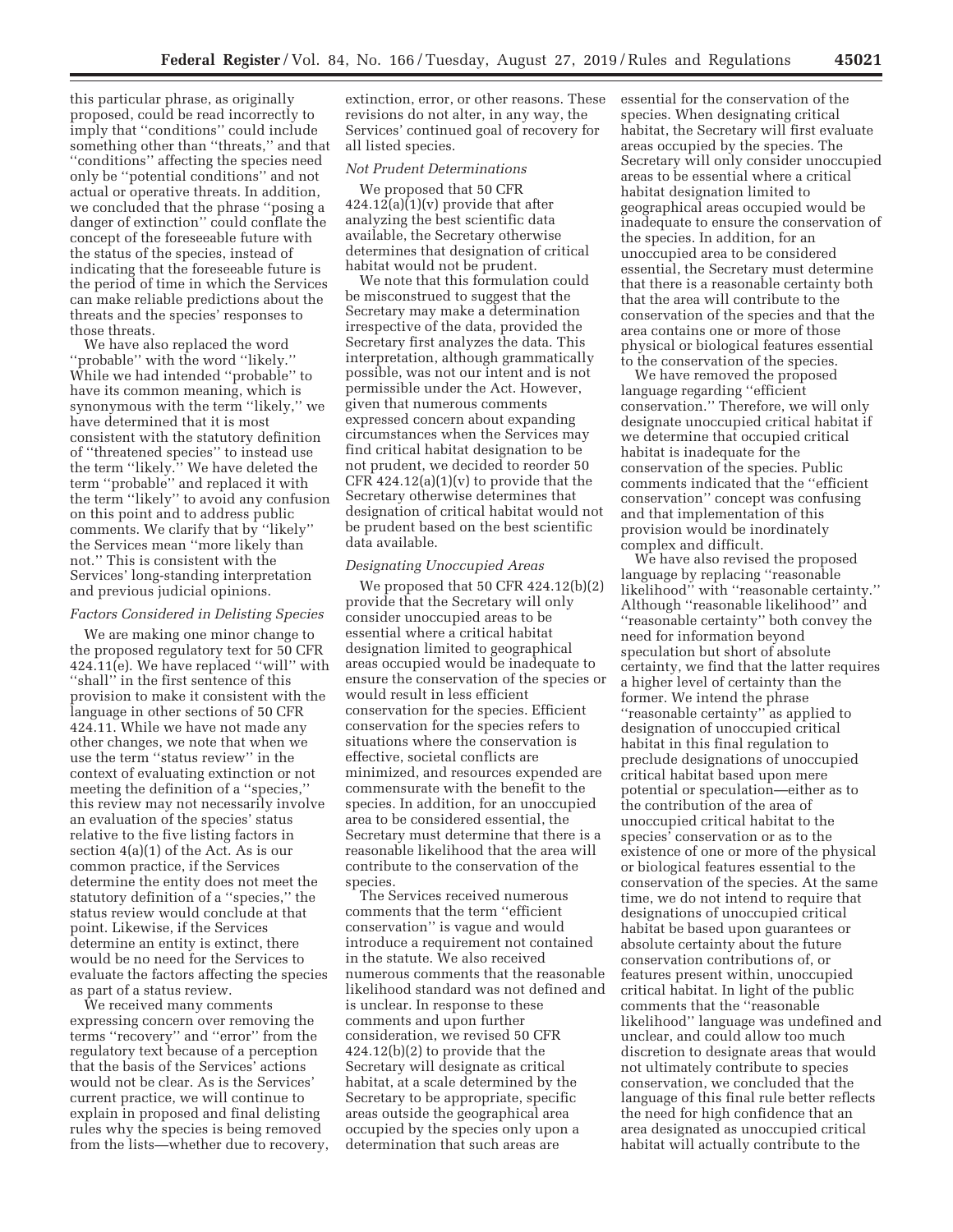this particular phrase, as originally proposed, could be read incorrectly to imply that ''conditions'' could include something other than ''threats,'' and that ''conditions'' affecting the species need only be ''potential conditions'' and not actual or operative threats. In addition, we concluded that the phrase ''posing a danger of extinction'' could conflate the concept of the foreseeable future with the status of the species, instead of indicating that the foreseeable future is the period of time in which the Services can make reliable predictions about the threats and the species' responses to those threats.

We have also replaced the word ''probable'' with the word ''likely.'' While we had intended ''probable'' to have its common meaning, which is synonymous with the term ''likely,'' we have determined that it is most consistent with the statutory definition of ''threatened species'' to instead use the term ''likely.'' We have deleted the term ''probable'' and replaced it with the term ''likely'' to avoid any confusion on this point and to address public comments. We clarify that by ''likely'' the Services mean ''more likely than not.'' This is consistent with the Services' long-standing interpretation and previous judicial opinions.

*Factors Considered in Delisting Species*

We are making one minor change to the proposed regulatory text for 50 CFR 424.11(e). We have replaced ''will'' with ''shall'' in the first sentence of this provision to make it consistent with the language in other sections of 50 CFR 424.11. While we have not made any other changes, we note that when we use the term ''status review'' in the context of evaluating extinction or not meeting the definition of a ''species,'' this review may not necessarily involve an evaluation of the species' status relative to the five listing factors in section 4(a)(1) of the Act. As is our common practice, if the Services determine the entity does not meet the statutory definition of a ''species,'' the status review would conclude at that point. Likewise, if the Services determine an entity is extinct, there would be no need for the Services to evaluate the factors affecting the species as part of a status review.

We received many comments expressing concern over removing the terms ''recovery'' and ''error'' from the regulatory text because of a perception that the basis of the Services' actions would not be clear. As is the Services' current practice, we will continue to explain in proposed and final delisting rules why the species is being removed from the lists—whether due to recovery, extinction, error, or other reasons. These revisions do not alter, in any way, the Services' continued goal of recovery for all listed species.

*Not Prudent Determinations*

We proposed that 50 CFR 424.12(a)(1)(v) provide that after analyzing the best scientific data available, the Secretary otherwise determines that designation of critical habitat would not be prudent.

We note that this formulation could be misconstrued to suggest that the Secretary may make a determination irrespective of the data, provided the Secretary first analyzes the data. This interpretation, although grammatically possible, was not our intent and is not permissible under the Act. However, given that numerous comments expressed concern about expanding circumstances when the Services may find critical habitat designation to be not prudent, we decided to reorder 50 CFR 424.12(a)(1)(v) to provide that the Secretary otherwise determines that designation of critical habitat would not be prudent based on the best scientific data available.

*Designating Unoccupied Areas*

We proposed that 50 CFR 424.12(b)(2) provide that the Secretary will only consider unoccupied areas to be essential where a critical habitat designation limited to geographical areas occupied would be inadequate to ensure the conservation of the species or would result in less efficient conservation for the species. Efficient conservation for the species refers to situations where the conservation is effective, societal conflicts are minimized, and resources expended are commensurate with the benefit to the species. In addition, for an unoccupied area to be considered essential, the Secretary must determine that there is a reasonable likelihood that the area will contribute to the conservation of the species.

The Services received numerous comments that the term ''efficient conservation'' is vague and would introduce a requirement not contained in the statute. We also received numerous comments that the reasonable likelihood standard was not defined and is unclear. In response to these comments and upon further consideration, we revised 50 CFR 424.12(b)(2) to provide that the Secretary will designate as critical habitat, at a scale determined by the Secretary to be appropriate, specific areas outside the geographical area occupied by the species only upon a determination that such areas are essential for the conservation of the species. When designating critical habitat, the Secretary will first evaluate areas occupied by the species. The Secretary will only consider unoccupied areas to be essential where a critical habitat designation limited to geographical areas occupied would be inadequate to ensure the conservation of the species. In addition, for an unoccupied area to be considered essential, the Secretary must determine that there is a reasonable certainty both that the area will contribute to the conservation of the species and that the area contains one or more of those physical or biological features essential to the conservation of the species.

We have removed the proposed language regarding ''efficient conservation.'' Therefore, we will only designate unoccupied critical habitat if we determine that occupied critical habitat is inadequate for the conservation of the species. Public comments indicated that the ''efficient conservation'' concept was confusing and that implementation of this provision would be inordinately complex and difficult.

We have also revised the proposed language by replacing ''reasonable likelihood'' with ''reasonable certainty.'' Although ''reasonable likelihood'' and ''reasonable certainty'' both convey the need for information beyond speculation but short of absolute certainty, we find that the latter requires a higher level of certainty than the former. We intend the phrase ''reasonable certainty'' as applied to designation of unoccupied critical habitat in this final regulation to preclude designations of unoccupied critical habitat based upon mere potential or speculation—either as to the contribution of the area of unoccupied critical habitat to the species' conservation or as to the existence of one or more of the physical or biological features essential to the conservation of the species. At the same time, we do not intend to require that designations of unoccupied critical habitat be based upon guarantees or absolute certainty about the future conservation contributions of, or features present within, unoccupied critical habitat. In light of the public comments that the ''reasonable likelihood'' language was undefined and unclear, and could allow too much discretion to designate areas that would not ultimately contribute to species conservation, we concluded that the language of this final rule better reflects the need for high confidence that an area designated as unoccupied critical habitat will actually contribute to the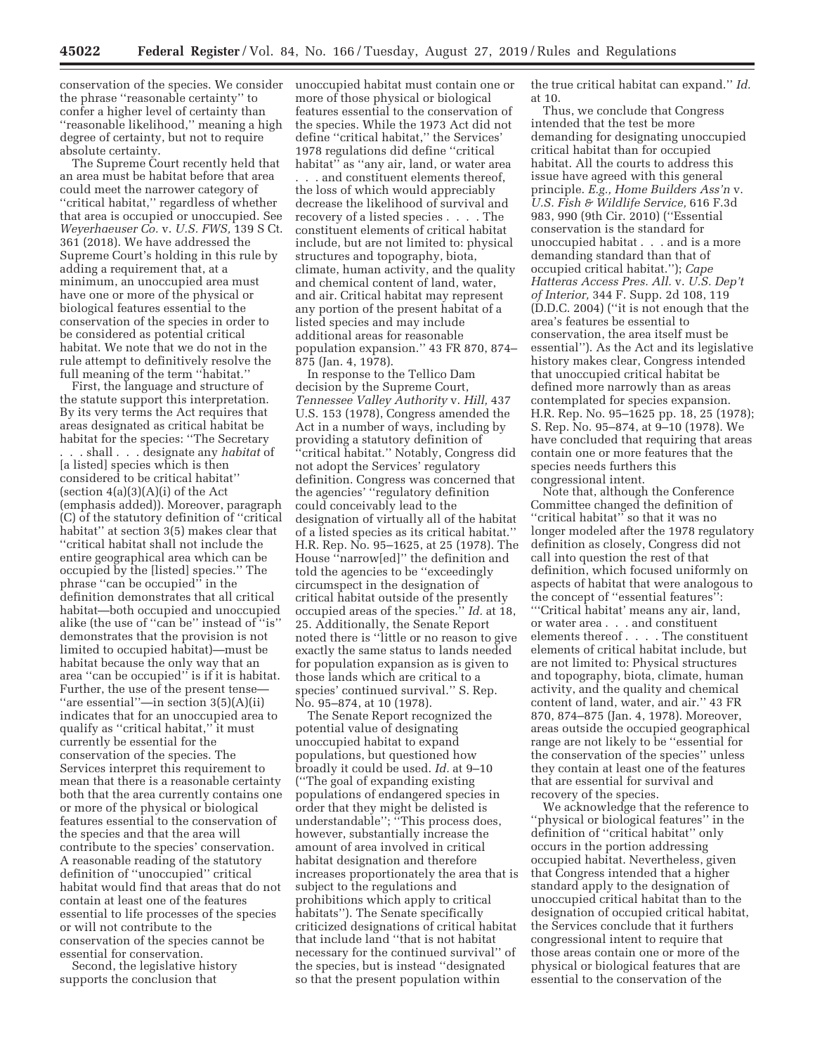conservation of the species. We consider the phrase ''reasonable certainty'' to confer a higher level of certainty than ''reasonable likelihood,'' meaning a high degree of certainty, but not to require absolute certainty.

The Supreme Court recently held that an area must be habitat before that area could meet the narrower category of ''critical habitat,'' regardless of whether that area is occupied or unoccupied. See *Weyerhaeuser Co.* v. *U.S. FWS,* 139 S Ct. 361 (2018). We have addressed the Supreme Court's holding in this rule by adding a requirement that, at a minimum, an unoccupied area must have one or more of the physical or biological features essential to the conservation of the species in order to be considered as potential critical habitat. We note that we do not in the rule attempt to definitively resolve the full meaning of the term ''habitat.''

First, the language and structure of the statute support this interpretation. By its very terms the Act requires that areas designated as critical habitat be habitat for the species: ''The Secretary . . . shall . . . designate any *habitat* of [a listed] species which is then considered to be critical habitat'' (section 4(a)(3)(A)(i) of the Act (emphasis added)). Moreover, paragraph (C) of the statutory definition of ''critical habitat'' at section 3(5) makes clear that ''critical habitat shall not include the entire geographical area which can be occupied by the [listed] species.'' The phrase ''can be occupied'' in the definition demonstrates that all critical habitat—both occupied and unoccupied alike (the use of ''can be'' instead of ''is'' demonstrates that the provision is not limited to occupied habitat)—must be habitat because the only way that an area ''can be occupied'' is if it is habitat. Further, the use of the present tense—''are essential''—in section 3(5)(A)(ii) indicates that for an unoccupied area to qualify as ''critical habitat,'' it must currently be essential for the conservation of the species. The Services interpret this requirement to mean that there is a reasonable certainty both that the area currently contains one or more of the physical or biological features essential to the conservation of the species and that the area will contribute to the species' conservation. A reasonable reading of the statutory definition of ''unoccupied'' critical habitat would find that areas that do not contain at least one of the features essential to life processes of the species or will not contribute to the conservation of the species cannot be essential for conservation.

Second, the legislative history supports the conclusion that unoccupied habitat must contain one or more of those physical or biological features essential to the conservation of the species. While the 1973 Act did not define ''critical habitat,'' the Services' 1978 regulations did define ''critical habitat'' as ''any air, land, or water area . . . and constituent elements thereof, the loss of which would appreciably decrease the likelihood of survival and recovery of a listed species . . . . The constituent elements of critical habitat include, but are not limited to: physical structures and topography, biota, climate, human activity, and the quality and chemical content of land, water, and air. Critical habitat may represent any portion of the present habitat of a listed species and may include additional areas for reasonable population expansion.'' 43 FR 870, 874–875 (Jan. 4, 1978).

In response to the Tellico Dam decision by the Supreme Court, *Tennessee Valley Authority* v. *Hill,* 437 U.S. 153 (1978), Congress amended the Act in a number of ways, including by providing a statutory definition of ''critical habitat.'' Notably, Congress did not adopt the Services' regulatory definition. Congress was concerned that the agencies' ''regulatory definition could conceivably lead to the designation of virtually all of the habitat of a listed species as its critical habitat.'' H.R. Rep. No. 95–1625, at 25 (1978). The House ''narrow[ed]'' the definition and told the agencies to be ''exceedingly circumspect in the designation of critical habitat outside of the presently occupied areas of the species.'' *Id.* at 18, 25. Additionally, the Senate Report noted there is ''little or no reason to give exactly the same status to lands needed for population expansion as is given to those lands which are critical to a species' continued survival.'' S. Rep. No. 95–874, at 10 (1978).

The Senate Report recognized the potential value of designating unoccupied habitat to expand populations, but questioned how broadly it could be used. *Id.* at 9–10 (''The goal of expanding existing populations of endangered species in order that they might be delisted is understandable''; ''This process does, however, substantially increase the amount of area involved in critical habitat designation and therefore increases proportionately the area that is subject to the regulations and prohibitions which apply to critical habitats''). The Senate specifically criticized designations of critical habitat that include land ''that is not habitat necessary for the continued survival'' of the species, but is instead ''designated so that the present population within the true critical habitat can expand.'' *Id.* at 10.

Thus, we conclude that Congress intended that the test be more demanding for designating unoccupied critical habitat than for occupied habitat. All the courts to address this issue have agreed with this general principle. *E.g., Home Builders Ass'n* v. *U.S. Fish & Wildlife Service,* 616 F.3d 983, 990 (9th Cir. 2010) (''Essential conservation is the standard for unoccupied habitat . . . and is a more demanding standard than that of occupied critical habitat.''); *Cape Hatteras Access Pres. All.* v. *U.S. Dep't of Interior,* 344 F. Supp. 2d 108, 119 (D.D.C. 2004) (''it is not enough that the area's features be essential to conservation, the area itself must be essential''). As the Act and its legislative history makes clear, Congress intended that unoccupied critical habitat be defined more narrowly than as areas contemplated for species expansion. H.R. Rep. No. 95–1625 pp. 18, 25 (1978); S. Rep. No. 95–874, at 9–10 (1978). We have concluded that requiring that areas contain one or more features that the species needs furthers this congressional intent.

Note that, although the Conference Committee changed the definition of ''critical habitat'' so that it was no longer modeled after the 1978 regulatory definition as closely, Congress did not call into question the rest of that definition, which focused uniformly on aspects of habitat that were analogous to the concept of ''essential features'': '''Critical habitat' means any air, land, or water area . . . and constituent elements thereof . . . . The constituent elements of critical habitat include, but are not limited to: Physical structures and topography, biota, climate, human activity, and the quality and chemical content of land, water, and air.'' 43 FR 870, 874–875 (Jan. 4, 1978). Moreover, areas outside the occupied geographical range are not likely to be ''essential for the conservation of the species'' unless they contain at least one of the features that are essential for survival and recovery of the species.

We acknowledge that the reference to ''physical or biological features'' in the definition of ''critical habitat'' only occurs in the portion addressing occupied habitat. Nevertheless, given that Congress intended that a higher standard apply to the designation of unoccupied critical habitat than to the designation of occupied critical habitat, the Services conclude that it furthers congressional intent to require that those areas contain one or more of the physical or biological features that are essential to the conservation of the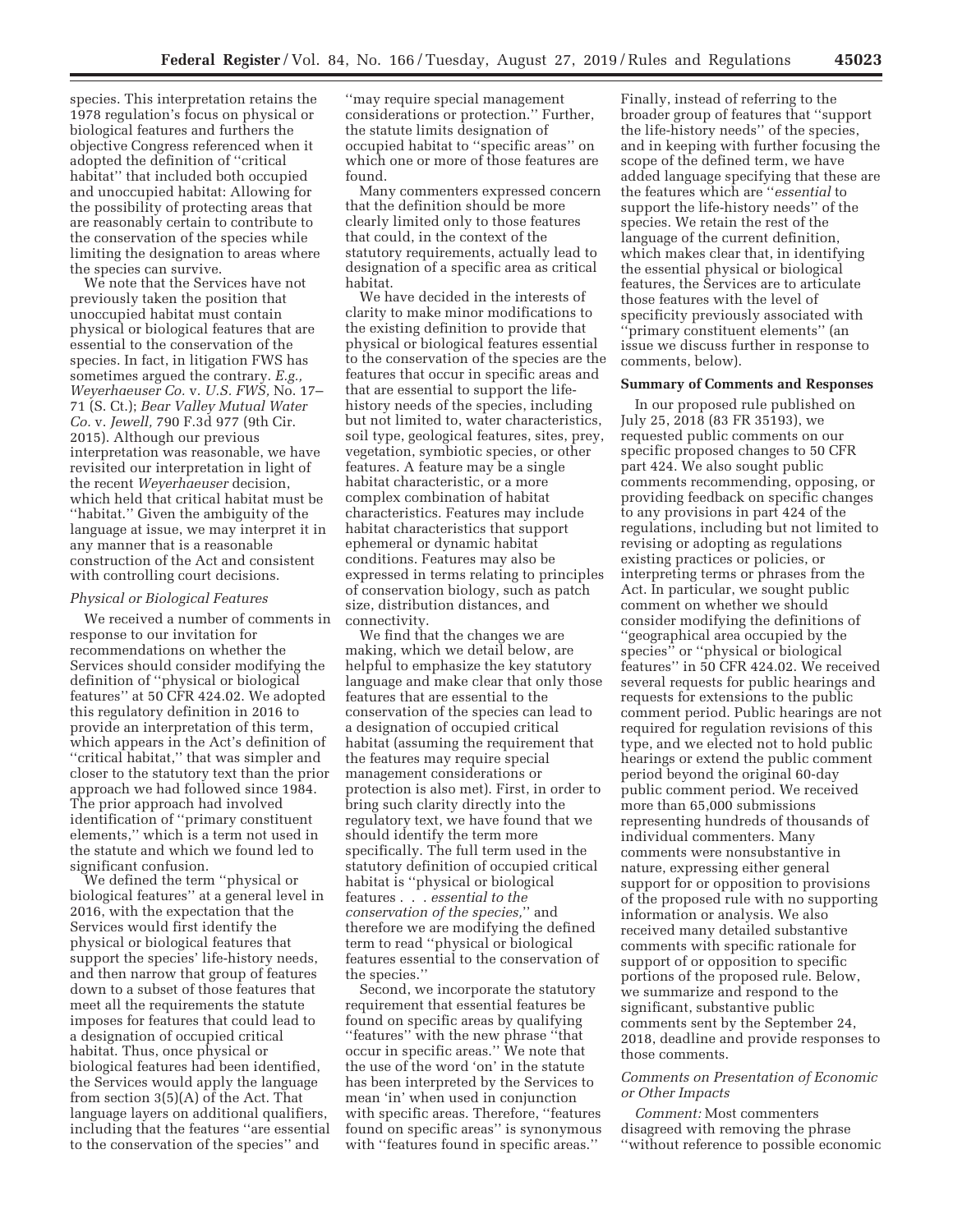species. This interpretation retains the 1978 regulation's focus on physical or biological features and furthers the objective Congress referenced when it adopted the definition of ''critical habitat'' that included both occupied and unoccupied habitat: Allowing for the possibility of protecting areas that are reasonably certain to contribute to the conservation of the species while limiting the designation to areas where the species can survive.

We note that the Services have not previously taken the position that unoccupied habitat must contain physical or biological features that are essential to the conservation of the species. In fact, in litigation FWS has sometimes argued the contrary. *E.g., Weyerhaeuser Co.* v. *U.S. FWS,* No. 17–71 (S. Ct.); *Bear Valley Mutual Water Co.* v. *Jewell,* 790 F.3d 977 (9th Cir. 2015). Although our previous interpretation was reasonable, we have revisited our interpretation in light of the recent *Weyerhaeuser* decision, which held that critical habitat must be ''habitat.'' Given the ambiguity of the language at issue, we may interpret it in any manner that is a reasonable construction of the Act and consistent with controlling court decisions.

### *Physical or Biological Features*

We received a number of comments in response to our invitation for recommendations on whether the Services should consider modifying the definition of ''physical or biological features'' at 50 CFR 424.02. We adopted this regulatory definition in 2016 to provide an interpretation of this term, which appears in the Act's definition of ''critical habitat,'' that was simpler and closer to the statutory text than the prior approach we had followed since 1984. The prior approach had involved identification of ''primary constituent elements,'' which is a term not used in the statute and which we found led to significant confusion.

We defined the term ''physical or biological features'' at a general level in 2016, with the expectation that the Services would first identify the physical or biological features that support the species' life-history needs, and then narrow that group of features down to a subset of those features that meet all the requirements the statute imposes for features that could lead to a designation of occupied critical habitat. Thus, once physical or biological features had been identified, the Services would apply the language from section 3(5)(A) of the Act. That language layers on additional qualifiers, including that the features ''are essential to the conservation of the species'' and ''may require special management considerations or protection.'' Further, the statute limits designation of occupied habitat to ''specific areas'' on which one or more of those features are found.

Many commenters expressed concern that the definition should be more clearly limited only to those features that could, in the context of the statutory requirements, actually lead to designation of a specific area as critical habitat.

We have decided in the interests of clarity to make minor modifications to the existing definition to provide that physical or biological features essential to the conservation of the species are the features that occur in specific areas and that are essential to support the life-history needs of the species, including but not limited to, water characteristics, soil type, geological features, sites, prey, vegetation, symbiotic species, or other features. A feature may be a single habitat characteristic, or a more complex combination of habitat characteristics. Features may include habitat characteristics that support ephemeral or dynamic habitat conditions. Features may also be expressed in terms relating to principles of conservation biology, such as patch size, distribution distances, and connectivity.

We find that the changes we are making, which we detail below, are helpful to emphasize the key statutory language and make clear that only those features that are essential to the conservation of the species can lead to a designation of occupied critical habitat (assuming the requirement that the features may require special management considerations or protection is also met). First, in order to bring such clarity directly into the regulatory text, we have found that we should identify the term more specifically. The full term used in the statutory definition of occupied critical habitat is ''physical or biological features . . . *essential to the conservation of the species,*'' and therefore we are modifying the defined term to read ''physical or biological features essential to the conservation of the species.''

Second, we incorporate the statutory requirement that essential features be found on specific areas by qualifying ''features'' with the new phrase ''that occur in specific areas.'' We note that the use of the word 'on' in the statute has been interpreted by the Services to mean 'in' when used in conjunction with specific areas. Therefore, ''features found on specific areas'' is synonymous with ''features found in specific areas.''

Finally, instead of referring to the broader group of features that ''support the life-history needs'' of the species, and in keeping with further focusing the scope of the defined term, we have added language specifying that these are the features which are ''*essential* to support the life-history needs'' of the species. We retain the rest of the language of the current definition, which makes clear that, in identifying the essential physical or biological features, the Services are to articulate those features with the level of specificity previously associated with ''primary constituent elements'' (an issue we discuss further in response to comments, below).

## Summary of Comments and Responses

In our proposed rule published on July 25, 2018 (83 FR 35193), we requested public comments on our specific proposed changes to 50 CFR part 424. We also sought public comments recommending, opposing, or providing feedback on specific changes to any provisions in part 424 of the regulations, including but not limited to revising or adopting as regulations existing practices or policies, or interpreting terms or phrases from the Act. In particular, we sought public comment on whether we should consider modifying the definitions of ''geographical area occupied by the species'' or ''physical or biological features'' in 50 CFR 424.02. We received several requests for public hearings and requests for extensions to the public comment period. Public hearings are not required for regulation revisions of this type, and we elected not to hold public hearings or extend the public comment period beyond the original 60-day public comment period. We received more than 65,000 submissions representing hundreds of thousands of individual commenters. Many comments were nonsubstantive in nature, expressing either general support for or opposition to provisions of the proposed rule with no supporting information or analysis. We also received many detailed substantive comments with specific rationale for support of or opposition to specific portions of the proposed rule. Below, we summarize and respond to the significant, substantive public comments sent by the September 24, 2018, deadline and provide responses to those comments.

### *Comments on Presentation of Economic or Other Impacts*

*Comment:* Most commenters disagreed with removing the phrase ''without reference to possible economic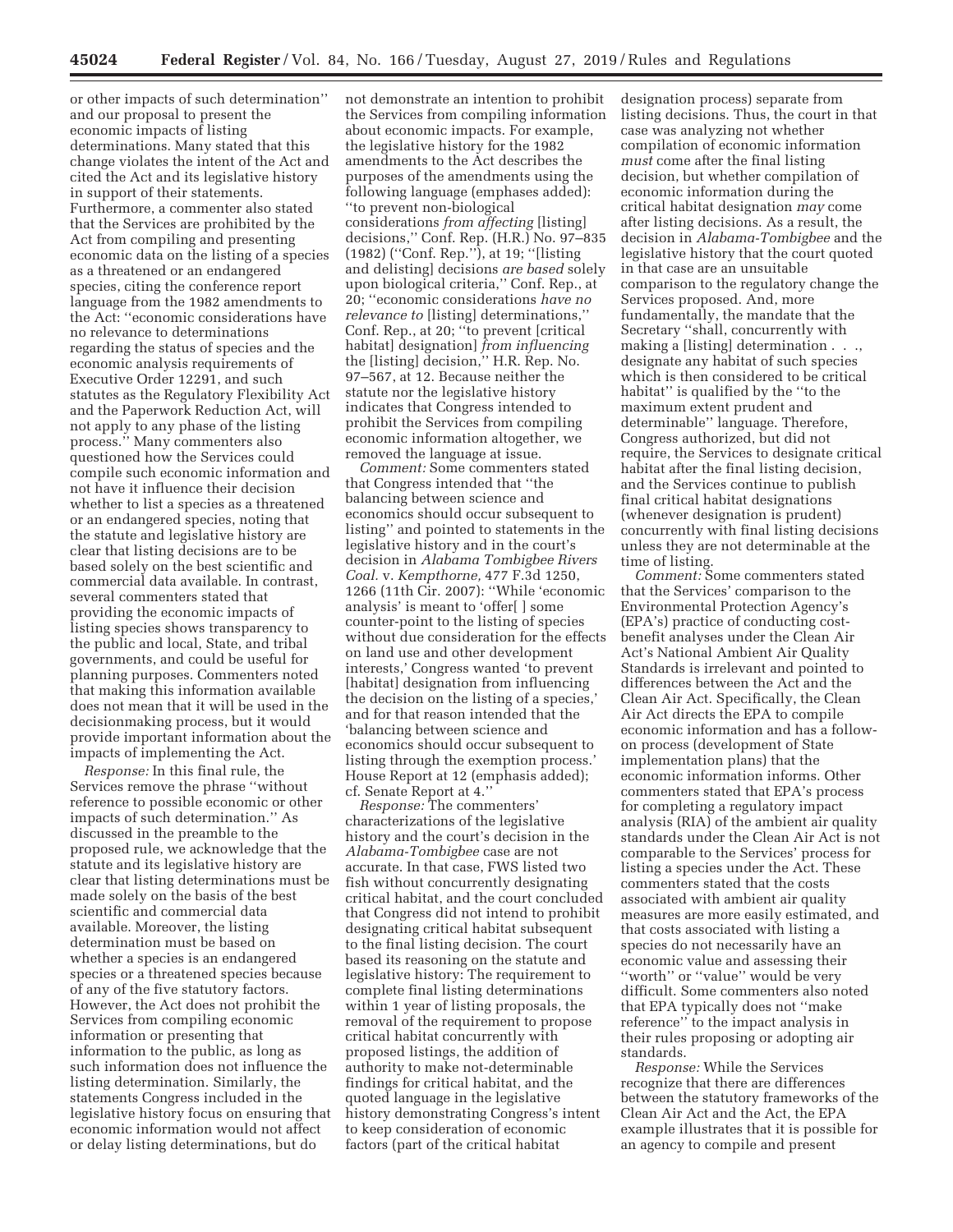or other impacts of such determination'' and our proposal to present the economic impacts of listing determinations. Many stated that this change violates the intent of the Act and cited the Act and its legislative history in support of their statements. Furthermore, a commenter also stated that the Services are prohibited by the Act from compiling and presenting economic data on the listing of a species as a threatened or an endangered species, citing the conference report language from the 1982 amendments to the Act: ''economic considerations have no relevance to determinations regarding the status of species and the economic analysis requirements of Executive Order 12291, and such statutes as the Regulatory Flexibility Act and the Paperwork Reduction Act, will not apply to any phase of the listing process.'' Many commenters also questioned how the Services could compile such economic information and not have it influence their decision whether to list a species as a threatened or an endangered species, noting that the statute and legislative history are clear that listing decisions are to be based solely on the best scientific and commercial data available. In contrast, several commenters stated that providing the economic impacts of listing species shows transparency to the public and local, State, and tribal governments, and could be useful for planning purposes. Commenters noted that making this information available does not mean that it will be used in the decisionmaking process, but it would provide important information about the impacts of implementing the Act.

*Response:* In this final rule, the Services remove the phrase ''without reference to possible economic or other impacts of such determination.'' As discussed in the preamble to the proposed rule, we acknowledge that the statute and its legislative history are clear that listing determinations must be made solely on the basis of the best scientific and commercial data available. Moreover, the listing determination must be based on whether a species is an endangered species or a threatened species because of any of the five statutory factors. However, the Act does not prohibit the Services from compiling economic information or presenting that information to the public, as long as such information does not influence the listing determination. Similarly, the statements Congress included in the legislative history focus on ensuring that economic information would not affect or delay listing determinations, but do not demonstrate an intention to prohibit the Services from compiling information about economic impacts. For example, the legislative history for the 1982 amendments to the Act describes the purposes of the amendments using the following language (emphases added): ''to prevent non-biological considerations *from affecting* [listing] decisions,'' Conf. Rep. (H.R.) No. 97–835 (1982) (''Conf. Rep.''), at 19; ''[listing and delisting] decisions *are based* solely upon biological criteria,'' Conf. Rep., at 20; ''economic considerations *have no relevance to* [listing] determinations,'' Conf. Rep., at 20; ''to prevent [critical habitat] designation] *from influencing* the [listing] decision,'' H.R. Rep. No. 97–567, at 12. Because neither the statute nor the legislative history indicates that Congress intended to prohibit the Services from compiling economic information altogether, we removed the language at issue.

*Comment:* Some commenters stated that Congress intended that ''the balancing between science and economics should occur subsequent to listing'' and pointed to statements in the legislative history and in the court's decision in *Alabama Tombigbee Rivers Coal.* v. *Kempthorne,* 477 F.3d 1250, 1266 (11th Cir. 2007): ''While 'economic analysis' is meant to 'offer[ ] some counter-point to the listing of species without due consideration for the effects on land use and other development interests,' Congress wanted 'to prevent [habitat] designation from influencing the decision on the listing of a species,' and for that reason intended that the 'balancing between science and economics should occur subsequent to listing through the exemption process.' House Report at 12 (emphasis added); cf. Senate Report at 4.''

*Response:* The commenters' characterizations of the legislative history and the court's decision in the *Alabama-Tombigbee* case are not accurate. In that case, FWS listed two fish without concurrently designating critical habitat, and the court concluded that Congress did not intend to prohibit designating critical habitat subsequent to the final listing decision. The court based its reasoning on the statute and legislative history: The requirement to complete final listing determinations within 1 year of listing proposals, the removal of the requirement to propose critical habitat concurrently with proposed listings, the addition of authority to make not-determinable findings for critical habitat, and the quoted language in the legislative history demonstrating Congress's intent to keep consideration of economic factors (part of the critical habitat designation process) separate from listing decisions. Thus, the court in that case was analyzing not whether compilation of economic information *must* come after the final listing decision, but whether compilation of economic information during the critical habitat designation *may* come after listing decisions. As a result, the decision in *Alabama-Tombigbee* and the legislative history that the court quoted in that case are an unsuitable comparison to the regulatory change the Services proposed. And, more fundamentally, the mandate that the Secretary ''shall, concurrently with making a [listing] determination . . ., designate any habitat of such species which is then considered to be critical habitat'' is qualified by the ''to the maximum extent prudent and determinable'' language. Therefore, Congress authorized, but did not require, the Services to designate critical habitat after the final listing decision, and the Services continue to publish final critical habitat designations (whenever designation is prudent) concurrently with final listing decisions unless they are not determinable at the time of listing.

*Comment:* Some commenters stated that the Services' comparison to the Environmental Protection Agency's (EPA's) practice of conducting cost-benefit analyses under the Clean Air Act's National Ambient Air Quality Standards is irrelevant and pointed to differences between the Act and the Clean Air Act. Specifically, the Clean Air Act directs the EPA to compile economic information and has a follow-on process (development of State implementation plans) that the economic information informs. Other commenters stated that EPA's process for completing a regulatory impact analysis (RIA) of the ambient air quality standards under the Clean Air Act is not comparable to the Services' process for listing a species under the Act. These commenters stated that the costs associated with ambient air quality measures are more easily estimated, and that costs associated with listing a species do not necessarily have an economic value and assessing their ''worth'' or ''value'' would be very difficult. Some commenters also noted that EPA typically does not ''make reference'' to the impact analysis in their rules proposing or adopting air standards.

*Response:* While the Services recognize that there are differences between the statutory frameworks of the Clean Air Act and the Act, the EPA example illustrates that it is possible for an agency to compile and present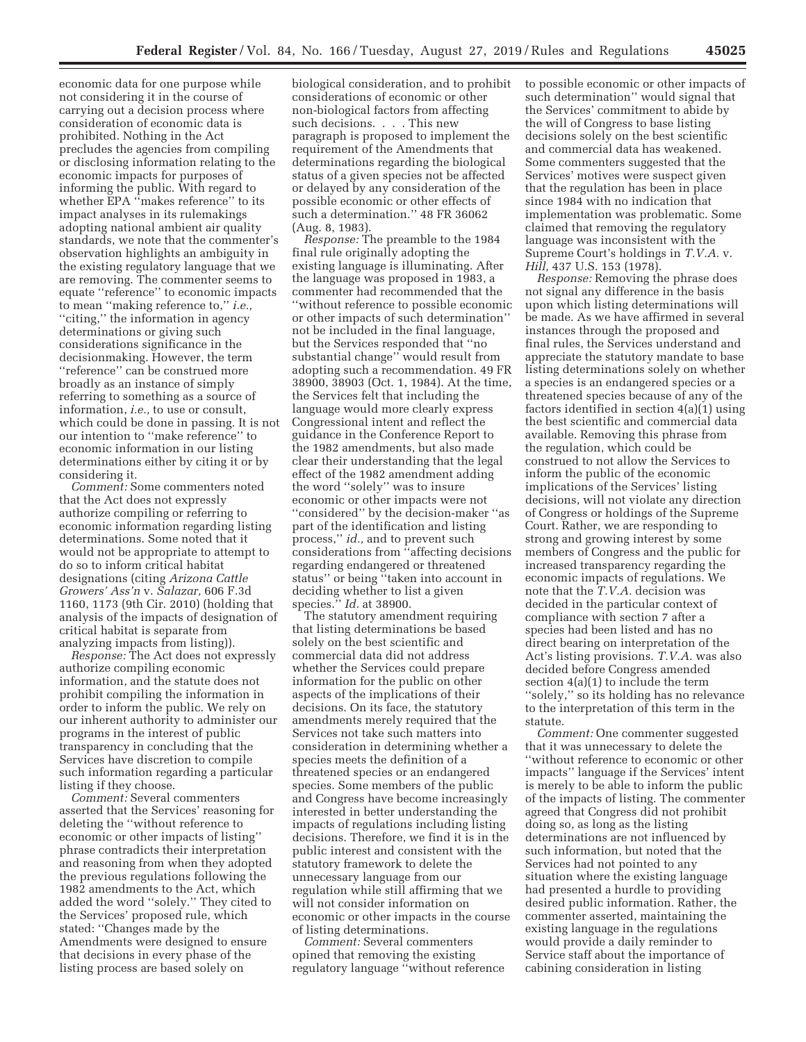economic data for one purpose while not considering it in the course of carrying out a decision process where consideration of economic data is prohibited. Nothing in the Act precludes the agencies from compiling or disclosing information relating to the economic impacts for purposes of informing the public. With regard to whether EPA "makes reference" to its impact analyses in its rulemakings adopting national ambient air quality standards, we note that the commenter's observation highlights an ambiguity in the existing regulatory language that we are removing. The commenter seems to equate "reference" to economic impacts to mean "making reference to," *i.e.,* "citing," the information in agency determinations or giving such considerations significance in the decisionmaking. However, the term "reference" can be construed more broadly as an instance of simply referring to something as a source of information, *i.e.,* to use or consult, which could be done in passing. It is not our intention to "make reference" to economic information in our listing determinations either by citing it or by considering it.

*Comment:* Some commenters noted that the Act does not expressly authorize compiling or referring to economic information regarding listing determinations. Some noted that it would not be appropriate to attempt to do so to inform critical habitat designations (citing *Arizona Cattle Growers' Ass'n* v. *Salazar,* 606 F.3d 1160, 1173 (9th Cir. 2010) (holding that analysis of the impacts of designation of critical habitat is separate from analyzing impacts from listing)).

*Response:* The Act does not expressly authorize compiling economic information, and the statute does not prohibit compiling the information in order to inform the public. We rely on our inherent authority to administer our programs in the interest of public transparency in concluding that the Services have discretion to compile such information regarding a particular listing if they choose.

*Comment:* Several commenters asserted that the Services' reasoning for deleting the "without reference to economic or other impacts of listing" phrase contradicts their interpretation and reasoning from when they adopted the previous regulations following the 1982 amendments to the Act, which added the word "solely." They cited to the Services' proposed rule, which stated: "Changes made by the Amendments were designed to ensure that decisions in every phase of the listing process are based solely on biological consideration, and to prohibit considerations of economic or other non-biological factors from affecting such decisions. . . . This new paragraph is proposed to implement the requirement of the Amendments that determinations regarding the biological status of a given species not be affected or delayed by any consideration of the possible economic or other effects of such a determination." 48 FR 36062 (Aug. 8, 1983).

*Response:* The preamble to the 1984 final rule originally adopting the existing language is illuminating. After the language was proposed in 1983, a commenter had recommended that the "without reference to possible economic or other impacts of such determination" not be included in the final language, but the Services responded that "no substantial change" would result from adopting such a recommendation. 49 FR 38900, 38903 (Oct. 1, 1984). At the time, the Services felt that including the language would more clearly express Congressional intent and reflect the guidance in the Conference Report to the 1982 amendments, but also made clear their understanding that the legal effect of the 1982 amendment adding the word "solely" was to insure economic or other impacts were not "considered" by the decision-maker "as part of the identification and listing process," *id.,* and to prevent such considerations from "affecting decisions regarding endangered or threatened status" or being "taken into account in deciding whether to list a given species." *Id.* at 38900.

The statutory amendment requiring that listing determinations be based solely on the best scientific and commercial data did not address whether the Services could prepare information for the public on other aspects of the implications of their decisions. On its face, the statutory amendments merely required that the Services not take such matters into consideration in determining whether a species meets the definition of a threatened species or an endangered species. Some members of the public and Congress have become increasingly interested in better understanding the impacts of regulations including listing decisions. Therefore, we find it is in the public interest and consistent with the statutory framework to delete the unnecessary language from our regulation while still affirming that we will not consider information on economic or other impacts in the course of listing determinations.

*Comment:* Several commenters opined that removing the existing regulatory language "without reference to possible economic or other impacts of such determination" would signal that the Services' commitment to abide by the will of Congress to base listing decisions solely on the best scientific and commercial data has weakened. Some commenters suggested that the Services' motives were suspect given that the regulation has been in place since 1984 with no indication that implementation was problematic. Some claimed that removing the regulatory language was inconsistent with the Supreme Court's holdings in *T.V.A.* v. *Hill,* 437 U.S. 153 (1978).

*Response:* Removing the phrase does not signal any difference in the basis upon which listing determinations will be made. As we have affirmed in several instances through the proposed and final rules, the Services understand and appreciate the statutory mandate to base listing determinations solely on whether a species is an endangered species or a threatened species because of any of the factors identified in section 4(a)(1) using the best scientific and commercial data available. Removing this phrase from the regulation, which could be construed to not allow the Services to inform the public of the economic implications of the Services' listing decisions, will not violate any direction of Congress or holdings of the Supreme Court. Rather, we are responding to strong and growing interest by some members of Congress and the public for increased transparency regarding the economic impacts of regulations. We note that the *T.V.A.* decision was decided in the particular context of compliance with section 7 after a species had been listed and has no direct bearing on interpretation of the Act's listing provisions. *T.V.A.* was also decided before Congress amended section 4(a)(1) to include the term "solely," so its holding has no relevance to the interpretation of this term in the statute.

*Comment:* One commenter suggested that it was unnecessary to delete the "without reference to economic or other impacts" language if the Services' intent is merely to be able to inform the public of the impacts of listing. The commenter agreed that Congress did not prohibit doing so, as long as the listing determinations are not influenced by such information, but noted that the Services had not pointed to any situation where the existing language had presented a hurdle to providing desired public information. Rather, the commenter asserted, maintaining the existing language in the regulations would provide a daily reminder to Service staff about the importance of cabining consideration in listing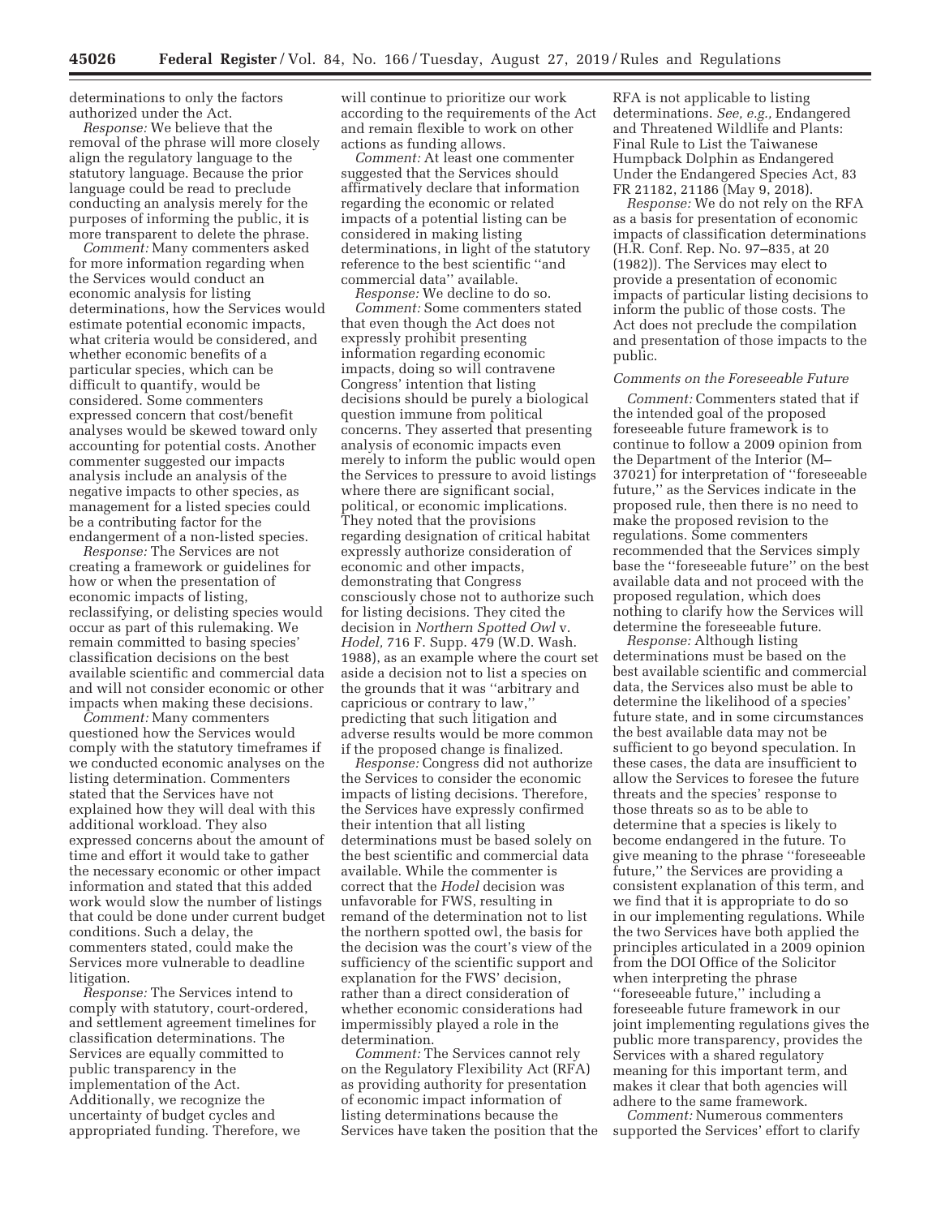determinations to only the factors authorized under the Act.

*Response:* We believe that the removal of the phrase will more closely align the regulatory language to the statutory language. Because the prior language could be read to preclude conducting an analysis merely for the purposes of informing the public, it is more transparent to delete the phrase.

*Comment:* Many commenters asked for more information regarding when the Services would conduct an economic analysis for listing determinations, how the Services would estimate potential economic impacts, what criteria would be considered, and whether economic benefits of a particular species, which can be difficult to quantify, would be considered. Some commenters expressed concern that cost/benefit analyses would be skewed toward only accounting for potential costs. Another commenter suggested our impacts analysis include an analysis of the negative impacts to other species, as management for a listed species could be a contributing factor for the endangerment of a non-listed species.

*Response:* The Services are not creating a framework or guidelines for how or when the presentation of economic impacts of listing, reclassifying, or delisting species would occur as part of this rulemaking. We remain committed to basing species' classification decisions on the best available scientific and commercial data and will not consider economic or other impacts when making these decisions.

*Comment:* Many commenters questioned how the Services would comply with the statutory timeframes if we conducted economic analyses on the listing determination. Commenters stated that the Services have not explained how they will deal with this additional workload. They also expressed concerns about the amount of time and effort it would take to gather the necessary economic or other impact information and stated that this added work would slow the number of listings that could be done under current budget conditions. Such a delay, the commenters stated, could make the Services more vulnerable to deadline litigation.

*Response:* The Services intend to comply with statutory, court-ordered, and settlement agreement timelines for classification determinations. The Services are equally committed to public transparency in the implementation of the Act. Additionally, we recognize the uncertainty of budget cycles and appropriated funding. Therefore, we will continue to prioritize our work according to the requirements of the Act and remain flexible to work on other actions as funding allows.

*Comment:* At least one commenter suggested that the Services should affirmatively declare that information regarding the economic or related impacts of a potential listing can be considered in making listing determinations, in light of the statutory reference to the best scientific "and commercial data" available.

*Response:* We decline to do so.

*Comment:* Some commenters stated that even though the Act does not expressly prohibit presenting information regarding economic impacts, doing so will contravene Congress' intention that listing decisions should be purely a biological question immune from political concerns. They asserted that presenting analysis of economic impacts even merely to inform the public would open the Services to pressure to avoid listings where there are significant social, political, or economic implications. They noted that the provisions regarding designation of critical habitat expressly authorize consideration of economic and other impacts, demonstrating that Congress consciously chose not to authorize such for listing decisions. They cited the decision in *Northern Spotted Owl* v. *Hodel,* 716 F. Supp. 479 (W.D. Wash. 1988), as an example where the court set aside a decision not to list a species on the grounds that it was "arbitrary and capricious or contrary to law," predicting that such litigation and adverse results would be more common if the proposed change is finalized.

*Response:* Congress did not authorize the Services to consider the economic impacts of listing decisions. Therefore, the Services have expressly confirmed their intention that all listing determinations must be based solely on the best scientific and commercial data available. While the commenter is correct that the *Hodel* decision was unfavorable for FWS, resulting in remand of the determination not to list the northern spotted owl, the basis for the decision was the court's view of the sufficiency of the scientific support and explanation for the FWS' decision, rather than a direct consideration of whether economic considerations had impermissibly played a role in the determination.

*Comment:* The Services cannot rely on the Regulatory Flexibility Act (RFA) as providing authority for presentation of economic impact information of listing determinations because the Services have taken the position that the RFA is not applicable to listing determinations. *See, e.g.,* Endangered and Threatened Wildlife and Plants: Final Rule to List the Taiwanese Humpback Dolphin as Endangered Under the Endangered Species Act, 83 FR 21182, 21186 (May 9, 2018).

*Response:* We do not rely on the RFA as a basis for presentation of economic impacts of classification determinations (H.R. Conf. Rep. No. 97–835, at 20 (1982)). The Services may elect to provide a presentation of economic impacts of particular listing decisions to inform the public of those costs. The Act does not preclude the compilation and presentation of those impacts to the public.

### *Comments on the Foreseeable Future*

*Comment:* Commenters stated that if the intended goal of the proposed foreseeable future framework is to continue to follow a 2009 opinion from the Department of the Interior (M–37021) for interpretation of "foreseeable future," as the Services indicate in the proposed rule, then there is no need to make the proposed revision to the regulations. Some commenters recommended that the Services simply base the "foreseeable future" on the best available data and not proceed with the proposed regulation, which does nothing to clarify how the Services will determine the foreseeable future.

*Response:* Although listing determinations must be based on the best available scientific and commercial data, the Services also must be able to determine the likelihood of a species' future state, and in some circumstances the best available data may not be sufficient to go beyond speculation. In these cases, the data are insufficient to allow the Services to foresee the future threats and the species' response to those threats so as to be able to determine that a species is likely to become endangered in the future. To give meaning to the phrase "foreseeable future," the Services are providing a consistent explanation of this term, and we find that it is appropriate to do so in our implementing regulations. While the two Services have both applied the principles articulated in a 2009 opinion from the DOI Office of the Solicitor when interpreting the phrase "foreseeable future," including a foreseeable future framework in our joint implementing regulations gives the public more transparency, provides the Services with a shared regulatory meaning for this important term, and makes it clear that both agencies will adhere to the same framework.

*Comment:* Numerous commenters supported the Services' effort to clarify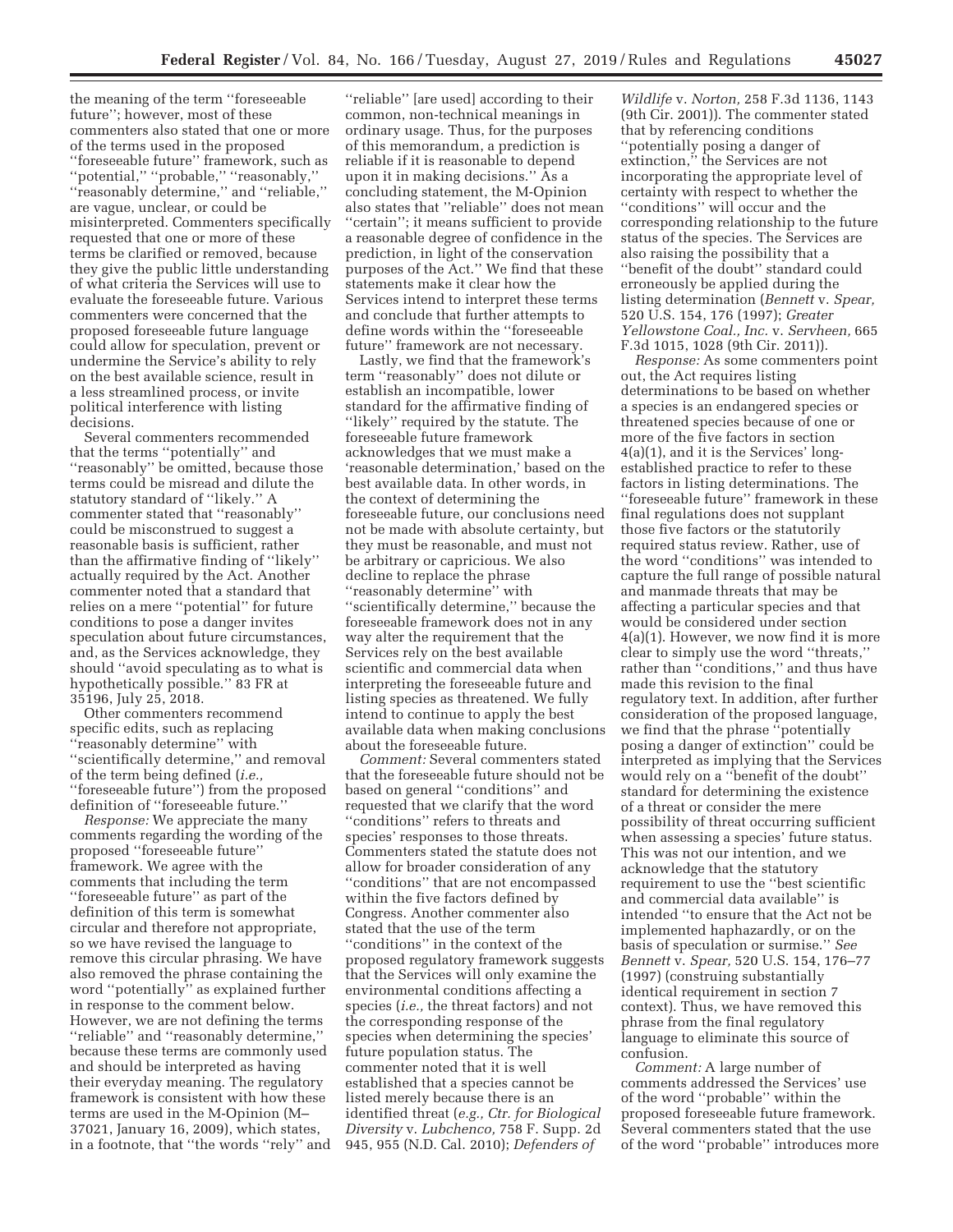the meaning of the term ''foreseeable future''; however, most of these commenters also stated that one or more of the terms used in the proposed ''foreseeable future'' framework, such as ''potential,'' ''probable,'' ''reasonably,'' ''reasonably determine,'' and ''reliable,'' are vague, unclear, or could be misinterpreted. Commenters specifically requested that one or more of these terms be clarified or removed, because they give the public little understanding of what criteria the Services will use to evaluate the foreseeable future. Various commenters were concerned that the proposed foreseeable future language could allow for speculation, prevent or undermine the Service's ability to rely on the best available science, result in a less streamlined process, or invite political interference with listing decisions.

Several commenters recommended that the terms ''potentially'' and ''reasonably'' be omitted, because those terms could be misread and dilute the statutory standard of ''likely.'' A commenter stated that ''reasonably'' could be misconstrued to suggest a reasonable basis is sufficient, rather than the affirmative finding of ''likely'' actually required by the Act. Another commenter noted that a standard that relies on a mere ''potential'' for future conditions to pose a danger invites speculation about future circumstances, and, as the Services acknowledge, they should ''avoid speculating as to what is hypothetically possible.'' 83 FR at 35196, July 25, 2018.

Other commenters recommend specific edits, such as replacing ''reasonably determine'' with ''scientifically determine,'' and removal of the term being defined (*i.e.,* ''foreseeable future'') from the proposed definition of ''foreseeable future.''

*Response:* We appreciate the many comments regarding the wording of the proposed ''foreseeable future'' framework. We agree with the comments that including the term ''foreseeable future'' as part of the definition of this term is somewhat circular and therefore not appropriate, so we have revised the language to remove this circular phrasing. We have also removed the phrase containing the word ''potentially'' as explained further in response to the comment below. However, we are not defining the terms ''reliable'' and ''reasonably determine,'' because these terms are commonly used and should be interpreted as having their everyday meaning. The regulatory framework is consistent with how these terms are used in the M-Opinion (M–37021, January 16, 2009), which states, in a footnote, that ''the words ''rely'' and ''reliable'' [are used] according to their common, non-technical meanings in ordinary usage. Thus, for the purposes of this memorandum, a prediction is reliable if it is reasonable to depend upon it in making decisions.'' As a concluding statement, the M-Opinion also states that ''reliable'' does not mean ''certain''; it means sufficient to provide a reasonable degree of confidence in the prediction, in light of the conservation purposes of the Act.'' We find that these statements make it clear how the Services intend to interpret these terms and conclude that further attempts to define words within the ''foreseeable future'' framework are not necessary.

Lastly, we find that the framework's term ''reasonably'' does not dilute or establish an incompatible, lower standard for the affirmative finding of ''likely'' required by the statute. The foreseeable future framework acknowledges that we must make a 'reasonable determination,' based on the best available data. In other words, in the context of determining the foreseeable future, our conclusions need not be made with absolute certainty, but they must be reasonable, and must not be arbitrary or capricious. We also decline to replace the phrase ''reasonably determine'' with ''scientifically determine,'' because the foreseeable framework does not in any way alter the requirement that the Services rely on the best available scientific and commercial data when interpreting the foreseeable future and listing species as threatened. We fully intend to continue to apply the best available data when making conclusions about the foreseeable future.

*Comment:* Several commenters stated that the foreseeable future should not be based on general ''conditions'' and requested that we clarify that the word ''conditions'' refers to threats and species' responses to those threats. Commenters stated the statute does not allow for broader consideration of any ''conditions'' that are not encompassed within the five factors defined by Congress. Another commenter also stated that the use of the term ''conditions'' in the context of the proposed regulatory framework suggests that the Services will only examine the environmental conditions affecting a species (*i.e.,* the threat factors) and not the corresponding response of the species when determining the species' future population status. The commenter noted that it is well established that a species cannot be listed merely because there is an identified threat (*e.g., Ctr. for Biological Diversity* v. *Lubchenco,* 758 F. Supp. 2d 945, 955 (N.D. Cal. 2010); *Defenders of Wildlife* v. *Norton,* 258 F.3d 1136, 1143 (9th Cir. 2001)). The commenter stated that by referencing conditions ''potentially posing a danger of extinction,'' the Services are not incorporating the appropriate level of certainty with respect to whether the ''conditions'' will occur and the corresponding relationship to the future status of the species. The Services are also raising the possibility that a ''benefit of the doubt'' standard could erroneously be applied during the listing determination (*Bennett* v. *Spear,* 520 U.S. 154, 176 (1997); *Greater Yellowstone Coal., Inc.* v. *Servheen,* 665 F.3d 1015, 1028 (9th Cir. 2011)).

*Response:* As some commenters point out, the Act requires listing determinations to be based on whether a species is an endangered species or threatened species because of one or more of the five factors in section 4(a)(1), and it is the Services' long-established practice to refer to these factors in listing determinations. The ''foreseeable future'' framework in these final regulations does not supplant those five factors or the statutorily required status review. Rather, use of the word ''conditions'' was intended to capture the full range of possible natural and manmade threats that may be affecting a particular species and that would be considered under section 4(a)(1). However, we now find it is more clear to simply use the word ''threats,'' rather than ''conditions,'' and thus have made this revision to the final regulatory text. In addition, after further consideration of the proposed language, we find that the phrase ''potentially posing a danger of extinction'' could be interpreted as implying that the Services would rely on a ''benefit of the doubt'' standard for determining the existence of a threat or consider the mere possibility of threat occurring sufficient when assessing a species' future status. This was not our intention, and we acknowledge that the statutory requirement to use the ''best scientific and commercial data available'' is intended ''to ensure that the Act not be implemented haphazardly, or on the basis of speculation or surmise.'' *See Bennett* v. *Spear,* 520 U.S. 154, 176–77 (1997) (construing substantially identical requirement in section 7 context). Thus, we have removed this phrase from the final regulatory language to eliminate this source of confusion.

*Comment:* A large number of comments addressed the Services' use of the word ''probable'' within the proposed foreseeable future framework. Several commenters stated that the use of the word ''probable'' introduces more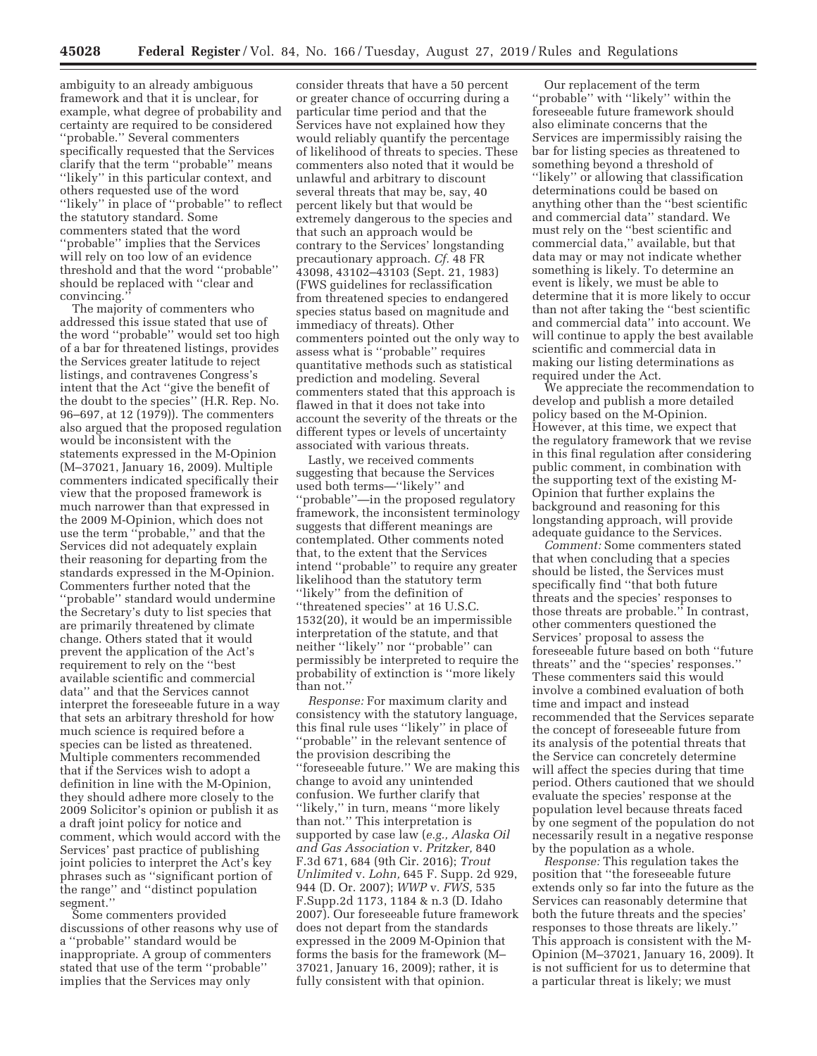ambiguity to an already ambiguous framework and that it is unclear, for example, what degree of probability and certainty are required to be considered ''probable.'' Several commenters specifically requested that the Services clarify that the term ''probable'' means ''likely'' in this particular context, and others requested use of the word ''likely'' in place of ''probable'' to reflect the statutory standard. Some commenters stated that the word ''probable'' implies that the Services will rely on too low of an evidence threshold and that the word ''probable'' should be replaced with ''clear and convincing.''

The majority of commenters who addressed this issue stated that use of the word ''probable'' would set too high of a bar for threatened listings, provides the Services greater latitude to reject listings, and contravenes Congress's intent that the Act ''give the benefit of the doubt to the species'' (H.R. Rep. No. 96–697, at 12 (1979)). The commenters also argued that the proposed regulation would be inconsistent with the statements expressed in the M-Opinion (M–37021, January 16, 2009). Multiple commenters indicated specifically their view that the proposed framework is much narrower than that expressed in the 2009 M-Opinion, which does not use the term ''probable,'' and that the Services did not adequately explain their reasoning for departing from the standards expressed in the M-Opinion. Commenters further noted that the ''probable'' standard would undermine the Secretary's duty to list species that are primarily threatened by climate change. Others stated that it would prevent the application of the Act's requirement to rely on the ''best available scientific and commercial data'' and that the Services cannot interpret the foreseeable future in a way that sets an arbitrary threshold for how much science is required before a species can be listed as threatened. Multiple commenters recommended that if the Services wish to adopt a definition in line with the M-Opinion, they should adhere more closely to the 2009 Solicitor's opinion or publish it as a draft joint policy for notice and comment, which would accord with the Services' past practice of publishing joint policies to interpret the Act's key phrases such as ''significant portion of the range'' and ''distinct population segment.''

Some commenters provided discussions of other reasons why use of a ''probable'' standard would be inappropriate. A group of commenters stated that use of the term ''probable'' implies that the Services may only consider threats that have a 50 percent or greater chance of occurring during a particular time period and that the Services have not explained how they would reliably quantify the percentage of likelihood of threats to species. These commenters also noted that it would be unlawful and arbitrary to discount several threats that may be, say, 40 percent likely but that would be extremely dangerous to the species and that such an approach would be contrary to the Services' longstanding precautionary approach. *Cf.* 48 FR 43098, 43102–43103 (Sept. 21, 1983) (FWS guidelines for reclassification from threatened species to endangered species status based on magnitude and immediacy of threats). Other commenters pointed out the only way to assess what is ''probable'' requires quantitative methods such as statistical prediction and modeling. Several commenters stated that this approach is flawed in that it does not take into account the severity of the threats or the different types or levels of uncertainty associated with various threats.

Lastly, we received comments suggesting that because the Services used both terms—''likely'' and ''probable''—in the proposed regulatory framework, the inconsistent terminology suggests that different meanings are contemplated. Other comments noted that, to the extent that the Services intend ''probable'' to require any greater likelihood than the statutory term ''likely'' from the definition of ''threatened species'' at 16 U.S.C. 1532(20), it would be an impermissible interpretation of the statute, and that neither ''likely'' nor ''probable'' can permissibly be interpreted to require the probability of extinction is ''more likely than not.''

*Response:* For maximum clarity and consistency with the statutory language, this final rule uses ''likely'' in place of ''probable'' in the relevant sentence of the provision describing the ''foreseeable future.'' We are making this change to avoid any unintended confusion. We further clarify that ''likely,'' in turn, means ''more likely than not.'' This interpretation is supported by case law (*e.g., Alaska Oil and Gas Association* v. *Pritzker,* 840 F.3d 671, 684 (9th Cir. 2016); *Trout Unlimited* v. *Lohn,* 645 F. Supp. 2d 929, 944 (D. Or. 2007); *WWP* v. *FWS,* 535 F.Supp.2d 1173, 1184 & n.3 (D. Idaho 2007). Our foreseeable future framework does not depart from the standards expressed in the 2009 M-Opinion that forms the basis for the framework (M–37021, January 16, 2009); rather, it is fully consistent with that opinion.

Our replacement of the term ''probable'' with ''likely'' within the foreseeable future framework should also eliminate concerns that the Services are impermissibly raising the bar for listing species as threatened to something beyond a threshold of ''likely'' or allowing that classification determinations could be based on anything other than the ''best scientific and commercial data'' standard. We must rely on the ''best scientific and commercial data,'' available, but that data may or may not indicate whether something is likely. To determine an event is likely, we must be able to determine that it is more likely to occur than not after taking the ''best scientific and commercial data'' into account. We will continue to apply the best available scientific and commercial data in making our listing determinations as required under the Act.

We appreciate the recommendation to develop and publish a more detailed policy based on the M-Opinion. However, at this time, we expect that the regulatory framework that we revise in this final regulation after considering public comment, in combination with the supporting text of the existing M-Opinion that further explains the background and reasoning for this longstanding approach, will provide adequate guidance to the Services.

*Comment:* Some commenters stated that when concluding that a species should be listed, the Services must specifically find ''that both future threats and the species' responses to those threats are probable.'' In contrast, other commenters questioned the Services' proposal to assess the foreseeable future based on both ''future threats'' and the ''species' responses.'' These commenters said this would involve a combined evaluation of both time and impact and instead recommended that the Services separate the concept of foreseeable future from its analysis of the potential threats that the Service can concretely determine will affect the species during that time period. Others cautioned that we should evaluate the species' response at the population level because threats faced by one segment of the population do not necessarily result in a negative response by the population as a whole.

*Response:* This regulation takes the position that ''the foreseeable future extends only so far into the future as the Services can reasonably determine that both the future threats and the species' responses to those threats are likely.'' This approach is consistent with the M-Opinion (M–37021, January 16, 2009). It is not sufficient for us to determine that a particular threat is likely; we must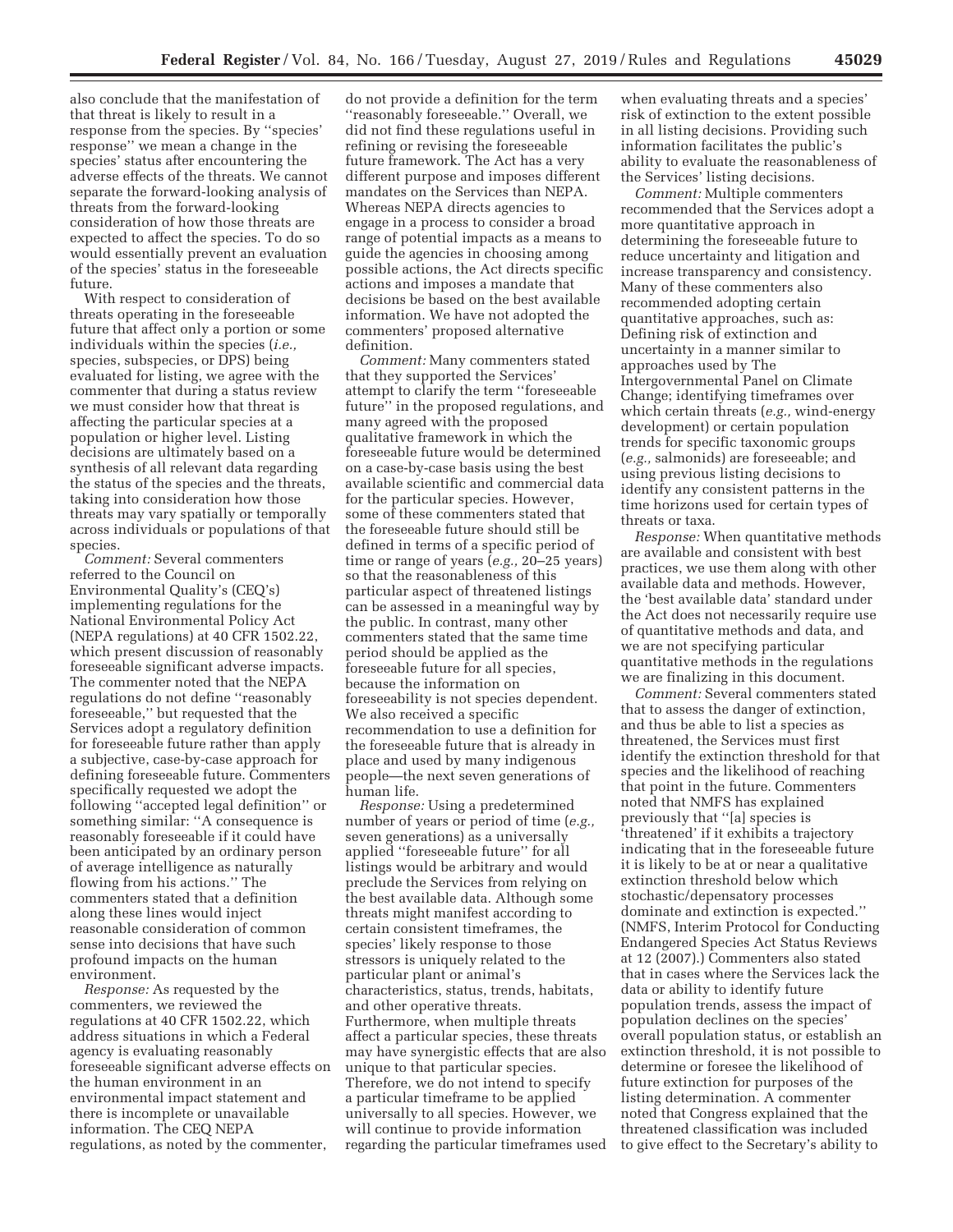also conclude that the manifestation of that threat is likely to result in a response from the species. By ''species' response'' we mean a change in the species' status after encountering the adverse effects of the threats. We cannot separate the forward-looking analysis of threats from the forward-looking consideration of how those threats are expected to affect the species. To do so would essentially prevent an evaluation of the species' status in the foreseeable future.

With respect to consideration of threats operating in the foreseeable future that affect only a portion or some individuals within the species (*i.e.,* species, subspecies, or DPS) being evaluated for listing, we agree with the commenter that during a status review we must consider how that threat is affecting the particular species at a population or higher level. Listing decisions are ultimately based on a synthesis of all relevant data regarding the status of the species and the threats, taking into consideration how those threats may vary spatially or temporally across individuals or populations of that species.

*Comment:* Several commenters referred to the Council on Environmental Quality's (CEQ's) implementing regulations for the National Environmental Policy Act (NEPA regulations) at 40 CFR 1502.22, which present discussion of reasonably foreseeable significant adverse impacts. The commenter noted that the NEPA regulations do not define ''reasonably foreseeable,'' but requested that the Services adopt a regulatory definition for foreseeable future rather than apply a subjective, case-by-case approach for defining foreseeable future. Commenters specifically requested we adopt the following ''accepted legal definition'' or something similar: ''A consequence is reasonably foreseeable if it could have been anticipated by an ordinary person of average intelligence as naturally flowing from his actions.'' The commenters stated that a definition along these lines would inject reasonable consideration of common sense into decisions that have such profound impacts on the human environment.

*Response:* As requested by the commenters, we reviewed the regulations at 40 CFR 1502.22, which address situations in which a Federal agency is evaluating reasonably foreseeable significant adverse effects on the human environment in an environmental impact statement and there is incomplete or unavailable information. The CEQ NEPA regulations, as noted by the commenter, do not provide a definition for the term ''reasonably foreseeable.'' Overall, we did not find these regulations useful in refining or revising the foreseeable future framework. The Act has a very different purpose and imposes different mandates on the Services than NEPA. Whereas NEPA directs agencies to engage in a process to consider a broad range of potential impacts as a means to guide the agencies in choosing among possible actions, the Act directs specific actions and imposes a mandate that decisions be based on the best available information. We have not adopted the commenters' proposed alternative definition.

*Comment:* Many commenters stated that they supported the Services' attempt to clarify the term ''foreseeable future'' in the proposed regulations, and many agreed with the proposed qualitative framework in which the foreseeable future would be determined on a case-by-case basis using the best available scientific and commercial data for the particular species. However, some of these commenters stated that the foreseeable future should still be defined in terms of a specific period of time or range of years (*e.g.,* 20–25 years) so that the reasonableness of this particular aspect of threatened listings can be assessed in a meaningful way by the public. In contrast, many other commenters stated that the same time period should be applied as the foreseeable future for all species, because the information on foreseeability is not species dependent. We also received a specific recommendation to use a definition for the foreseeable future that is already in place and used by many indigenous people—the next seven generations of human life.

*Response:* Using a predetermined number of years or period of time (*e.g.,* seven generations) as a universally applied ''foreseeable future'' for all listings would be arbitrary and would preclude the Services from relying on the best available data. Although some threats might manifest according to certain consistent timeframes, the species' likely response to those stressors is uniquely related to the particular plant or animal's characteristics, status, trends, habitats, and other operative threats. Furthermore, when multiple threats affect a particular species, these threats may have synergistic effects that are also unique to that particular species. Therefore, we do not intend to specify a particular timeframe to be applied universally to all species. However, we will continue to provide information regarding the particular timeframes used when evaluating threats and a species' risk of extinction to the extent possible in all listing decisions. Providing such information facilitates the public's ability to evaluate the reasonableness of the Services' listing decisions.

*Comment:* Multiple commenters recommended that the Services adopt a more quantitative approach in determining the foreseeable future to reduce uncertainty and litigation and increase transparency and consistency. Many of these commenters also recommended adopting certain quantitative approaches, such as: Defining risk of extinction and uncertainty in a manner similar to approaches used by The Intergovernmental Panel on Climate Change; identifying timeframes over which certain threats (*e.g.,* wind-energy development) or certain population trends for specific taxonomic groups (*e.g.,* salmonids) are foreseeable; and using previous listing decisions to identify any consistent patterns in the time horizons used for certain types of threats or taxa.

*Response:* When quantitative methods are available and consistent with best practices, we use them along with other available data and methods. However, the 'best available data' standard under the Act does not necessarily require use of quantitative methods and data, and we are not specifying particular quantitative methods in the regulations we are finalizing in this document.

*Comment:* Several commenters stated that to assess the danger of extinction, and thus be able to list a species as threatened, the Services must first identify the extinction threshold for that species and the likelihood of reaching that point in the future. Commenters noted that NMFS has explained previously that ''[a] species is 'threatened' if it exhibits a trajectory indicating that in the foreseeable future it is likely to be at or near a qualitative extinction threshold below which stochastic/depensatory processes dominate and extinction is expected.'' (NMFS, Interim Protocol for Conducting Endangered Species Act Status Reviews at 12 (2007).) Commenters also stated that in cases where the Services lack the data or ability to identify future population trends, assess the impact of population declines on the species' overall population status, or establish an extinction threshold, it is not possible to determine or foresee the likelihood of future extinction for purposes of the listing determination. A commenter noted that Congress explained that the threatened classification was included to give effect to the Secretary's ability to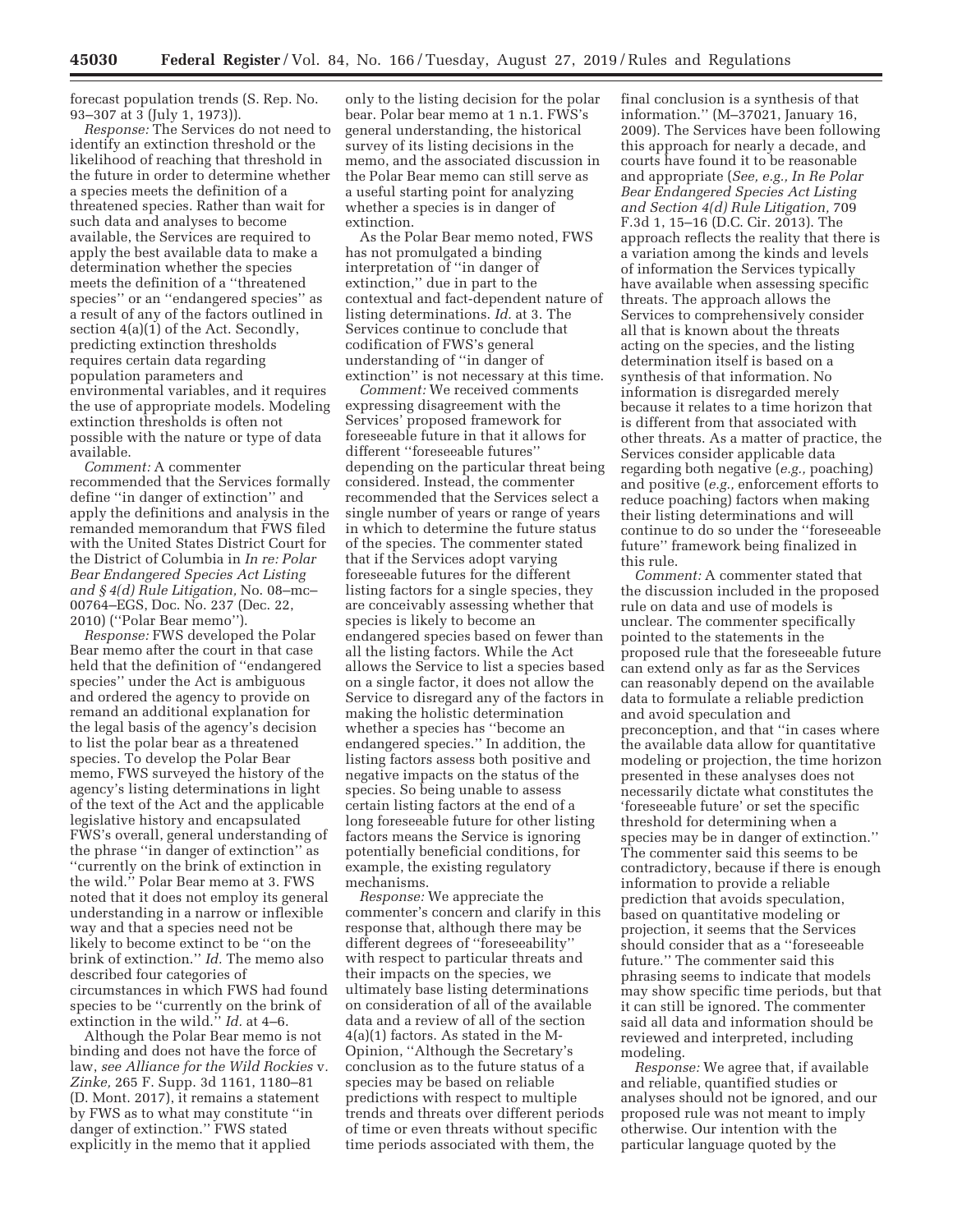forecast population trends (S. Rep. No. 93–307 at 3 (July 1, 1973)).

*Response:* The Services do not need to identify an extinction threshold or the likelihood of reaching that threshold in the future in order to determine whether a species meets the definition of a threatened species. Rather than wait for such data and analyses to become available, the Services are required to apply the best available data to make a determination whether the species meets the definition of a ''threatened species'' or an ''endangered species'' as a result of any of the factors outlined in section 4(a)(1) of the Act. Secondly, predicting extinction thresholds requires certain data regarding population parameters and environmental variables, and it requires the use of appropriate models. Modeling extinction thresholds is often not possible with the nature or type of data available.

*Comment:* A commenter recommended that the Services formally define ''in danger of extinction'' and apply the definitions and analysis in the remanded memorandum that FWS filed with the United States District Court for the District of Columbia in *In re: Polar Bear Endangered Species Act Listing and § 4(d) Rule Litigation,* No. 08–mc–00764–EGS, Doc. No. 237 (Dec. 22, 2010) (''Polar Bear memo'').

*Response:* FWS developed the Polar Bear memo after the court in that case held that the definition of ''endangered species'' under the Act is ambiguous and ordered the agency to provide on remand an additional explanation for the legal basis of the agency's decision to list the polar bear as a threatened species. To develop the Polar Bear memo, FWS surveyed the history of the agency's listing determinations in light of the text of the Act and the applicable legislative history and encapsulated FWS's overall, general understanding of the phrase ''in danger of extinction'' as ''currently on the brink of extinction in the wild.'' Polar Bear memo at 3. FWS noted that it does not employ its general understanding in a narrow or inflexible way and that a species need not be likely to become extinct to be ''on the brink of extinction.'' *Id.* The memo also described four categories of circumstances in which FWS had found species to be ''currently on the brink of extinction in the wild.'' *Id.* at 4–6.

Although the Polar Bear memo is not binding and does not have the force of law, *see Alliance for the Wild Rockies* v. *Zinke,* 265 F. Supp. 3d 1161, 1180–81 (D. Mont. 2017), it remains a statement by FWS as to what may constitute ''in danger of extinction.'' FWS stated explicitly in the memo that it applied only to the listing decision for the polar bear. Polar bear memo at 1 n.1. FWS's general understanding, the historical survey of its listing decisions in the memo, and the associated discussion in the Polar Bear memo can still serve as a useful starting point for analyzing whether a species is in danger of extinction.

As the Polar Bear memo noted, FWS has not promulgated a binding interpretation of ''in danger of extinction,'' due in part to the contextual and fact-dependent nature of listing determinations. *Id.* at 3. The Services continue to conclude that codification of FWS's general understanding of ''in danger of extinction'' is not necessary at this time.

*Comment:* We received comments expressing disagreement with the Services' proposed framework for foreseeable future in that it allows for different ''foreseeable futures'' depending on the particular threat being considered. Instead, the commenter recommended that the Services select a single number of years or range of years in which to determine the future status of the species. The commenter stated that if the Services adopt varying foreseeable futures for the different listing factors for a single species, they are conceivably assessing whether that species is likely to become an endangered species based on fewer than all the listing factors. While the Act allows the Service to list a species based on a single factor, it does not allow the Service to disregard any of the factors in making the holistic determination whether a species has ''become an endangered species.'' In addition, the listing factors assess both positive and negative impacts on the status of the species. So being unable to assess certain listing factors at the end of a long foreseeable future for other listing factors means the Service is ignoring potentially beneficial conditions, for example, the existing regulatory mechanisms.

*Response:* We appreciate the commenter's concern and clarify in this response that, although there may be different degrees of ''foreseeability'' with respect to particular threats and their impacts on the species, we ultimately base listing determinations on consideration of all of the available data and a review of all of the section 4(a)(1) factors. As stated in the M-Opinion, ''Although the Secretary's conclusion as to the future status of a species may be based on reliable predictions with respect to multiple trends and threats over different periods of time or even threats without specific time periods associated with them, the final conclusion is a synthesis of that information.'' (M–37021, January 16, 2009). The Services have been following this approach for nearly a decade, and courts have found it to be reasonable and appropriate (*See, e.g., In Re Polar Bear Endangered Species Act Listing and Section 4(d) Rule Litigation,* 709 F.3d 1, 15–16 (D.C. Cir. 2013). The approach reflects the reality that there is a variation among the kinds and levels of information the Services typically have available when assessing specific threats. The approach allows the Services to comprehensively consider all that is known about the threats acting on the species, and the listing determination itself is based on a synthesis of that information. No information is disregarded merely because it relates to a time horizon that is different from that associated with other threats. As a matter of practice, the Services consider applicable data regarding both negative (*e.g.,* poaching) and positive (*e.g.,* enforcement efforts to reduce poaching) factors when making their listing determinations and will continue to do so under the ''foreseeable future'' framework being finalized in this rule.

*Comment:* A commenter stated that the discussion included in the proposed rule on data and use of models is unclear. The commenter specifically pointed to the statements in the proposed rule that the foreseeable future can extend only as far as the Services can reasonably depend on the available data to formulate a reliable prediction and avoid speculation and preconception, and that ''in cases where the available data allow for quantitative modeling or projection, the time horizon presented in these analyses does not necessarily dictate what constitutes the 'foreseeable future' or set the specific threshold for determining when a species may be in danger of extinction.'' The commenter said this seems to be contradictory, because if there is enough information to provide a reliable prediction that avoids speculation, based on quantitative modeling or projection, it seems that the Services should consider that as a ''foreseeable future.'' The commenter said this phrasing seems to indicate that models may show specific time periods, but that it can still be ignored. The commenter said all data and information should be reviewed and interpreted, including modeling.

*Response:* We agree that, if available and reliable, quantified studies or analyses should not be ignored, and our proposed rule was not meant to imply otherwise. Our intention with the particular language quoted by the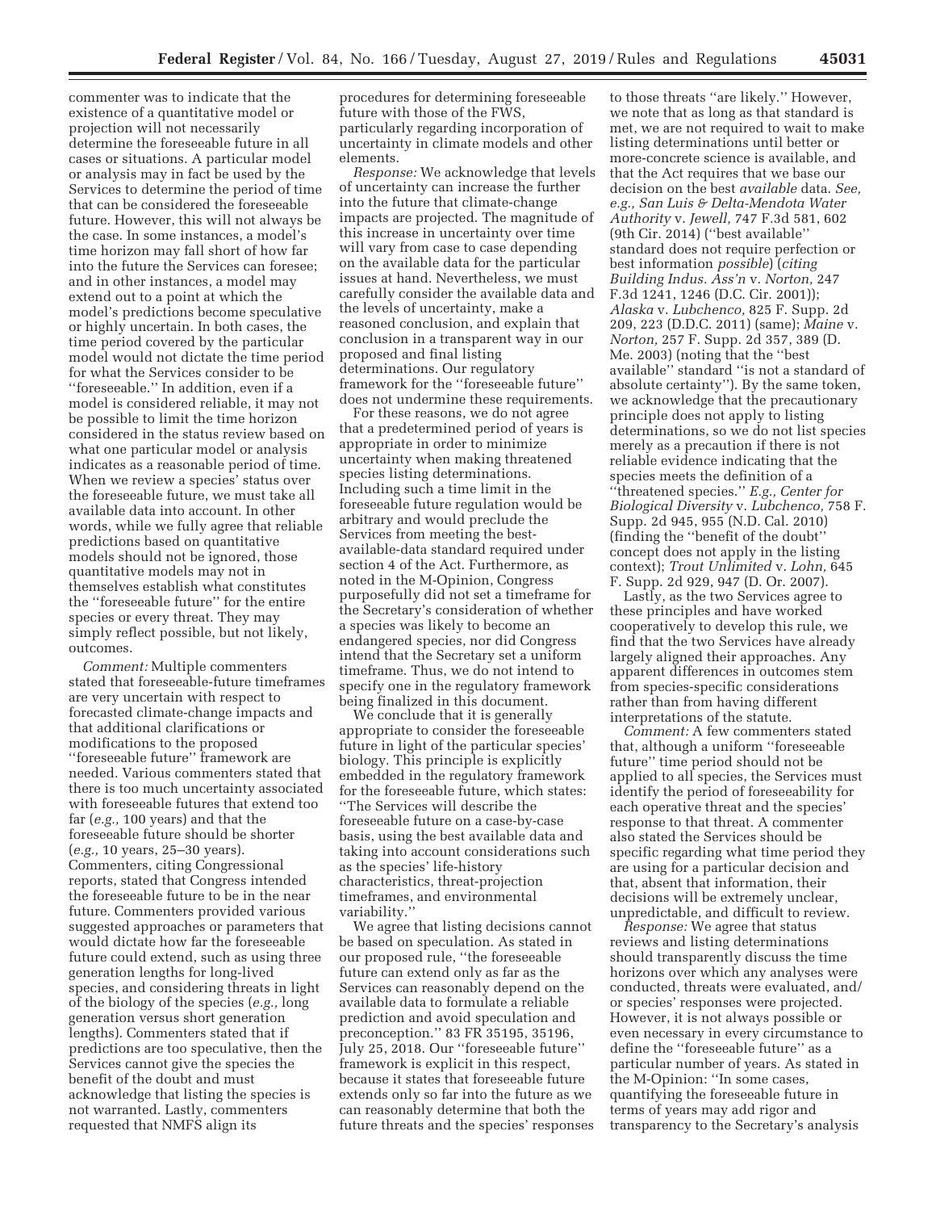commenter was to indicate that the existence of a quantitative model or projection will not necessarily determine the foreseeable future in all cases or situations. A particular model or analysis may in fact be used by the Services to determine the period of time that can be considered the foreseeable future. However, this will not always be the case. In some instances, a model's time horizon may fall short of how far into the future the Services can foresee; and in other instances, a model may extend out to a point at which the model's predictions become speculative or highly uncertain. In both cases, the time period covered by the particular model would not dictate the time period for what the Services consider to be ''foreseeable.'' In addition, even if a model is considered reliable, it may not be possible to limit the time horizon considered in the status review based on what one particular model or analysis indicates as a reasonable period of time. When we review a species' status over the foreseeable future, we must take all available data into account. In other words, while we fully agree that reliable predictions based on quantitative models should not be ignored, those quantitative models may not in themselves establish what constitutes the ''foreseeable future'' for the entire species or every threat. They may simply reflect possible, but not likely, outcomes.

*Comment:* Multiple commenters stated that foreseeable-future timeframes are very uncertain with respect to forecasted climate-change impacts and that additional clarifications or modifications to the proposed ''foreseeable future'' framework are needed. Various commenters stated that there is too much uncertainty associated with foreseeable futures that extend too far (*e.g.,* 100 years) and that the foreseeable future should be shorter (*e.g.,* 10 years, 25–30 years). Commenters, citing Congressional reports, stated that Congress intended the foreseeable future to be in the near future. Commenters provided various suggested approaches or parameters that would dictate how far the foreseeable future could extend, such as using three generation lengths for long-lived species, and considering threats in light of the biology of the species (*e.g.,* long generation versus short generation lengths). Commenters stated that if predictions are too speculative, then the Services cannot give the species the benefit of the doubt and must acknowledge that listing the species is not warranted. Lastly, commenters requested that NMFS align its procedures for determining foreseeable future with those of the FWS, particularly regarding incorporation of uncertainty in climate models and other elements.

*Response:* We acknowledge that levels of uncertainty can increase the further into the future that climate-change impacts are projected. The magnitude of this increase in uncertainty over time will vary from case to case depending on the available data for the particular issues at hand. Nevertheless, we must carefully consider the available data and the levels of uncertainty, make a reasoned conclusion, and explain that conclusion in a transparent way in our proposed and final listing determinations. Our regulatory framework for the ''foreseeable future'' does not undermine these requirements.

For these reasons, we do not agree that a predetermined period of years is appropriate in order to minimize uncertainty when making threatened species listing determinations. Including such a time limit in the foreseeable future regulation would be arbitrary and would preclude the Services from meeting the best-available-data standard required under section 4 of the Act. Furthermore, as noted in the M-Opinion, Congress purposefully did not set a timeframe for the Secretary's consideration of whether a species was likely to become an endangered species, nor did Congress intend that the Secretary set a uniform timeframe. Thus, we do not intend to specify one in the regulatory framework being finalized in this document.

We conclude that it is generally appropriate to consider the foreseeable future in light of the particular species' biology. This principle is explicitly embedded in the regulatory framework for the foreseeable future, which states: ''The Services will describe the foreseeable future on a case-by-case basis, using the best available data and taking into account considerations such as the species' life-history characteristics, threat-projection timeframes, and environmental variability.''

We agree that listing decisions cannot be based on speculation. As stated in our proposed rule, ''the foreseeable future can extend only as far as the Services can reasonably depend on the available data to formulate a reliable prediction and avoid speculation and preconception.'' 83 FR 35195, 35196, July 25, 2018. Our ''foreseeable future'' framework is explicit in this respect, because it states that foreseeable future extends only so far into the future as we can reasonably determine that both the future threats and the species' responses to those threats ''are likely.'' However, we note that as long as that standard is met, we are not required to wait to make listing determinations until better or more-concrete science is available, and that the Act requires that we base our decision on the best *available* data. *See, e.g., San Luis & Delta-Mendota Water Authority* v. *Jewell,* 747 F.3d 581, 602 (9th Cir. 2014) (''best available'' standard does not require perfection or best information *possible*) (*citing Building Indus. Ass'n* v. *Norton,* 247 F.3d 1241, 1246 (D.C. Cir. 2001)); *Alaska* v. *Lubchenco,* 825 F. Supp. 2d 209, 223 (D.D.C. 2011) (same); *Maine* v. *Norton,* 257 F. Supp. 2d 357, 389 (D. Me. 2003) (noting that the ''best available'' standard ''is not a standard of absolute certainty''). By the same token, we acknowledge that the precautionary principle does not apply to listing determinations, so we do not list species merely as a precaution if there is not reliable evidence indicating that the species meets the definition of a ''threatened species.'' *E.g., Center for Biological Diversity* v. *Lubchenco,* 758 F. Supp. 2d 945, 955 (N.D. Cal. 2010) (finding the ''benefit of the doubt'' concept does not apply in the listing context); *Trout Unlimited* v. *Lohn,* 645 F. Supp. 2d 929, 947 (D. Or. 2007).

Lastly, as the two Services agree to these principles and have worked cooperatively to develop this rule, we find that the two Services have already largely aligned their approaches. Any apparent differences in outcomes stem from species-specific considerations rather than from having different interpretations of the statute.

*Comment:* A few commenters stated that, although a uniform ''foreseeable future'' time period should not be applied to all species, the Services must identify the period of foreseeability for each operative threat and the species' response to that threat. A commenter also stated the Services should be specific regarding what time period they are using for a particular decision and that, absent that information, their decisions will be extremely unclear, unpredictable, and difficult to review.

*Response:* We agree that status reviews and listing determinations should transparently discuss the time horizons over which any analyses were conducted, threats were evaluated, and/or species' responses were projected. However, it is not always possible or even necessary in every circumstance to define the ''foreseeable future'' as a particular number of years. As stated in the M-Opinion: ''In some cases, quantifying the foreseeable future in terms of years may add rigor and transparency to the Secretary's analysis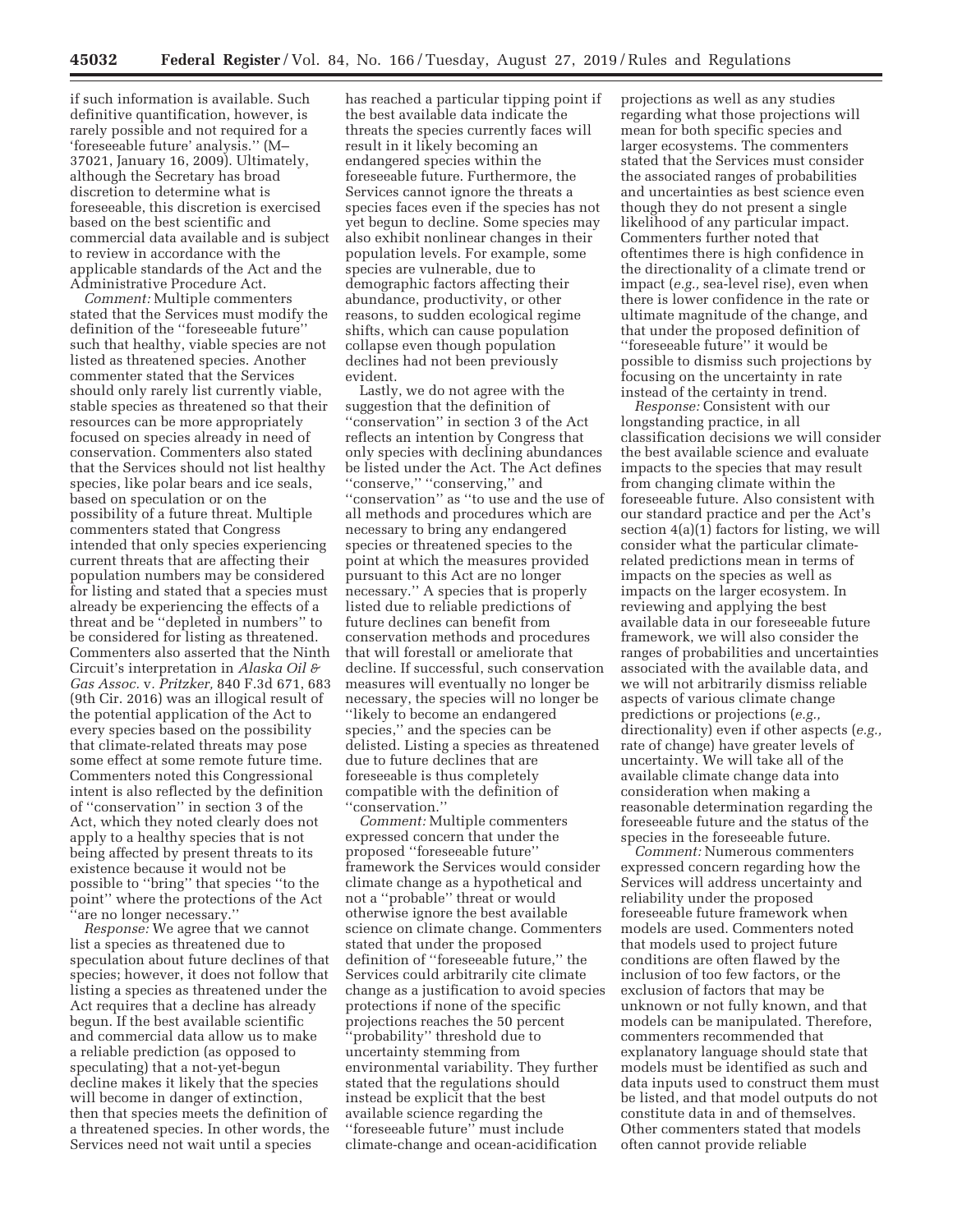if such information is available. Such definitive quantification, however, is rarely possible and not required for a 'foreseeable future' analysis.'' (M–37021, January 16, 2009). Ultimately, although the Secretary has broad discretion to determine what is foreseeable, this discretion is exercised based on the best scientific and commercial data available and is subject to review in accordance with the applicable standards of the Act and the Administrative Procedure Act.

*Comment:* Multiple commenters stated that the Services must modify the definition of the ''foreseeable future'' such that healthy, viable species are not listed as threatened species. Another commenter stated that the Services should only rarely list currently viable, stable species as threatened so that their resources can be more appropriately focused on species already in need of conservation. Commenters also stated that the Services should not list healthy species, like polar bears and ice seals, based on speculation or on the possibility of a future threat. Multiple commenters stated that Congress intended that only species experiencing current threats that are affecting their population numbers may be considered for listing and stated that a species must already be experiencing the effects of a threat and be ''depleted in numbers'' to be considered for listing as threatened. Commenters also asserted that the Ninth Circuit's interpretation in *Alaska Oil & Gas Assoc.* v. *Pritzker,* 840 F.3d 671, 683 (9th Cir. 2016) was an illogical result of the potential application of the Act to every species based on the possibility that climate-related threats may pose some effect at some remote future time. Commenters noted this Congressional intent is also reflected by the definition of ''conservation'' in section 3 of the Act, which they noted clearly does not apply to a healthy species that is not being affected by present threats to its existence because it would not be possible to ''bring'' that species ''to the point'' where the protections of the Act ''are no longer necessary.''

*Response:* We agree that we cannot list a species as threatened due to speculation about future declines of that species; however, it does not follow that listing a species as threatened under the Act requires that a decline has already begun. If the best available scientific and commercial data allow us to make a reliable prediction (as opposed to speculating) that a not-yet-begun decline makes it likely that the species will become in danger of extinction, then that species meets the definition of a threatened species. In other words, the Services need not wait until a species has reached a particular tipping point if the best available data indicate the threats the species currently faces will result in it likely becoming an endangered species within the foreseeable future. Furthermore, the Services cannot ignore the threats a species faces even if the species has not yet begun to decline. Some species may also exhibit nonlinear changes in their population levels. For example, some species are vulnerable, due to demographic factors affecting their abundance, productivity, or other reasons, to sudden ecological regime shifts, which can cause population collapse even though population declines had not been previously evident.

Lastly, we do not agree with the suggestion that the definition of ''conservation'' in section 3 of the Act reflects an intention by Congress that only species with declining abundances be listed under the Act. The Act defines ''conserve,'' ''conserving,'' and ''conservation'' as ''to use and the use of all methods and procedures which are necessary to bring any endangered species or threatened species to the point at which the measures provided pursuant to this Act are no longer necessary.'' A species that is properly listed due to reliable predictions of future declines can benefit from conservation methods and procedures that will forestall or ameliorate that decline. If successful, such conservation measures will eventually no longer be necessary, the species will no longer be ''likely to become an endangered species,'' and the species can be delisted. Listing a species as threatened due to future declines that are foreseeable is thus completely compatible with the definition of ''conservation.''

*Comment:* Multiple commenters expressed concern that under the proposed ''foreseeable future'' framework the Services would consider climate change as a hypothetical and not a ''probable'' threat or would otherwise ignore the best available science on climate change. Commenters stated that under the proposed definition of ''foreseeable future,'' the Services could arbitrarily cite climate change as a justification to avoid species protections if none of the specific projections reaches the 50 percent ''probability'' threshold due to uncertainty stemming from environmental variability. They further stated that the regulations should instead be explicit that the best available science regarding the ''foreseeable future'' must include climate-change and ocean-acidification projections as well as any studies regarding what those projections will mean for both specific species and larger ecosystems. The commenters stated that the Services must consider the associated ranges of probabilities and uncertainties as best science even though they do not present a single likelihood of any particular impact. Commenters further noted that oftentimes there is high confidence in the directionality of a climate trend or impact (*e.g.,* sea-level rise), even when there is lower confidence in the rate or ultimate magnitude of the change, and that under the proposed definition of ''foreseeable future'' it would be possible to dismiss such projections by focusing on the uncertainty in rate instead of the certainty in trend.

*Response:* Consistent with our longstanding practice, in all classification decisions we will consider the best available science and evaluate impacts to the species that may result from changing climate within the foreseeable future. Also consistent with our standard practice and per the Act's section 4(a)(1) factors for listing, we will consider what the particular climate-related predictions mean in terms of impacts on the species as well as impacts on the larger ecosystem. In reviewing and applying the best available data in our foreseeable future framework, we will also consider the ranges of probabilities and uncertainties associated with the available data, and we will not arbitrarily dismiss reliable aspects of various climate change predictions or projections (*e.g.,* directionality) even if other aspects (*e.g.,* rate of change) have greater levels of uncertainty. We will take all of the available climate change data into consideration when making a reasonable determination regarding the foreseeable future and the status of the species in the foreseeable future.

*Comment:* Numerous commenters expressed concern regarding how the Services will address uncertainty and reliability under the proposed foreseeable future framework when models are used. Commenters noted that models used to project future conditions are often flawed by the inclusion of too few factors, or the exclusion of factors that may be unknown or not fully known, and that models can be manipulated. Therefore, commenters recommended that explanatory language should state that models must be identified as such and data inputs used to construct them must be listed, and that model outputs do not constitute data in and of themselves. Other commenters stated that models often cannot provide reliable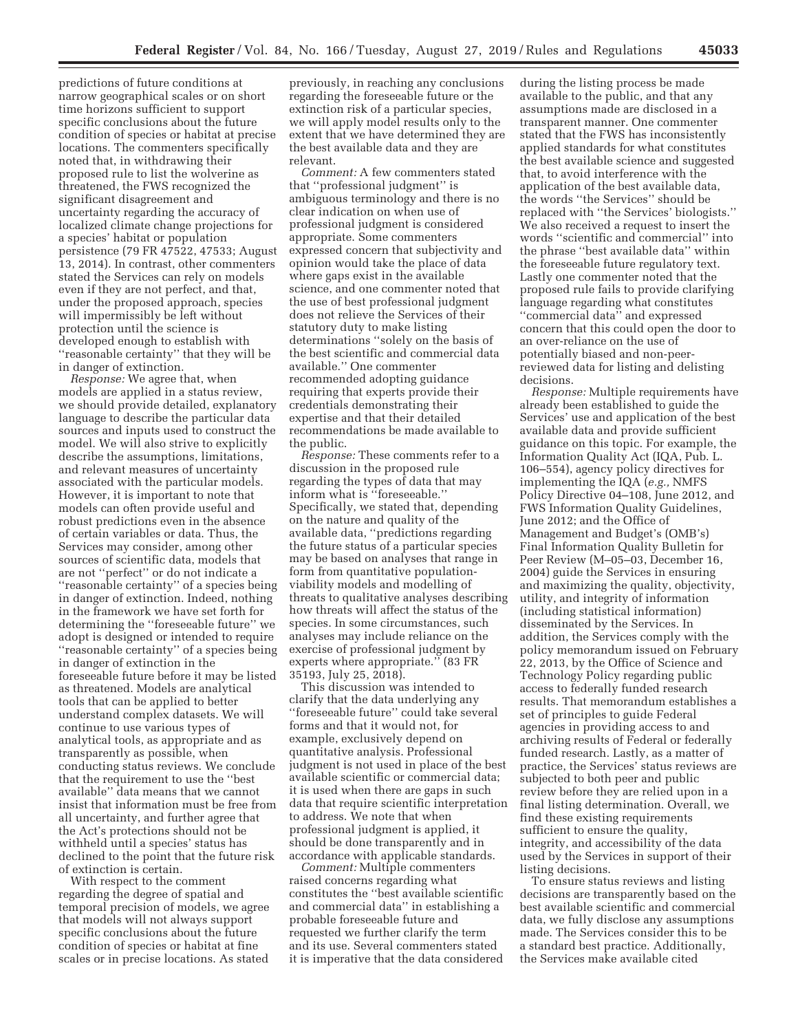predictions of future conditions at narrow geographical scales or on short time horizons sufficient to support specific conclusions about the future condition of species or habitat at precise locations. The commenters specifically noted that, in withdrawing their proposed rule to list the wolverine as threatened, the FWS recognized the significant disagreement and uncertainty regarding the accuracy of localized climate change projections for a species' habitat or population persistence (79 FR 47522, 47533; August 13, 2014). In contrast, other commenters stated the Services can rely on models even if they are not perfect, and that, under the proposed approach, species will impermissibly be left without protection until the science is developed enough to establish with ''reasonable certainty'' that they will be in danger of extinction.

*Response:* We agree that, when models are applied in a status review, we should provide detailed, explanatory language to describe the particular data sources and inputs used to construct the model. We will also strive to explicitly describe the assumptions, limitations, and relevant measures of uncertainty associated with the particular models. However, it is important to note that models can often provide useful and robust predictions even in the absence of certain variables or data. Thus, the Services may consider, among other sources of scientific data, models that are not ''perfect'' or do not indicate a ''reasonable certainty'' of a species being in danger of extinction. Indeed, nothing in the framework we have set forth for determining the ''foreseeable future'' we adopt is designed or intended to require ''reasonable certainty'' of a species being in danger of extinction in the foreseeable future before it may be listed as threatened. Models are analytical tools that can be applied to better understand complex datasets. We will continue to use various types of analytical tools, as appropriate and as transparently as possible, when conducting status reviews. We conclude that the requirement to use the ''best available'' data means that we cannot insist that information must be free from all uncertainty, and further agree that the Act's protections should not be withheld until a species' status has declined to the point that the future risk of extinction is certain.

With respect to the comment regarding the degree of spatial and temporal precision of models, we agree that models will not always support specific conclusions about the future condition of species or habitat at fine scales or in precise locations. As stated previously, in reaching any conclusions regarding the foreseeable future or the extinction risk of a particular species, we will apply model results only to the extent that we have determined they are the best available data and they are relevant.

*Comment:* A few commenters stated that ''professional judgment'' is ambiguous terminology and there is no clear indication on when use of professional judgment is considered appropriate. Some commenters expressed concern that subjectivity and opinion would take the place of data where gaps exist in the available science, and one commenter noted that the use of best professional judgment does not relieve the Services of their statutory duty to make listing determinations ''solely on the basis of the best scientific and commercial data available.'' One commenter recommended adopting guidance requiring that experts provide their credentials demonstrating their expertise and that their detailed recommendations be made available to the public.

*Response:* These comments refer to a discussion in the proposed rule regarding the types of data that may inform what is ''foreseeable.'' Specifically, we stated that, depending on the nature and quality of the available data, ''predictions regarding the future status of a particular species may be based on analyses that range in form from quantitative population-viability models and modelling of threats to qualitative analyses describing how threats will affect the status of the species. In some circumstances, such analyses may include reliance on the exercise of professional judgment by experts where appropriate.'' (83 FR 35193, July 25, 2018).

This discussion was intended to clarify that the data underlying any ''foreseeable future'' could take several forms and that it would not, for example, exclusively depend on quantitative analysis. Professional judgment is not used in place of the best available scientific or commercial data; it is used when there are gaps in such data that require scientific interpretation to address. We note that when professional judgment is applied, it should be done transparently and in accordance with applicable standards.

*Comment:* Multiple commenters raised concerns regarding what constitutes the ''best available scientific and commercial data'' in establishing a probable foreseeable future and requested we further clarify the term and its use. Several commenters stated it is imperative that the data considered during the listing process be made available to the public, and that any assumptions made are disclosed in a transparent manner. One commenter stated that the FWS has inconsistently applied standards for what constitutes the best available science and suggested that, to avoid interference with the application of the best available data, the words ''the Services'' should be replaced with ''the Services' biologists.'' We also received a request to insert the words ''scientific and commercial'' into the phrase ''best available data'' within the foreseeable future regulatory text. Lastly one commenter noted that the proposed rule fails to provide clarifying language regarding what constitutes ''commercial data'' and expressed concern that this could open the door to an over-reliance on the use of potentially biased and non-peer-reviewed data for listing and delisting decisions.

*Response:* Multiple requirements have already been established to guide the Services' use and application of the best available data and provide sufficient guidance on this topic. For example, the Information Quality Act (IQA, Pub. L. 106–554), agency policy directives for implementing the IQA (*e.g.,* NMFS Policy Directive 04–108, June 2012, and FWS Information Quality Guidelines, June 2012; and the Office of Management and Budget's (OMB's) Final Information Quality Bulletin for Peer Review (M–05–03, December 16, 2004) guide the Services in ensuring and maximizing the quality, objectivity, utility, and integrity of information (including statistical information) disseminated by the Services. In addition, the Services comply with the policy memorandum issued on February 22, 2013, by the Office of Science and Technology Policy regarding public access to federally funded research results. That memorandum establishes a set of principles to guide Federal agencies in providing access to and archiving results of Federal or federally funded research. Lastly, as a matter of practice, the Services' status reviews are subjected to both peer and public review before they are relied upon in a final listing determination. Overall, we find these existing requirements sufficient to ensure the quality, integrity, and accessibility of the data used by the Services in support of their listing decisions.

To ensure status reviews and listing decisions are transparently based on the best available scientific and commercial data, we fully disclose any assumptions made. The Services consider this to be a standard best practice. Additionally, the Services make available cited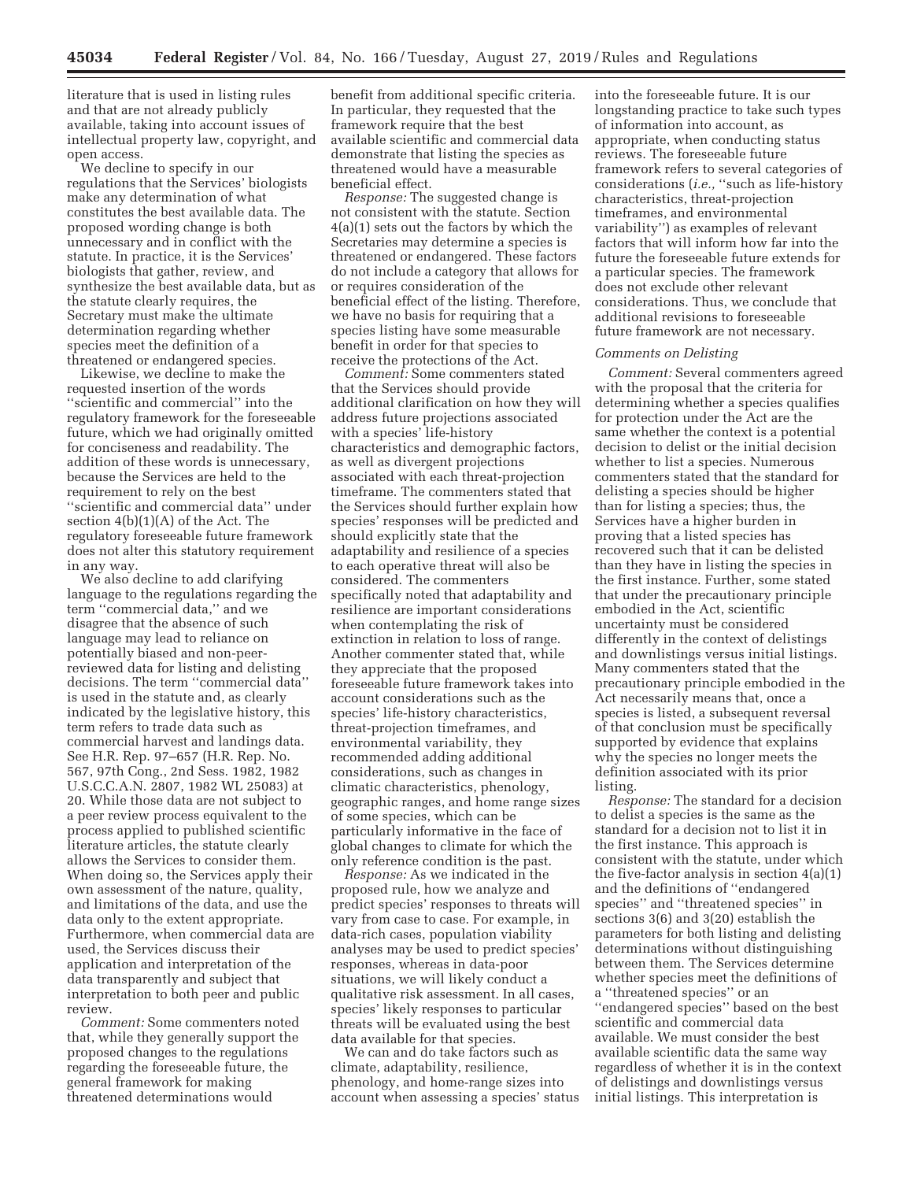literature that is used in listing rules and that are not already publicly available, taking into account issues of intellectual property law, copyright, and open access.

We decline to specify in our regulations that the Services' biologists make any determination of what constitutes the best available data. The proposed wording change is both unnecessary and in conflict with the statute. In practice, it is the Services' biologists that gather, review, and synthesize the best available data, but as the statute clearly requires, the Secretary must make the ultimate determination regarding whether species meet the definition of a threatened or endangered species.

Likewise, we decline to make the requested insertion of the words ''scientific and commercial'' into the regulatory framework for the foreseeable future, which we had originally omitted for conciseness and readability. The addition of these words is unnecessary, because the Services are held to the requirement to rely on the best ''scientific and commercial data'' under section 4(b)(1)(A) of the Act. The regulatory foreseeable future framework does not alter this statutory requirement in any way.

We also decline to add clarifying language to the regulations regarding the term ''commercial data,'' and we disagree that the absence of such language may lead to reliance on potentially biased and non-peer-reviewed data for listing and delisting decisions. The term ''commercial data'' is used in the statute and, as clearly indicated by the legislative history, this term refers to trade data such as commercial harvest and landings data. See H.R. Rep. 97–657 (H.R. Rep. No. 567, 97th Cong., 2nd Sess. 1982, 1982 U.S.C.C.A.N. 2807, 1982 WL 25083) at 20. While those data are not subject to a peer review process equivalent to the process applied to published scientific literature articles, the statute clearly allows the Services to consider them. When doing so, the Services apply their own assessment of the nature, quality, and limitations of the data, and use the data only to the extent appropriate. Furthermore, when commercial data are used, the Services discuss their application and interpretation of the data transparently and subject that interpretation to both peer and public review.

*Comment:* Some commenters noted that, while they generally support the proposed changes to the regulations regarding the foreseeable future, the general framework for making threatened determinations would benefit from additional specific criteria. In particular, they requested that the framework require that the best available scientific and commercial data demonstrate that listing the species as threatened would have a measurable beneficial effect.

*Response:* The suggested change is not consistent with the statute. Section 4(a)(1) sets out the factors by which the Secretaries may determine a species is threatened or endangered. These factors do not include a category that allows for or requires consideration of the beneficial effect of the listing. Therefore, we have no basis for requiring that a species listing have some measurable benefit in order for that species to receive the protections of the Act.

*Comment:* Some commenters stated that the Services should provide additional clarification on how they will address future projections associated with a species' life-history characteristics and demographic factors, as well as divergent projections associated with each threat-projection timeframe. The commenters stated that the Services should further explain how species' responses will be predicted and should explicitly state that the adaptability and resilience of a species to each operative threat will also be considered. The commenters specifically noted that adaptability and resilience are important considerations when contemplating the risk of extinction in relation to loss of range. Another commenter stated that, while they appreciate that the proposed foreseeable future framework takes into account considerations such as the species' life-history characteristics, threat-projection timeframes, and environmental variability, they recommended adding additional considerations, such as changes in climatic characteristics, phenology, geographic ranges, and home range sizes of some species, which can be particularly informative in the face of global changes to climate for which the only reference condition is the past.

*Response:* As we indicated in the proposed rule, how we analyze and predict species' responses to threats will vary from case to case. For example, in data-rich cases, population viability analyses may be used to predict species' responses, whereas in data-poor situations, we will likely conduct a qualitative risk assessment. In all cases, species' likely responses to particular threats will be evaluated using the best data available for that species.

We can and do take factors such as climate, adaptability, resilience, phenology, and home-range sizes into account when assessing a species' status into the foreseeable future. It is our longstanding practice to take such types of information into account, as appropriate, when conducting status reviews. The foreseeable future framework refers to several categories of considerations (*i.e.,* ''such as life-history characteristics, threat-projection timeframes, and environmental variability'') as examples of relevant factors that will inform how far into the future the foreseeable future extends for a particular species. The framework does not exclude other relevant considerations. Thus, we conclude that additional revisions to foreseeable future framework are not necessary.

*Comments on Delisting*

*Comment:* Several commenters agreed with the proposal that the criteria for determining whether a species qualifies for protection under the Act are the same whether the context is a potential decision to delist or the initial decision whether to list a species. Numerous commenters stated that the standard for delisting a species should be higher than for listing a species; thus, the Services have a higher burden in proving that a listed species has recovered such that it can be delisted than they have in listing the species in the first instance. Further, some stated that under the precautionary principle embodied in the Act, scientific uncertainty must be considered differently in the context of delistings and downlistings versus initial listings. Many commenters stated that the precautionary principle embodied in the Act necessarily means that, once a species is listed, a subsequent reversal of that conclusion must be specifically supported by evidence that explains why the species no longer meets the definition associated with its prior listing.

*Response:* The standard for a decision to delist a species is the same as the standard for a decision not to list it in the first instance. This approach is consistent with the statute, under which the five-factor analysis in section 4(a)(1) and the definitions of ''endangered species'' and ''threatened species'' in sections 3(6) and 3(20) establish the parameters for both listing and delisting determinations without distinguishing between them. The Services determine whether species meet the definitions of a ''threatened species'' or an ''endangered species'' based on the best scientific and commercial data available. We must consider the best available scientific data the same way regardless of whether it is in the context of delistings and downlistings versus initial listings. This interpretation is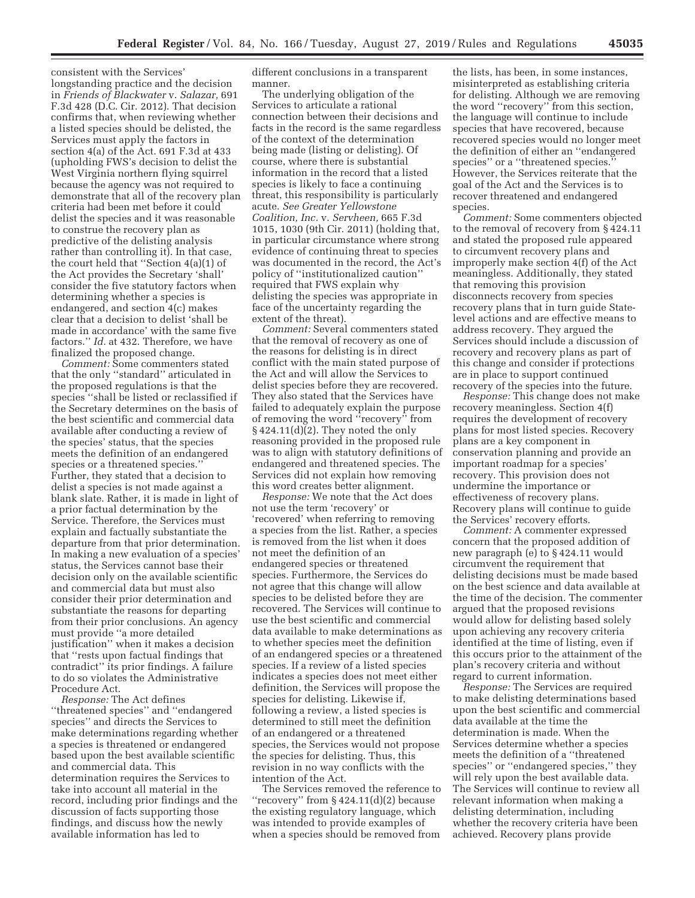consistent with the Services' longstanding practice and the decision in *Friends of Blackwater* v. *Salazar,* 691 F.3d 428 (D.C. Cir. 2012). That decision confirms that, when reviewing whether a listed species should be delisted, the Services must apply the factors in section 4(a) of the Act. 691 F.3d at 433 (upholding FWS's decision to delist the West Virginia northern flying squirrel because the agency was not required to demonstrate that all of the recovery plan criteria had been met before it could delist the species and it was reasonable to construe the recovery plan as predictive of the delisting analysis rather than controlling it). In that case, the court held that ''Section 4(a)(1) of the Act provides the Secretary 'shall' consider the five statutory factors when determining whether a species is endangered, and section 4(c) makes clear that a decision to delist 'shall be made in accordance' with the same five factors.'' *Id.* at 432. Therefore, we have finalized the proposed change.

*Comment:* Some commenters stated that the only ''standard'' articulated in the proposed regulations is that the species ''shall be listed or reclassified if the Secretary determines on the basis of the best scientific and commercial data available after conducting a review of the species' status, that the species meets the definition of an endangered species or a threatened species.'' Further, they stated that a decision to delist a species is not made against a blank slate. Rather, it is made in light of a prior factual determination by the Service. Therefore, the Services must explain and factually substantiate the departure from that prior determination. In making a new evaluation of a species' status, the Services cannot base their decision only on the available scientific and commercial data but must also consider their prior determination and substantiate the reasons for departing from their prior conclusions. An agency must provide ''a more detailed justification'' when it makes a decision that ''rests upon factual findings that contradict'' its prior findings. A failure to do so violates the Administrative Procedure Act.

*Response:* The Act defines ''threatened species'' and ''endangered species'' and directs the Services to make determinations regarding whether a species is threatened or endangered based upon the best available scientific and commercial data. This determination requires the Services to take into account all material in the record, including prior findings and the discussion of facts supporting those findings, and discuss how the newly available information has led to different conclusions in a transparent manner.

The underlying obligation of the Services to articulate a rational connection between their decisions and facts in the record is the same regardless of the context of the determination being made (listing or delisting). Of course, where there is substantial information in the record that a listed species is likely to face a continuing threat, this responsibility is particularly acute. *See Greater Yellowstone Coalition, Inc.* v. *Servheen,* 665 F.3d 1015, 1030 (9th Cir. 2011) (holding that, in particular circumstance where strong evidence of continuing threat to species was documented in the record, the Act's policy of ''institutionalized caution'' required that FWS explain why delisting the species was appropriate in face of the uncertainty regarding the extent of the threat).

*Comment:* Several commenters stated that the removal of recovery as one of the reasons for delisting is in direct conflict with the main stated purpose of the Act and will allow the Services to delist species before they are recovered. They also stated that the Services have failed to adequately explain the purpose of removing the word ''recovery'' from § 424.11(d)(2). They noted the only reasoning provided in the proposed rule was to align with statutory definitions of endangered and threatened species. The Services did not explain how removing this word creates better alignment.

*Response:* We note that the Act does not use the term 'recovery' or 'recovered' when referring to removing a species from the list. Rather, a species is removed from the list when it does not meet the definition of an endangered species or threatened species. Furthermore, the Services do not agree that this change will allow species to be delisted before they are recovered. The Services will continue to use the best scientific and commercial data available to make determinations as to whether species meet the definition of an endangered species or a threatened species. If a review of a listed species indicates a species does not meet either definition, the Services will propose the species for delisting. Likewise if, following a review, a listed species is determined to still meet the definition of an endangered or a threatened species, the Services would not propose the species for delisting. Thus, this revision in no way conflicts with the intention of the Act.

The Services removed the reference to ''recovery'' from § 424.11(d)(2) because the existing regulatory language, which was intended to provide examples of when a species should be removed from the lists, has been, in some instances, misinterpreted as establishing criteria for delisting. Although we are removing the word ''recovery'' from this section, the language will continue to include species that have recovered, because recovered species would no longer meet the definition of either an ''endangered species'' or a ''threatened species.'' However, the Services reiterate that the goal of the Act and the Services is to recover threatened and endangered species.

*Comment:* Some commenters objected to the removal of recovery from § 424.11 and stated the proposed rule appeared to circumvent recovery plans and improperly make section 4(f) of the Act meaningless. Additionally, they stated that removing this provision disconnects recovery from species recovery plans that in turn guide State-level actions and are effective means to address recovery. They argued the Services should include a discussion of recovery and recovery plans as part of this change and consider if protections are in place to support continued recovery of the species into the future.

*Response:* This change does not make recovery meaningless. Section 4(f) requires the development of recovery plans for most listed species. Recovery plans are a key component in conservation planning and provide an important roadmap for a species' recovery. This provision does not undermine the importance or effectiveness of recovery plans. Recovery plans will continue to guide the Services' recovery efforts.

*Comment:* A commenter expressed concern that the proposed addition of new paragraph (e) to § 424.11 would circumvent the requirement that delisting decisions must be made based on the best science and data available at the time of the decision. The commenter argued that the proposed revisions would allow for delisting based solely upon achieving any recovery criteria identified at the time of listing, even if this occurs prior to the attainment of the plan's recovery criteria and without regard to current information.

*Response:* The Services are required to make delisting determinations based upon the best scientific and commercial data available at the time the determination is made. When the Services determine whether a species meets the definition of a ''threatened species'' or ''endangered species,'' they will rely upon the best available data. The Services will continue to review all relevant information when making a delisting determination, including whether the recovery criteria have been achieved. Recovery plans provide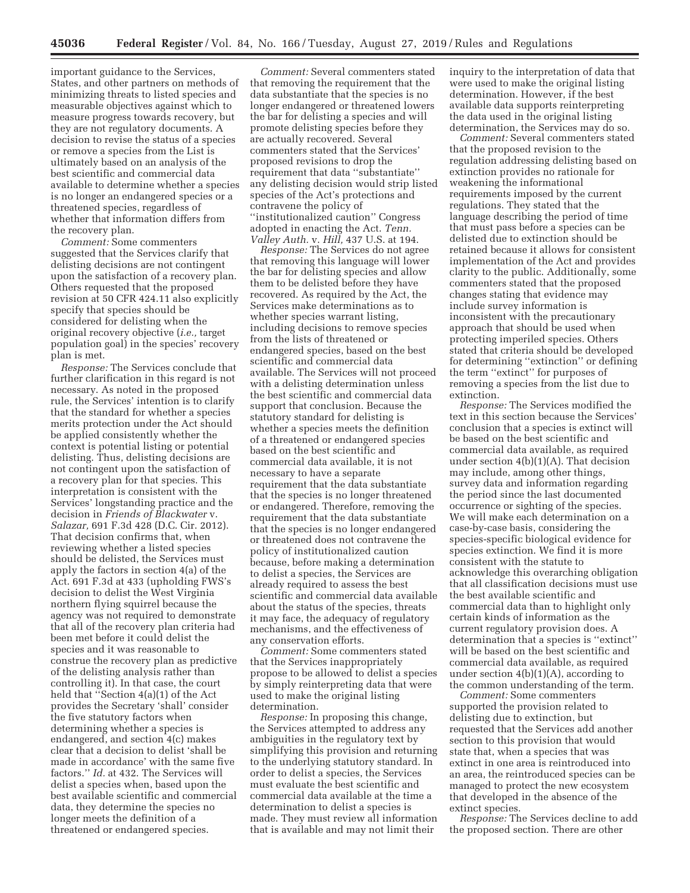important guidance to the Services, States, and other partners on methods of minimizing threats to listed species and measurable objectives against which to measure progress towards recovery, but they are not regulatory documents. A decision to revise the status of a species or remove a species from the List is ultimately based on an analysis of the best scientific and commercial data available to determine whether a species is no longer an endangered species or a threatened species, regardless of whether that information differs from the recovery plan.

*Comment:* Some commenters suggested that the Services clarify that delisting decisions are not contingent upon the satisfaction of a recovery plan. Others requested that the proposed revision at 50 CFR 424.11 also explicitly specify that species should be considered for delisting when the original recovery objective (*i.e.,* target population goal) in the species' recovery plan is met.

*Response:* The Services conclude that further clarification in this regard is not necessary. As noted in the proposed rule, the Services' intention is to clarify that the standard for whether a species merits protection under the Act should be applied consistently whether the context is potential listing or potential delisting. Thus, delisting decisions are not contingent upon the satisfaction of a recovery plan for that species. This interpretation is consistent with the Services' longstanding practice and the decision in *Friends of Blackwater* v. *Salazar,* 691 F.3d 428 (D.C. Cir. 2012). That decision confirms that, when reviewing whether a listed species should be delisted, the Services must apply the factors in section 4(a) of the Act. 691 F.3d at 433 (upholding FWS's decision to delist the West Virginia northern flying squirrel because the agency was not required to demonstrate that all of the recovery plan criteria had been met before it could delist the species and it was reasonable to construe the recovery plan as predictive of the delisting analysis rather than controlling it). In that case, the court held that ''Section 4(a)(1) of the Act provides the Secretary 'shall' consider the five statutory factors when determining whether a species is endangered, and section 4(c) makes clear that a decision to delist 'shall be made in accordance' with the same five factors.'' *Id.* at 432. The Services will delist a species when, based upon the best available scientific and commercial data, they determine the species no longer meets the definition of a threatened or endangered species.

*Comment:* Several commenters stated that removing the requirement that the data substantiate that the species is no longer endangered or threatened lowers the bar for delisting a species and will promote delisting species before they are actually recovered. Several commenters stated that the Services' proposed revisions to drop the requirement that data ''substantiate'' any delisting decision would strip listed species of the Act's protections and contravene the policy of ''institutionalized caution'' Congress adopted in enacting the Act. *Tenn. Valley Auth.* v. *Hill,* 437 U.S. at 194.

*Response:* The Services do not agree that removing this language will lower the bar for delisting species and allow them to be delisted before they have recovered. As required by the Act, the Services make determinations as to whether species warrant listing, including decisions to remove species from the lists of threatened or endangered species, based on the best scientific and commercial data available. The Services will not proceed with a delisting determination unless the best scientific and commercial data support that conclusion. Because the statutory standard for delisting is whether a species meets the definition of a threatened or endangered species based on the best scientific and commercial data available, it is not necessary to have a separate requirement that the data substantiate that the species is no longer threatened or endangered. Therefore, removing the requirement that the data substantiate that the species is no longer endangered or threatened does not contravene the policy of institutionalized caution because, before making a determination to delist a species, the Services are already required to assess the best scientific and commercial data available about the status of the species, threats it may face, the adequacy of regulatory mechanisms, and the effectiveness of any conservation efforts.

*Comment:* Some commenters stated that the Services inappropriately propose to be allowed to delist a species by simply reinterpreting data that were used to make the original listing determination.

*Response:* In proposing this change, the Services attempted to address any ambiguities in the regulatory text by simplifying this provision and returning to the underlying statutory standard. In order to delist a species, the Services must evaluate the best scientific and commercial data available at the time a determination to delist a species is made. They must review all information that is available and may not limit their inquiry to the interpretation of data that were used to make the original listing determination. However, if the best available data supports reinterpreting the data used in the original listing determination, the Services may do so.

*Comment:* Several commenters stated that the proposed revision to the regulation addressing delisting based on extinction provides no rationale for weakening the informational requirements imposed by the current regulations. They stated that the language describing the period of time that must pass before a species can be delisted due to extinction should be retained because it allows for consistent implementation of the Act and provides clarity to the public. Additionally, some commenters stated that the proposed changes stating that evidence may include survey information is inconsistent with the precautionary approach that should be used when protecting imperiled species. Others stated that criteria should be developed for determining ''extinction'' or defining the term ''extinct'' for purposes of removing a species from the list due to extinction.

*Response:* The Services modified the text in this section because the Services' conclusion that a species is extinct will be based on the best scientific and commercial data available, as required under section 4(b)(1)(A). That decision may include, among other things, survey data and information regarding the period since the last documented occurrence or sighting of the species. We will make each determination on a case-by-case basis, considering the species-specific biological evidence for species extinction. We find it is more consistent with the statute to acknowledge this overarching obligation that all classification decisions must use the best available scientific and commercial data than to highlight only certain kinds of information as the current regulatory provision does. A determination that a species is ''extinct'' will be based on the best scientific and commercial data available, as required under section 4(b)(1)(A), according to the common understanding of the term.

*Comment:* Some commenters supported the provision related to delisting due to extinction, but requested that the Services add another section to this provision that would state that, when a species that was extinct in one area is reintroduced into an area, the reintroduced species can be managed to protect the new ecosystem that developed in the absence of the extinct species.

*Response:* The Services decline to add the proposed section. There are other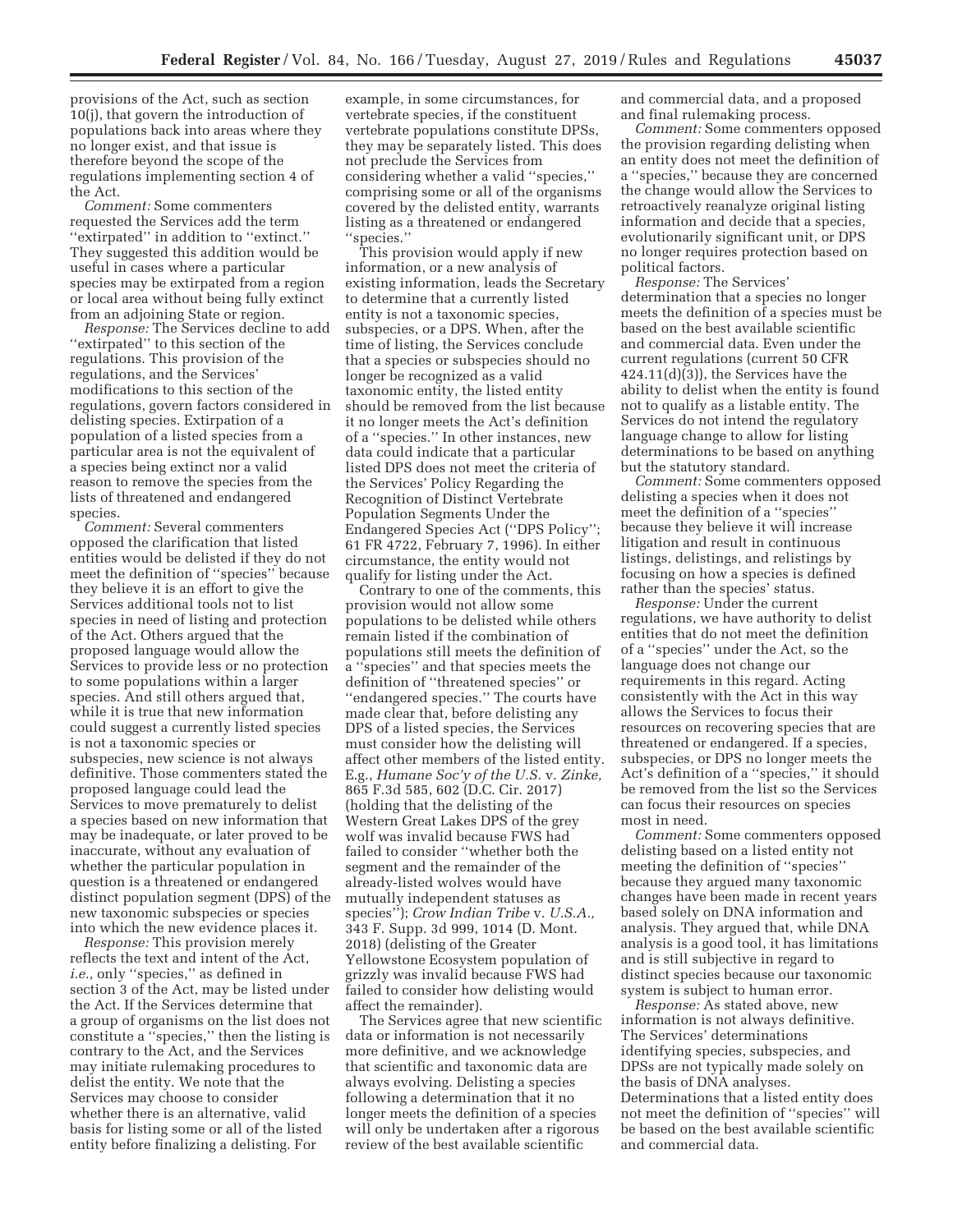provisions of the Act, such as section 10(j), that govern the introduction of populations back into areas where they no longer exist, and that issue is therefore beyond the scope of the regulations implementing section 4 of the Act.

*Comment:* Some commenters requested the Services add the term ''extirpated'' in addition to ''extinct.'' They suggested this addition would be useful in cases where a particular species may be extirpated from a region or local area without being fully extinct from an adjoining State or region.

*Response:* The Services decline to add ''extirpated'' to this section of the regulations. This provision of the regulations, and the Services' modifications to this section of the regulations, govern factors considered in delisting species. Extirpation of a population of a listed species from a particular area is not the equivalent of a species being extinct nor a valid reason to remove the species from the lists of threatened and endangered species.

*Comment:* Several commenters opposed the clarification that listed entities would be delisted if they do not meet the definition of ''species'' because they believe it is an effort to give the Services additional tools not to list species in need of listing and protection of the Act. Others argued that the proposed language would allow the Services to provide less or no protection to some populations within a larger species. And still others argued that, while it is true that new information could suggest a currently listed species is not a taxonomic species or subspecies, new science is not always definitive. Those commenters stated the proposed language could lead the Services to move prematurely to delist a species based on new information that may be inadequate, or later proved to be inaccurate, without any evaluation of whether the particular population in question is a threatened or endangered distinct population segment (DPS) of the new taxonomic subspecies or species into which the new evidence places it.

*Response:* This provision merely reflects the text and intent of the Act, *i.e.,* only ''species,'' as defined in section 3 of the Act, may be listed under the Act. If the Services determine that a group of organisms on the list does not constitute a ''species,'' then the listing is contrary to the Act, and the Services may initiate rulemaking procedures to delist the entity. We note that the Services may choose to consider whether there is an alternative, valid basis for listing some or all of the listed entity before finalizing a delisting. For example, in some circumstances, for vertebrate species, if the constituent vertebrate populations constitute DPSs, they may be separately listed. This does not preclude the Services from considering whether a valid ''species,'' comprising some or all of the organisms covered by the delisted entity, warrants listing as a threatened or endangered ''species.''

This provision would apply if new information, or a new analysis of existing information, leads the Secretary to determine that a currently listed entity is not a taxonomic species, subspecies, or a DPS. When, after the time of listing, the Services conclude that a species or subspecies should no longer be recognized as a valid taxonomic entity, the listed entity should be removed from the list because it no longer meets the Act's definition of a ''species.'' In other instances, new data could indicate that a particular listed DPS does not meet the criteria of the Services' Policy Regarding the Recognition of Distinct Vertebrate Population Segments Under the Endangered Species Act (''DPS Policy''; 61 FR 4722, February 7, 1996). In either circumstance, the entity would not qualify for listing under the Act.

Contrary to one of the comments, this provision would not allow some populations to be delisted while others remain listed if the combination of populations still meets the definition of a ''species'' and that species meets the definition of ''threatened species'' or ''endangered species.'' The courts have made clear that, before delisting any DPS of a listed species, the Services must consider how the delisting will affect other members of the listed entity. E.g., *Humane Soc'y of the U.S.* v. *Zinke,* 865 F.3d 585, 602 (D.C. Cir. 2017) (holding that the delisting of the Western Great Lakes DPS of the grey wolf was invalid because FWS had failed to consider ''whether both the segment and the remainder of the already-listed wolves would have mutually independent statuses as species''); *Crow Indian Tribe* v. *U.S.A.,* 343 F. Supp. 3d 999, 1014 (D. Mont. 2018) (delisting of the Greater Yellowstone Ecosystem population of grizzly was invalid because FWS had failed to consider how delisting would affect the remainder).

The Services agree that new scientific data or information is not necessarily more definitive, and we acknowledge that scientific and taxonomic data are always evolving. Delisting a species following a determination that it no longer meets the definition of a species will only be undertaken after a rigorous review of the best available scientific and commercial data, and a proposed and final rulemaking process.

*Comment:* Some commenters opposed the provision regarding delisting when an entity does not meet the definition of a ''species,'' because they are concerned the change would allow the Services to retroactively reanalyze original listing information and decide that a species, evolutionarily significant unit, or DPS no longer requires protection based on political factors.

*Response:* The Services' determination that a species no longer meets the definition of a species must be based on the best available scientific and commercial data. Even under the current regulations (current 50 CFR 424.11(d)(3)), the Services have the ability to delist when the entity is found not to qualify as a listable entity. The Services do not intend the regulatory language change to allow for listing determinations to be based on anything but the statutory standard.

*Comment:* Some commenters opposed delisting a species when it does not meet the definition of a ''species'' because they believe it will increase litigation and result in continuous listings, delistings, and relistings by focusing on how a species is defined rather than the species' status.

*Response:* Under the current regulations, we have authority to delist entities that do not meet the definition of a ''species'' under the Act, so the language does not change our requirements in this regard. Acting consistently with the Act in this way allows the Services to focus their resources on recovering species that are threatened or endangered. If a species, subspecies, or DPS no longer meets the Act's definition of a ''species,'' it should be removed from the list so the Services can focus their resources on species most in need.

*Comment:* Some commenters opposed delisting based on a listed entity not meeting the definition of ''species'' because they argued many taxonomic changes have been made in recent years based solely on DNA information and analysis. They argued that, while DNA analysis is a good tool, it has limitations and is still subjective in regard to distinct species because our taxonomic system is subject to human error.

*Response:* As stated above, new information is not always definitive. The Services' determinations identifying species, subspecies, and DPSs are not typically made solely on the basis of DNA analyses. Determinations that a listed entity does not meet the definition of ''species'' will be based on the best available scientific and commercial data.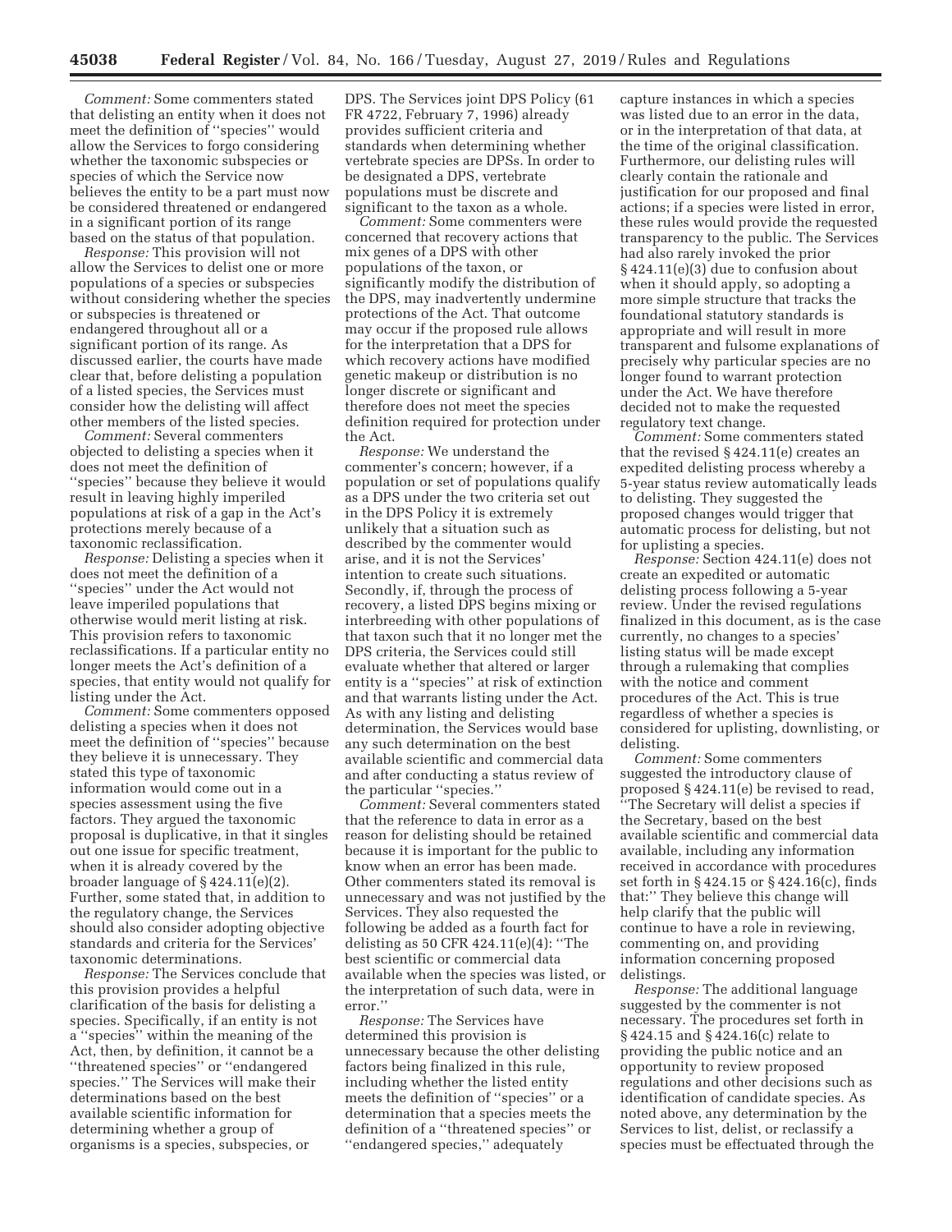*Comment:* Some commenters stated that delisting an entity when it does not meet the definition of ''species'' would allow the Services to forgo considering whether the taxonomic subspecies or species of which the Service now believes the entity to be a part must now be considered threatened or endangered in a significant portion of its range based on the status of that population.

*Response:* This provision will not allow the Services to delist one or more populations of a species or subspecies without considering whether the species or subspecies is threatened or endangered throughout all or a significant portion of its range. As discussed earlier, the courts have made clear that, before delisting a population of a listed species, the Services must consider how the delisting will affect other members of the listed species.

*Comment:* Several commenters objected to delisting a species when it does not meet the definition of ''species'' because they believe it would result in leaving highly imperiled populations at risk of a gap in the Act's protections merely because of a taxonomic reclassification.

*Response:* Delisting a species when it does not meet the definition of a ''species'' under the Act would not leave imperiled populations that otherwise would merit listing at risk. This provision refers to taxonomic reclassifications. If a particular entity no longer meets the Act's definition of a species, that entity would not qualify for listing under the Act.

*Comment:* Some commenters opposed delisting a species when it does not meet the definition of ''species'' because they believe it is unnecessary. They stated this type of taxonomic information would come out in a species assessment using the five factors. They argued the taxonomic proposal is duplicative, in that it singles out one issue for specific treatment, when it is already covered by the broader language of § 424.11(e)(2). Further, some stated that, in addition to the regulatory change, the Services should also consider adopting objective standards and criteria for the Services' taxonomic determinations.

*Response:* The Services conclude that this provision provides a helpful clarification of the basis for delisting a species. Specifically, if an entity is not a ''species'' within the meaning of the Act, then, by definition, it cannot be a ''threatened species'' or ''endangered species.'' The Services will make their determinations based on the best available scientific information for determining whether a group of organisms is a species, subspecies, or DPS. The Services joint DPS Policy (61 FR 4722, February 7, 1996) already provides sufficient criteria and standards when determining whether vertebrate species are DPSs. In order to be designated a DPS, vertebrate populations must be discrete and significant to the taxon as a whole.

*Comment:* Some commenters were concerned that recovery actions that mix genes of a DPS with other populations of the taxon, or significantly modify the distribution of the DPS, may inadvertently undermine protections of the Act. That outcome may occur if the proposed rule allows for the interpretation that a DPS for which recovery actions have modified genetic makeup or distribution is no longer discrete or significant and therefore does not meet the species definition required for protection under the Act.

*Response:* We understand the commenter's concern; however, if a population or set of populations qualify as a DPS under the two criteria set out in the DPS Policy it is extremely unlikely that a situation such as described by the commenter would arise, and it is not the Services' intention to create such situations. Secondly, if, through the process of recovery, a listed DPS begins mixing or interbreeding with other populations of that taxon such that it no longer met the DPS criteria, the Services could still evaluate whether that altered or larger entity is a ''species'' at risk of extinction and that warrants listing under the Act. As with any listing and delisting determination, the Services would base any such determination on the best available scientific and commercial data and after conducting a status review of the particular ''species.''

*Comment:* Several commenters stated that the reference to data in error as a reason for delisting should be retained because it is important for the public to know when an error has been made. Other commenters stated its removal is unnecessary and was not justified by the Services. They also requested the following be added as a fourth fact for delisting as 50 CFR 424.11(e)(4): ''The best scientific or commercial data available when the species was listed, or the interpretation of such data, were in error.''

*Response:* The Services have determined this provision is unnecessary because the other delisting factors being finalized in this rule, including whether the listed entity meets the definition of ''species'' or a determination that a species meets the definition of a ''threatened species'' or ''endangered species,'' adequately capture instances in which a species was listed due to an error in the data, or in the interpretation of that data, at the time of the original classification. Furthermore, our delisting rules will clearly contain the rationale and justification for our proposed and final actions; if a species were listed in error, these rules would provide the requested transparency to the public. The Services had also rarely invoked the prior § 424.11(e)(3) due to confusion about when it should apply, so adopting a more simple structure that tracks the foundational statutory standards is appropriate and will result in more transparent and fulsome explanations of precisely why particular species are no longer found to warrant protection under the Act. We have therefore decided not to make the requested regulatory text change.

*Comment:* Some commenters stated that the revised § 424.11(e) creates an expedited delisting process whereby a 5-year status review automatically leads to delisting. They suggested the proposed changes would trigger that automatic process for delisting, but not for uplisting a species.

*Response:* Section 424.11(e) does not create an expedited or automatic delisting process following a 5-year review. Under the revised regulations finalized in this document, as is the case currently, no changes to a species' listing status will be made except through a rulemaking that complies with the notice and comment procedures of the Act. This is true regardless of whether a species is considered for uplisting, downlisting, or delisting.

*Comment:* Some commenters suggested the introductory clause of proposed § 424.11(e) be revised to read, ''The Secretary will delist a species if the Secretary, based on the best available scientific and commercial data available, including any information received in accordance with procedures set forth in § 424.15 or § 424.16(c), finds that:'' They believe this change will help clarify that the public will continue to have a role in reviewing, commenting on, and providing information concerning proposed delistings.

*Response:* The additional language suggested by the commenter is not necessary. The procedures set forth in § 424.15 and § 424.16(c) relate to providing the public notice and an opportunity to review proposed regulations and other decisions such as identification of candidate species. As noted above, any determination by the Services to list, delist, or reclassify a species must be effectuated through the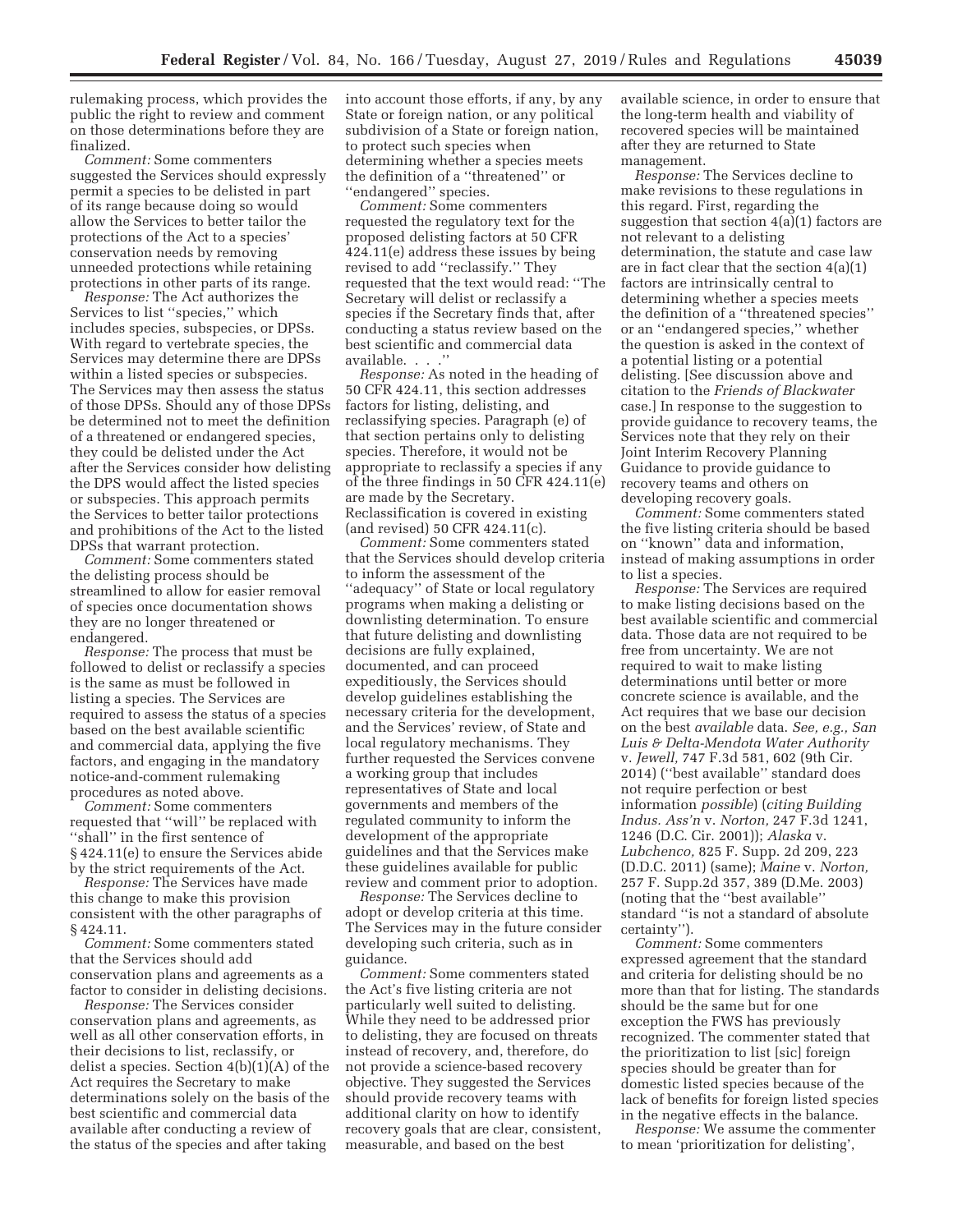rulemaking process, which provides the public the right to review and comment on those determinations before they are finalized.

*Comment:* Some commenters suggested the Services should expressly permit a species to be delisted in part of its range because doing so would allow the Services to better tailor the protections of the Act to a species' conservation needs by removing unneeded protections while retaining protections in other parts of its range.

*Response:* The Act authorizes the Services to list ''species,'' which includes species, subspecies, or DPSs. With regard to vertebrate species, the Services may determine there are DPSs within a listed species or subspecies. The Services may then assess the status of those DPSs. Should any of those DPSs be determined not to meet the definition of a threatened or endangered species, they could be delisted under the Act after the Services consider how delisting the DPS would affect the listed species or subspecies. This approach permits the Services to better tailor protections and prohibitions of the Act to the listed DPSs that warrant protection.

*Comment:* Some commenters stated the delisting process should be streamlined to allow for easier removal of species once documentation shows they are no longer threatened or endangered.

*Response:* The process that must be followed to delist or reclassify a species is the same as must be followed in listing a species. The Services are required to assess the status of a species based on the best available scientific and commercial data, applying the five factors, and engaging in the mandatory notice-and-comment rulemaking procedures as noted above.

*Comment:* Some commenters requested that ''will'' be replaced with ''shall'' in the first sentence of § 424.11(e) to ensure the Services abide by the strict requirements of the Act.

*Response:* The Services have made this change to make this provision consistent with the other paragraphs of § 424.11.

*Comment:* Some commenters stated that the Services should add conservation plans and agreements as a factor to consider in delisting decisions.

*Response:* The Services consider conservation plans and agreements, as well as all other conservation efforts, in their decisions to list, reclassify, or delist a species. Section 4(b)(1)(A) of the Act requires the Secretary to make determinations solely on the basis of the best scientific and commercial data available after conducting a review of the status of the species and after taking into account those efforts, if any, by any State or foreign nation, or any political subdivision of a State or foreign nation, to protect such species when determining whether a species meets the definition of a ''threatened'' or ''endangered'' species.

*Comment:* Some commenters requested the regulatory text for the proposed delisting factors at 50 CFR 424.11(e) address these issues by being revised to add ''reclassify.'' They requested that the text would read: ''The Secretary will delist or reclassify a species if the Secretary finds that, after conducting a status review based on the best scientific and commercial data available. . . .''

*Response:* As noted in the heading of 50 CFR 424.11, this section addresses factors for listing, delisting, and reclassifying species. Paragraph (e) of that section pertains only to delisting species. Therefore, it would not be appropriate to reclassify a species if any of the three findings in 50 CFR 424.11(e) are made by the Secretary. Reclassification is covered in existing (and revised) 50 CFR 424.11(c).

*Comment:* Some commenters stated that the Services should develop criteria to inform the assessment of the ''adequacy'' of State or local regulatory programs when making a delisting or downlisting determination. To ensure that future delisting and downlisting decisions are fully explained, documented, and can proceed expeditiously, the Services should develop guidelines establishing the necessary criteria for the development, and the Services' review, of State and local regulatory mechanisms. They further requested the Services convene a working group that includes representatives of State and local governments and members of the regulated community to inform the development of the appropriate guidelines and that the Services make these guidelines available for public review and comment prior to adoption.

*Response:* The Services decline to adopt or develop criteria at this time. The Services may in the future consider developing such criteria, such as in guidance.

*Comment:* Some commenters stated the Act's five listing criteria are not particularly well suited to delisting. While they need to be addressed prior to delisting, they are focused on threats instead of recovery, and, therefore, do not provide a science-based recovery objective. They suggested the Services should provide recovery teams with additional clarity on how to identify recovery goals that are clear, consistent, measurable, and based on the best available science, in order to ensure that the long-term health and viability of recovered species will be maintained after they are returned to State management.

*Response:* The Services decline to make revisions to these regulations in this regard. First, regarding the suggestion that section 4(a)(1) factors are not relevant to a delisting determination, the statute and case law are in fact clear that the section 4(a)(1) factors are intrinsically central to determining whether a species meets the definition of a ''threatened species'' or an ''endangered species,'' whether the question is asked in the context of a potential listing or a potential delisting. [See discussion above and citation to the *Friends of Blackwater* case.] In response to the suggestion to provide guidance to recovery teams, the Services note that they rely on their Joint Interim Recovery Planning Guidance to provide guidance to recovery teams and others on developing recovery goals.

*Comment:* Some commenters stated the five listing criteria should be based on ''known'' data and information, instead of making assumptions in order to list a species.

*Response:* The Services are required to make listing decisions based on the best available scientific and commercial data. Those data are not required to be free from uncertainty. We are not required to wait to make listing determinations until better or more concrete science is available, and the Act requires that we base our decision on the best *available* data. *See, e.g., San Luis & Delta-Mendota Water Authority* v. *Jewell,* 747 F.3d 581, 602 (9th Cir. 2014) (''best available'' standard does not require perfection or best information *possible*) (*citing Building Indus. Ass'n* v. *Norton,* 247 F.3d 1241, 1246 (D.C. Cir. 2001)); *Alaska* v. *Lubchenco,* 825 F. Supp. 2d 209, 223 (D.D.C. 2011) (same); *Maine* v. *Norton,* 257 F. Supp.2d 357, 389 (D.Me. 2003) (noting that the ''best available'' standard ''is not a standard of absolute certainty'').

*Comment:* Some commenters expressed agreement that the standard and criteria for delisting should be no more than that for listing. The standards should be the same but for one exception the FWS has previously recognized. The commenter stated that the prioritization to list [sic] foreign species should be greater than for domestic listed species because of the lack of benefits for foreign listed species in the negative effects in the balance.

*Response:* We assume the commenter to mean 'prioritization for delisting',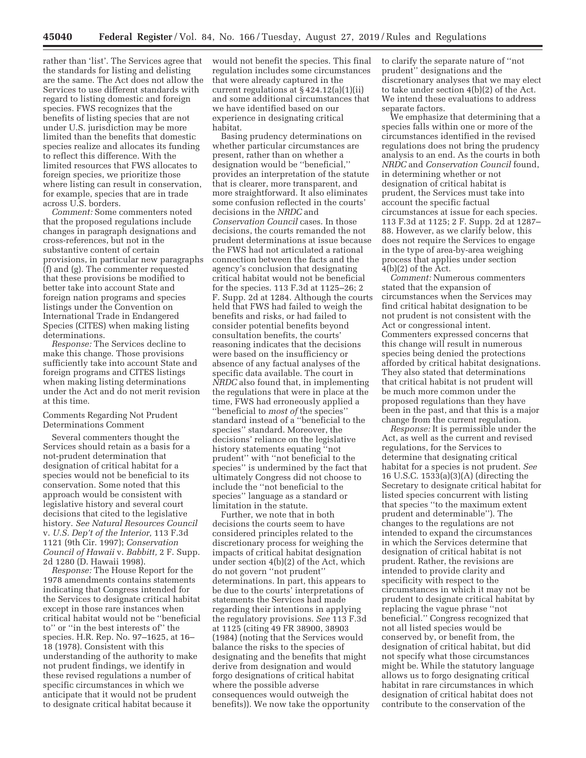rather than 'list'. The Services agree that the standards for listing and delisting are the same. The Act does not allow the Services to use different standards with regard to listing domestic and foreign species. FWS recognizes that the benefits of listing species that are not under U.S. jurisdiction may be more limited than the benefits that domestic species realize and allocates its funding to reflect this difference. With the limited resources that FWS allocates to foreign species, we prioritize those where listing can result in conservation, for example, species that are in trade across U.S. borders.

*Comment:* Some commenters noted that the proposed regulations include changes in paragraph designations and cross-references, but not in the substantive content of certain provisions, in particular new paragraphs (f) and (g). The commenter requested that these provisions be modified to better take into account State and foreign nation programs and species listings under the Convention on International Trade in Endangered Species (CITES) when making listing determinations.

*Response:* The Services decline to make this change. Those provisions sufficiently take into account State and foreign programs and CITES listings when making listing determinations under the Act and do not merit revision at this time.

Comments Regarding Not Prudent Determinations Comment

Several commenters thought the Services should retain as a basis for a not-prudent determination that designation of critical habitat for a species would not be beneficial to its conservation. Some noted that this approach would be consistent with legislative history and several court decisions that cited to the legislative history. *See Natural Resources Council* v. *U.S. Dep't of the Interior,* 113 F.3d 1121 (9th Cir. 1997); *Conservation Council of Hawaii* v. *Babbitt,* 2 F. Supp. 2d 1280 (D. Hawaii 1998).

*Response:* The House Report for the 1978 amendments contains statements indicating that Congress intended for the Services to designate critical habitat except in those rare instances when critical habitat would not be ''beneficial to'' or ''in the best interests of'' the species. H.R. Rep. No. 97–1625, at 16–18 (1978). Consistent with this understanding of the authority to make not prudent findings, we identify in these revised regulations a number of specific circumstances in which we anticipate that it would not be prudent to designate critical habitat because it would not benefit the species. This final regulation includes some circumstances that were already captured in the current regulations at § 424.12(a)(1)(ii) and some additional circumstances that we have identified based on our experience in designating critical habitat.

Basing prudency determinations on whether particular circumstances are present, rather than on whether a designation would be ''beneficial,'' provides an interpretation of the statute that is clearer, more transparent, and more straightforward. It also eliminates some confusion reflected in the courts' decisions in the *NRDC* and *Conservation Council* cases. In those decisions, the courts remanded the not prudent determinations at issue because the FWS had not articulated a rational connection between the facts and the agency's conclusion that designating critical habitat would not be beneficial for the species. 113 F.3d at 1125–26; 2 F. Supp. 2d at 1284. Although the courts held that FWS had failed to weigh the benefits and risks, or had failed to consider potential benefits beyond consultation benefits, the courts' reasoning indicates that the decisions were based on the insufficiency or absence of any factual analyses of the specific data available. The court in *NRDC* also found that, in implementing the regulations that were in place at the time, FWS had erroneously applied a ''beneficial to *most of* the species'' standard instead of a ''beneficial to the species'' standard. Moreover, the decisions' reliance on the legislative history statements equating ''not prudent'' with ''not beneficial to the species'' is undermined by the fact that ultimately Congress did not choose to include the ''not beneficial to the species'' language as a standard or limitation in the statute.

Further, we note that in both decisions the courts seem to have considered principles related to the discretionary process for weighing the impacts of critical habitat designation under section 4(b)(2) of the Act, which do not govern ''not prudent'' determinations. In part, this appears to be due to the courts' interpretations of statements the Services had made regarding their intentions in applying the regulatory provisions. *See* 113 F.3d at 1125 (citing 49 FR 38900, 38903 (1984) (noting that the Services would balance the risks to the species of designating and the benefits that might derive from designation and would forgo designations of critical habitat where the possible adverse consequences would outweigh the benefits)). We now take the opportunity to clarify the separate nature of ''not prudent'' designations and the discretionary analyses that we may elect to take under section 4(b)(2) of the Act. We intend these evaluations to address separate factors.

We emphasize that determining that a species falls within one or more of the circumstances identified in the revised regulations does not bring the prudency analysis to an end. As the courts in both *NRDC* and *Conservation Council* found, in determining whether or not designation of critical habitat is prudent, the Services must take into account the specific factual circumstances at issue for each species. 113 F.3d at 1125; 2 F. Supp. 2d at 1287–88. However, as we clarify below, this does not require the Services to engage in the type of area-by-area weighing process that applies under section 4(b)(2) of the Act.

*Comment:* Numerous commenters stated that the expansion of circumstances when the Services may find critical habitat designation to be not prudent is not consistent with the Act or congressional intent. Commenters expressed concerns that this change will result in numerous species being denied the protections afforded by critical habitat designations. They also stated that determinations that critical habitat is not prudent will be much more common under the proposed regulations than they have been in the past, and that this is a major change from the current regulation.

*Response:* It is permissible under the Act, as well as the current and revised regulations, for the Services to determine that designating critical habitat for a species is not prudent. *See* 16 U.S.C. 1533(a)(3)(A) (directing the Secretary to designate critical habitat for listed species concurrent with listing that species ''to the maximum extent prudent and determinable''). The changes to the regulations are not intended to expand the circumstances in which the Services determine that designation of critical habitat is not prudent. Rather, the revisions are intended to provide clarity and specificity with respect to the circumstances in which it may not be prudent to designate critical habitat by replacing the vague phrase ''not beneficial.'' Congress recognized that not all listed species would be conserved by, or benefit from, the designation of critical habitat, but did not specify what those circumstances might be. While the statutory language allows us to forgo designating critical habitat in rare circumstances in which designation of critical habitat does not contribute to the conservation of the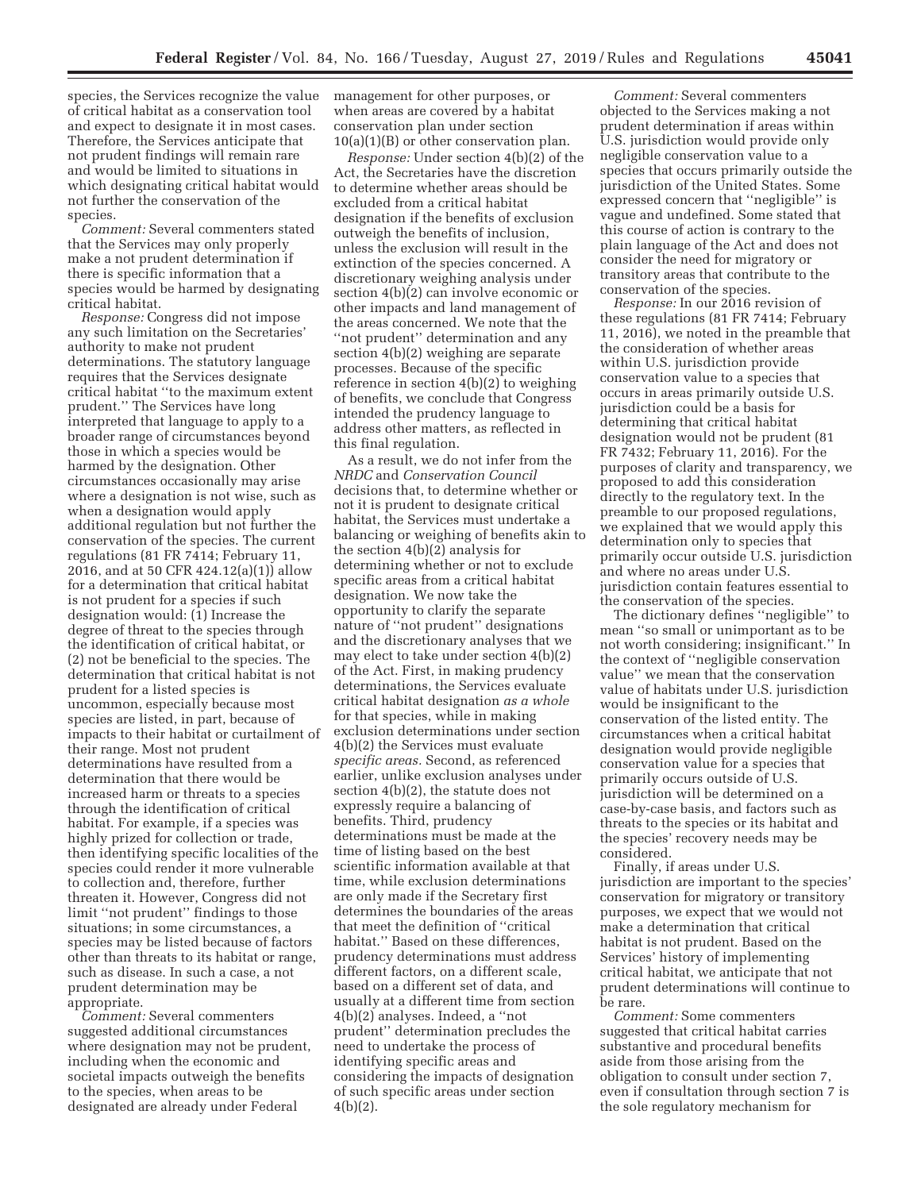species, the Services recognize the value of critical habitat as a conservation tool and expect to designate it in most cases. Therefore, the Services anticipate that not prudent findings will remain rare and would be limited to situations in which designating critical habitat would not further the conservation of the species.

*Comment:* Several commenters stated that the Services may only properly make a not prudent determination if there is specific information that a species would be harmed by designating critical habitat.

*Response:* Congress did not impose any such limitation on the Secretaries' authority to make not prudent determinations. The statutory language requires that the Services designate critical habitat "to the maximum extent prudent." The Services have long interpreted that language to apply to a broader range of circumstances beyond those in which a species would be harmed by the designation. Other circumstances occasionally may arise where a designation is not wise, such as when a designation would apply additional regulation but not further the conservation of the species. The current regulations (81 FR 7414; February 11, 2016, and at 50 CFR 424.12(a)(1)) allow for a determination that critical habitat is not prudent for a species if such designation would: (1) Increase the degree of threat to the species through the identification of critical habitat, or (2) not be beneficial to the species. The determination that critical habitat is not prudent for a listed species is uncommon, especially because most species are listed, in part, because of impacts to their habitat or curtailment of their range. Most not prudent determinations have resulted from a determination that there would be increased harm or threats to a species through the identification of critical habitat. For example, if a species was highly prized for collection or trade, then identifying specific localities of the species could render it more vulnerable to collection and, therefore, further threaten it. However, Congress did not limit "not prudent" findings to those situations; in some circumstances, a species may be listed because of factors other than threats to its habitat or range, such as disease. In such a case, a not prudent determination may be appropriate.

*Comment:* Several commenters suggested additional circumstances where designation may not be prudent, including when the economic and societal impacts outweigh the benefits to the species, when areas to be designated are already under Federal management for other purposes, or when areas are covered by a habitat conservation plan under section 10(a)(1)(B) or other conservation plan.

*Response:* Under section 4(b)(2) of the Act, the Secretaries have the discretion to determine whether areas should be excluded from a critical habitat designation if the benefits of exclusion outweigh the benefits of inclusion, unless the exclusion will result in the extinction of the species concerned. A discretionary weighing analysis under section 4(b)(2) can involve economic or other impacts and land management of the areas concerned. We note that the "not prudent" determination and any section 4(b)(2) weighing are separate processes. Because of the specific reference in section 4(b)(2) to weighing of benefits, we conclude that Congress intended the prudency language to address other matters, as reflected in this final regulation.

As a result, we do not infer from the *NRDC* and *Conservation Council* decisions that, to determine whether or not it is prudent to designate critical habitat, the Services must undertake a balancing or weighing of benefits akin to the section 4(b)(2) analysis for determining whether or not to exclude specific areas from a critical habitat designation. We now take the opportunity to clarify the separate nature of "not prudent" designations and the discretionary analyses that we may elect to take under section 4(b)(2) of the Act. First, in making prudency determinations, the Services evaluate critical habitat designation *as a whole* for that species, while in making exclusion determinations under section 4(b)(2) the Services must evaluate *specific areas.* Second, as referenced earlier, unlike exclusion analyses under section 4(b)(2), the statute does not expressly require a balancing of benefits. Third, prudency determinations must be made at the time of listing based on the best scientific information available at that time, while exclusion determinations are only made if the Secretary first determines the boundaries of the areas that meet the definition of "critical habitat." Based on these differences, prudency determinations must address different factors, on a different scale, based on a different set of data, and usually at a different time from section 4(b)(2) analyses. Indeed, a "not prudent" determination precludes the need to undertake the process of identifying specific areas and considering the impacts of designation of such specific areas under section 4(b)(2).

*Comment:* Several commenters objected to the Services making a not prudent determination if areas within U.S. jurisdiction would provide only negligible conservation value to a species that occurs primarily outside the jurisdiction of the United States. Some expressed concern that "negligible" is vague and undefined. Some stated that this course of action is contrary to the plain language of the Act and does not consider the need for migratory or transitory areas that contribute to the conservation of the species.

*Response:* In our 2016 revision of these regulations (81 FR 7414; February 11, 2016), we noted in the preamble that the consideration of whether areas within U.S. jurisdiction provide conservation value to a species that occurs in areas primarily outside U.S. jurisdiction could be a basis for determining that critical habitat designation would not be prudent (81 FR 7432; February 11, 2016). For the purposes of clarity and transparency, we proposed to add this consideration directly to the regulatory text. In the preamble to our proposed regulations, we explained that we would apply this determination only to species that primarily occur outside U.S. jurisdiction and where no areas under U.S. jurisdiction contain features essential to the conservation of the species.

The dictionary defines "negligible" to mean "so small or unimportant as to be not worth considering; insignificant." In the context of "negligible conservation value" we mean that the conservation value of habitats under U.S. jurisdiction would be insignificant to the conservation of the listed entity. The circumstances when a critical habitat designation would provide negligible conservation value for a species that primarily occurs outside of U.S. jurisdiction will be determined on a case-by-case basis, and factors such as threats to the species or its habitat and the species' recovery needs may be considered.

Finally, if areas under U.S. jurisdiction are important to the species' conservation for migratory or transitory purposes, we expect that we would not make a determination that critical habitat is not prudent. Based on the Services' history of implementing critical habitat, we anticipate that not prudent determinations will continue to be rare.

*Comment:* Some commenters suggested that critical habitat carries substantive and procedural benefits aside from those arising from the obligation to consult under section 7, even if consultation through section 7 is the sole regulatory mechanism for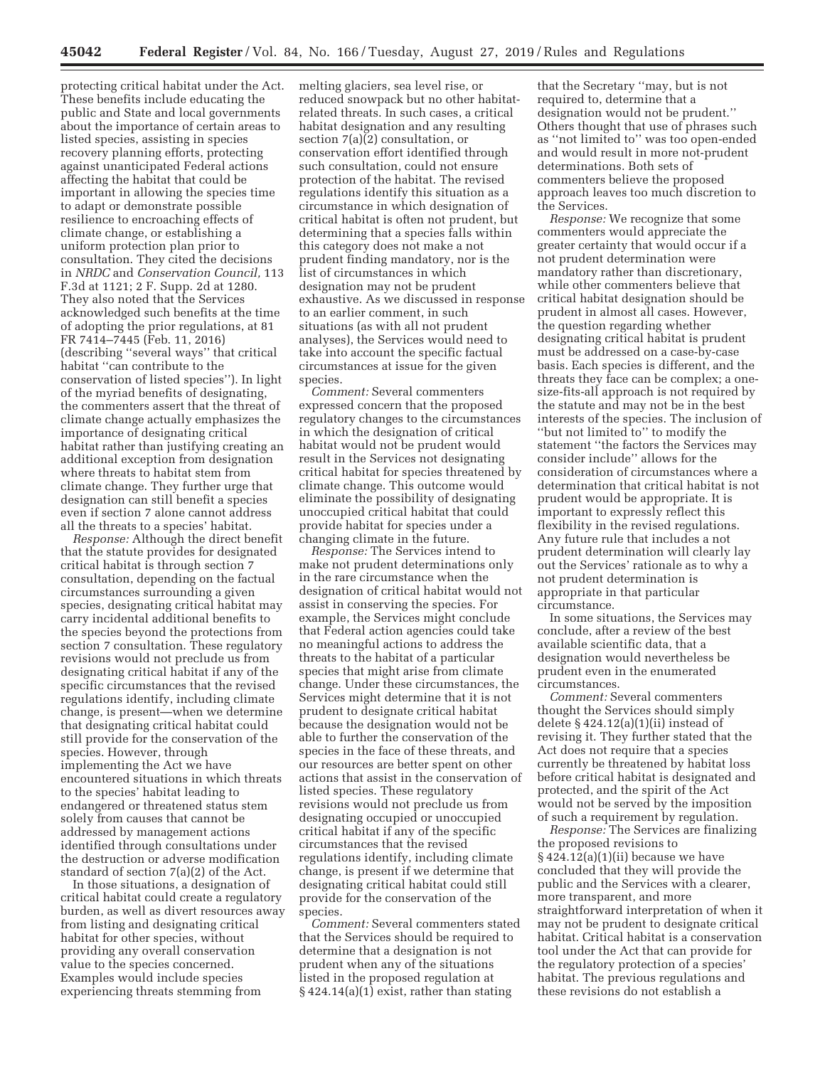protecting critical habitat under the Act. These benefits include educating the public and State and local governments about the importance of certain areas to listed species, assisting in species recovery planning efforts, protecting against unanticipated Federal actions affecting the habitat that could be important in allowing the species time to adapt or demonstrate possible resilience to encroaching effects of climate change, or establishing a uniform protection plan prior to consultation. They cited the decisions in *NRDC* and *Conservation Council,* 113 F.3d at 1121; 2 F. Supp. 2d at 1280. They also noted that the Services acknowledged such benefits at the time of adopting the prior regulations, at 81 FR 7414–7445 (Feb. 11, 2016) (describing ''several ways'' that critical habitat ''can contribute to the conservation of listed species''). In light of the myriad benefits of designating, the commenters assert that the threat of climate change actually emphasizes the importance of designating critical habitat rather than justifying creating an additional exception from designation where threats to habitat stem from climate change. They further urge that designation can still benefit a species even if section 7 alone cannot address all the threats to a species' habitat.

*Response:* Although the direct benefit that the statute provides for designated critical habitat is through section 7 consultation, depending on the factual circumstances surrounding a given species, designating critical habitat may carry incidental additional benefits to the species beyond the protections from section 7 consultation. These regulatory revisions would not preclude us from designating critical habitat if any of the specific circumstances that the revised regulations identify, including climate change, is present—when we determine that designating critical habitat could still provide for the conservation of the species. However, through implementing the Act we have encountered situations in which threats to the species' habitat leading to endangered or threatened status stem solely from causes that cannot be addressed by management actions identified through consultations under the destruction or adverse modification standard of section 7(a)(2) of the Act.

In those situations, a designation of critical habitat could create a regulatory burden, as well as divert resources away from listing and designating critical habitat for other species, without providing any overall conservation value to the species concerned. Examples would include species experiencing threats stemming from melting glaciers, sea level rise, or reduced snowpack but no other habitat-related threats. In such cases, a critical habitat designation and any resulting section 7(a)(2) consultation, or conservation effort identified through such consultation, could not ensure protection of the habitat. The revised regulations identify this situation as a circumstance in which designation of critical habitat is often not prudent, but determining that a species falls within this category does not make a not prudent finding mandatory, nor is the list of circumstances in which designation may not be prudent exhaustive. As we discussed in response to an earlier comment, in such situations (as with all not prudent analyses), the Services would need to take into account the specific factual circumstances at issue for the given species.

*Comment:* Several commenters expressed concern that the proposed regulatory changes to the circumstances in which the designation of critical habitat would not be prudent would result in the Services not designating critical habitat for species threatened by climate change. This outcome would eliminate the possibility of designating unoccupied critical habitat that could provide habitat for species under a changing climate in the future.

*Response:* The Services intend to make not prudent determinations only in the rare circumstance when the designation of critical habitat would not assist in conserving the species. For example, the Services might conclude that Federal action agencies could take no meaningful actions to address the threats to the habitat of a particular species that might arise from climate change. Under these circumstances, the Services might determine that it is not prudent to designate critical habitat because the designation would not be able to further the conservation of the species in the face of these threats, and our resources are better spent on other actions that assist in the conservation of listed species. These regulatory revisions would not preclude us from designating occupied or unoccupied critical habitat if any of the specific circumstances that the revised regulations identify, including climate change, is present if we determine that designating critical habitat could still provide for the conservation of the species.

*Comment:* Several commenters stated that the Services should be required to determine that a designation is not prudent when any of the situations listed in the proposed regulation at § 424.14(a)(1) exist, rather than stating that the Secretary ''may, but is not required to, determine that a designation would not be prudent.'' Others thought that use of phrases such as ''not limited to'' was too open-ended and would result in more not-prudent determinations. Both sets of commenters believe the proposed approach leaves too much discretion to the Services.

*Response:* We recognize that some commenters would appreciate the greater certainty that would occur if a not prudent determination were mandatory rather than discretionary, while other commenters believe that critical habitat designation should be prudent in almost all cases. However, the question regarding whether designating critical habitat is prudent must be addressed on a case-by-case basis. Each species is different, and the threats they face can be complex; a one-size-fits-all approach is not required by the statute and may not be in the best interests of the species. The inclusion of ''but not limited to'' to modify the statement ''the factors the Services may consider include'' allows for the consideration of circumstances where a determination that critical habitat is not prudent would be appropriate. It is important to expressly reflect this flexibility in the revised regulations. Any future rule that includes a not prudent determination will clearly lay out the Services' rationale as to why a not prudent determination is appropriate in that particular circumstance.

In some situations, the Services may conclude, after a review of the best available scientific data, that a designation would nevertheless be prudent even in the enumerated circumstances.

*Comment:* Several commenters thought the Services should simply delete § 424.12(a)(1)(ii) instead of revising it. They further stated that the Act does not require that a species currently be threatened by habitat loss before critical habitat is designated and protected, and the spirit of the Act would not be served by the imposition of such a requirement by regulation.

*Response:* The Services are finalizing the proposed revisions to § 424.12(a)(1)(ii) because we have concluded that they will provide the public and the Services with a clearer, more transparent, and more straightforward interpretation of when it may not be prudent to designate critical habitat. Critical habitat is a conservation tool under the Act that can provide for the regulatory protection of a species' habitat. The previous regulations and these revisions do not establish a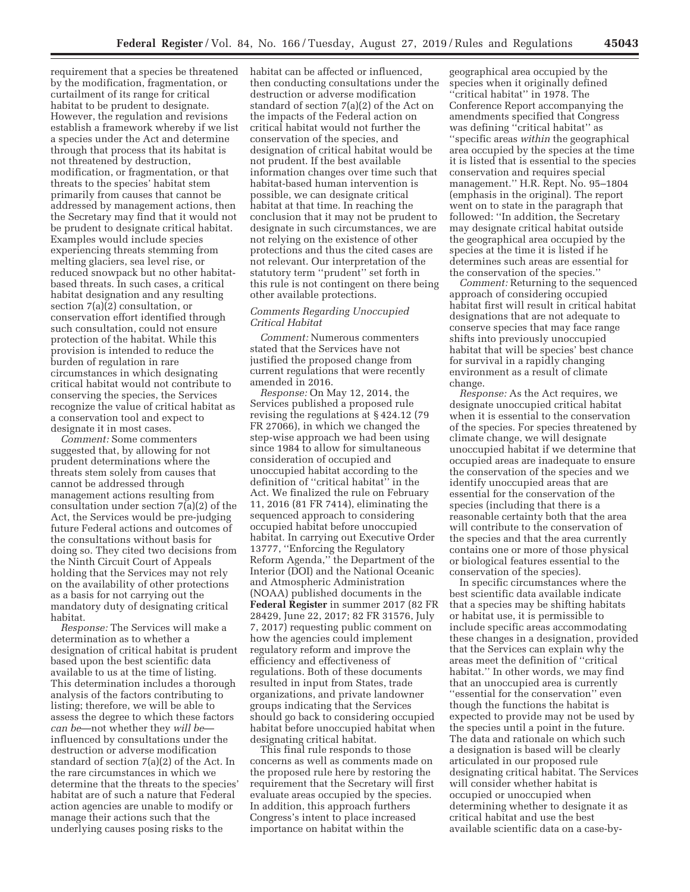requirement that a species be threatened by the modification, fragmentation, or curtailment of its range for critical habitat to be prudent to designate. However, the regulation and revisions establish a framework whereby if we list a species under the Act and determine through that process that its habitat is not threatened by destruction, modification, or fragmentation, or that threats to the species' habitat stem primarily from causes that cannot be addressed by management actions, then the Secretary may find that it would not be prudent to designate critical habitat. Examples would include species experiencing threats stemming from melting glaciers, sea level rise, or reduced snowpack but no other habitat-based threats. In such cases, a critical habitat designation and any resulting section 7(a)(2) consultation, or conservation effort identified through such consultation, could not ensure protection of the habitat. While this provision is intended to reduce the burden of regulation in rare circumstances in which designating critical habitat would not contribute to conserving the species, the Services recognize the value of critical habitat as a conservation tool and expect to designate it in most cases.

*Comment:* Some commenters suggested that, by allowing for not prudent determinations where the threats stem solely from causes that cannot be addressed through management actions resulting from consultation under section 7(a)(2) of the Act, the Services would be pre-judging future Federal actions and outcomes of the consultations without basis for doing so. They cited two decisions from the Ninth Circuit Court of Appeals holding that the Services may not rely on the availability of other protections as a basis for not carrying out the mandatory duty of designating critical habitat.

*Response:* The Services will make a determination as to whether a designation of critical habitat is prudent based upon the best scientific data available to us at the time of listing. This determination includes a thorough analysis of the factors contributing to listing; therefore, we will be able to assess the degree to which these factors *can be*—not whether they *will be*—influenced by consultations under the destruction or adverse modification standard of section 7(a)(2) of the Act. In the rare circumstances in which we determine that the threats to the species' habitat are of such a nature that Federal action agencies are unable to modify or manage their actions such that the underlying causes posing risks to the habitat can be affected or influenced, then conducting consultations under the destruction or adverse modification standard of section 7(a)(2) of the Act on the impacts of the Federal action on critical habitat would not further the conservation of the species, and designation of critical habitat would be not prudent. If the best available information changes over time such that habitat-based human intervention is possible, we can designate critical habitat at that time. In reaching the conclusion that it may not be prudent to designate in such circumstances, we are not relying on the existence of other protections and thus the cited cases are not relevant. Our interpretation of the statutory term ''prudent'' set forth in this rule is not contingent on there being other available protections.

### *Comments Regarding Unoccupied Critical Habitat*

*Comment:* Numerous commenters stated that the Services have not justified the proposed change from current regulations that were recently amended in 2016.

*Response:* On May 12, 2014, the Services published a proposed rule revising the regulations at § 424.12 (79 FR 27066), in which we changed the step-wise approach we had been using since 1984 to allow for simultaneous consideration of occupied and unoccupied habitat according to the definition of ''critical habitat'' in the Act. We finalized the rule on February 11, 2016 (81 FR 7414), eliminating the sequenced approach to considering occupied habitat before unoccupied habitat. In carrying out Executive Order 13777, ''Enforcing the Regulatory Reform Agenda,'' the Department of the Interior (DOI) and the National Oceanic and Atmospheric Administration (NOAA) published documents in the **Federal Register** in summer 2017 (82 FR 28429, June 22, 2017; 82 FR 31576, July 7, 2017) requesting public comment on how the agencies could implement regulatory reform and improve the efficiency and effectiveness of regulations. Both of these documents resulted in input from States, trade organizations, and private landowner groups indicating that the Services should go back to considering occupied habitat before unoccupied habitat when designating critical habitat.

This final rule responds to those concerns as well as comments made on the proposed rule here by restoring the requirement that the Secretary will first evaluate areas occupied by the species. In addition, this approach furthers Congress's intent to place increased importance on habitat within the geographical area occupied by the species when it originally defined ''critical habitat'' in 1978. The Conference Report accompanying the amendments specified that Congress was defining ''critical habitat'' as ''specific areas *within* the geographical area occupied by the species at the time it is listed that is essential to the species conservation and requires special management.'' H.R. Rept. No. 95–1804 (emphasis in the original). The report went on to state in the paragraph that followed: ''In addition, the Secretary may designate critical habitat outside the geographical area occupied by the species at the time it is listed if he determines such areas are essential for the conservation of the species.''

*Comment:* Returning to the sequenced approach of considering occupied habitat first will result in critical habitat designations that are not adequate to conserve species that may face range shifts into previously unoccupied habitat that will be species' best chance for survival in a rapidly changing environment as a result of climate change.

*Response:* As the Act requires, we designate unoccupied critical habitat when it is essential to the conservation of the species. For species threatened by climate change, we will designate unoccupied habitat if we determine that occupied areas are inadequate to ensure the conservation of the species and we identify unoccupied areas that are essential for the conservation of the species (including that there is a reasonable certainty both that the area will contribute to the conservation of the species and that the area currently contains one or more of those physical or biological features essential to the conservation of the species).

In specific circumstances where the best scientific data available indicate that a species may be shifting habitats or habitat use, it is permissible to include specific areas accommodating these changes in a designation, provided that the Services can explain why the areas meet the definition of ''critical habitat.'' In other words, we may find that an unoccupied area is currently ''essential for the conservation'' even though the functions the habitat is expected to provide may not be used by the species until a point in the future. The data and rationale on which such a designation is based will be clearly articulated in our proposed rule designating critical habitat. The Services will consider whether habitat is occupied or unoccupied when determining whether to designate it as critical habitat and use the best available scientific data on a case-by-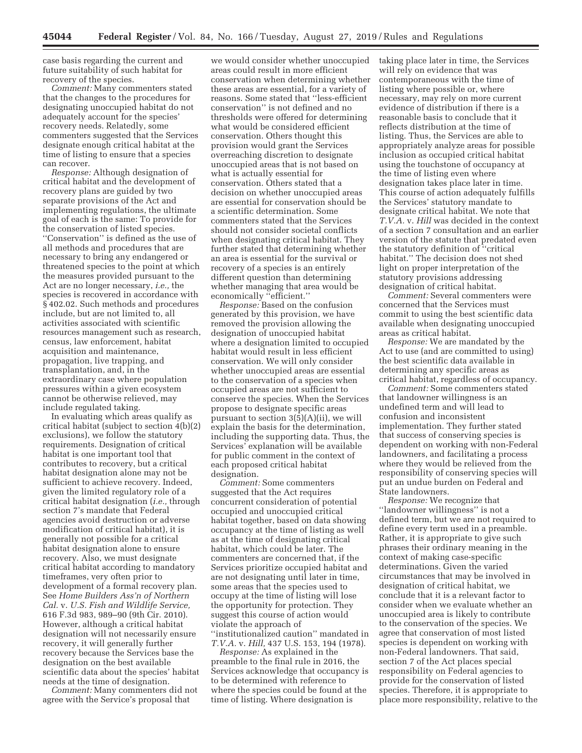case basis regarding the current and future suitability of such habitat for recovery of the species.

*Comment:* Many commenters stated that the changes to the procedures for designating unoccupied habitat do not adequately account for the species' recovery needs. Relatedly, some commenters suggested that the Services designate enough critical habitat at the time of listing to ensure that a species can recover.

*Response:* Although designation of critical habitat and the development of recovery plans are guided by two separate provisions of the Act and implementing regulations, the ultimate goal of each is the same: To provide for the conservation of listed species. ''Conservation'' is defined as the use of all methods and procedures that are necessary to bring any endangered or threatened species to the point at which the measures provided pursuant to the Act are no longer necessary, *i.e.,* the species is recovered in accordance with § 402.02. Such methods and procedures include, but are not limited to, all activities associated with scientific resources management such as research, census, law enforcement, habitat acquisition and maintenance, propagation, live trapping, and transplantation, and, in the extraordinary case where population pressures within a given ecosystem cannot be otherwise relieved, may include regulated taking.

In evaluating which areas qualify as critical habitat (subject to section 4(b)(2) exclusions), we follow the statutory requirements. Designation of critical habitat is one important tool that contributes to recovery, but a critical habitat designation alone may not be sufficient to achieve recovery. Indeed, given the limited regulatory role of a critical habitat designation (*i.e.,* through section 7's mandate that Federal agencies avoid destruction or adverse modification of critical habitat), it is generally not possible for a critical habitat designation alone to ensure recovery. Also, we must designate critical habitat according to mandatory timeframes, very often prior to development of a formal recovery plan. See *Home Builders Ass'n of Northern Cal.* v. *U.S. Fish and Wildlife Service,* 616 F.3d 983, 989–90 (9th Cir. 2010). However, although a critical habitat designation will not necessarily ensure recovery, it will generally further recovery because the Services base the designation on the best available scientific data about the species' habitat needs at the time of designation.

*Comment:* Many commenters did not agree with the Service's proposal that we would consider whether unoccupied areas could result in more efficient conservation when determining whether these areas are essential, for a variety of reasons. Some stated that ''less-efficient conservation'' is not defined and no thresholds were offered for determining what would be considered efficient conservation. Others thought this provision would grant the Services overreaching discretion to designate unoccupied areas that is not based on what is actually essential for conservation. Others stated that a decision on whether unoccupied areas are essential for conservation should be a scientific determination. Some commenters stated that the Services should not consider societal conflicts when designating critical habitat. They further stated that determining whether an area is essential for the survival or recovery of a species is an entirely different question than determining whether managing that area would be economically ''efficient.''

*Response:* Based on the confusion generated by this provision, we have removed the provision allowing the designation of unoccupied habitat where a designation limited to occupied habitat would result in less efficient conservation. We will only consider whether unoccupied areas are essential to the conservation of a species when occupied areas are not sufficient to conserve the species. When the Services propose to designate specific areas pursuant to section 3(5)(A)(ii), we will explain the basis for the determination, including the supporting data. Thus, the Services' explanation will be available for public comment in the context of each proposed critical habitat designation.

*Comment:* Some commenters suggested that the Act requires concurrent consideration of potential occupied and unoccupied critical habitat together, based on data showing occupancy at the time of listing as well as at the time of designating critical habitat, which could be later. The commenters are concerned that, if the Services prioritize occupied habitat and are not designating until later in time, some areas that the species used to occupy at the time of listing will lose the opportunity for protection. They suggest this course of action would violate the approach of ''institutionalized caution'' mandated in *T.V.A.* v. *Hill,* 437 U.S. 153, 194 (1978).

*Response:* As explained in the preamble to the final rule in 2016, the Services acknowledge that occupancy is to be determined with reference to where the species could be found at the time of listing. Where designation is taking place later in time, the Services will rely on evidence that was contemporaneous with the time of listing where possible or, where necessary, may rely on more current evidence of distribution if there is a reasonable basis to conclude that it reflects distribution at the time of listing. Thus, the Services are able to appropriately analyze areas for possible inclusion as occupied critical habitat using the touchstone of occupancy at the time of listing even where designation takes place later in time. This course of action adequately fulfills the Services' statutory mandate to designate critical habitat. We note that *T.V.A.* v. *Hill* was decided in the context of a section 7 consultation and an earlier version of the statute that predated even the statutory definition of ''critical habitat.'' The decision does not shed light on proper interpretation of the statutory provisions addressing designation of critical habitat.

*Comment:* Several commenters were concerned that the Services must commit to using the best scientific data available when designating unoccupied areas as critical habitat.

*Response:* We are mandated by the Act to use (and are committed to using) the best scientific data available in determining any specific areas as critical habitat, regardless of occupancy.

*Comment:* Some commenters stated that landowner willingness is an undefined term and will lead to confusion and inconsistent implementation. They further stated that success of conserving species is dependent on working with non-Federal landowners, and facilitating a process where they would be relieved from the responsibility of conserving species will put an undue burden on Federal and State landowners.

*Response:* We recognize that ''landowner willingness'' is not a defined term, but we are not required to define every term used in a preamble. Rather, it is appropriate to give such phrases their ordinary meaning in the context of making case-specific determinations. Given the varied circumstances that may be involved in designation of critical habitat, we conclude that it is a relevant factor to consider when we evaluate whether an unoccupied area is likely to contribute to the conservation of the species. We agree that conservation of most listed species is dependent on working with non-Federal landowners. That said, section 7 of the Act places special responsibility on Federal agencies to provide for the conservation of listed species. Therefore, it is appropriate to place more responsibility, relative to the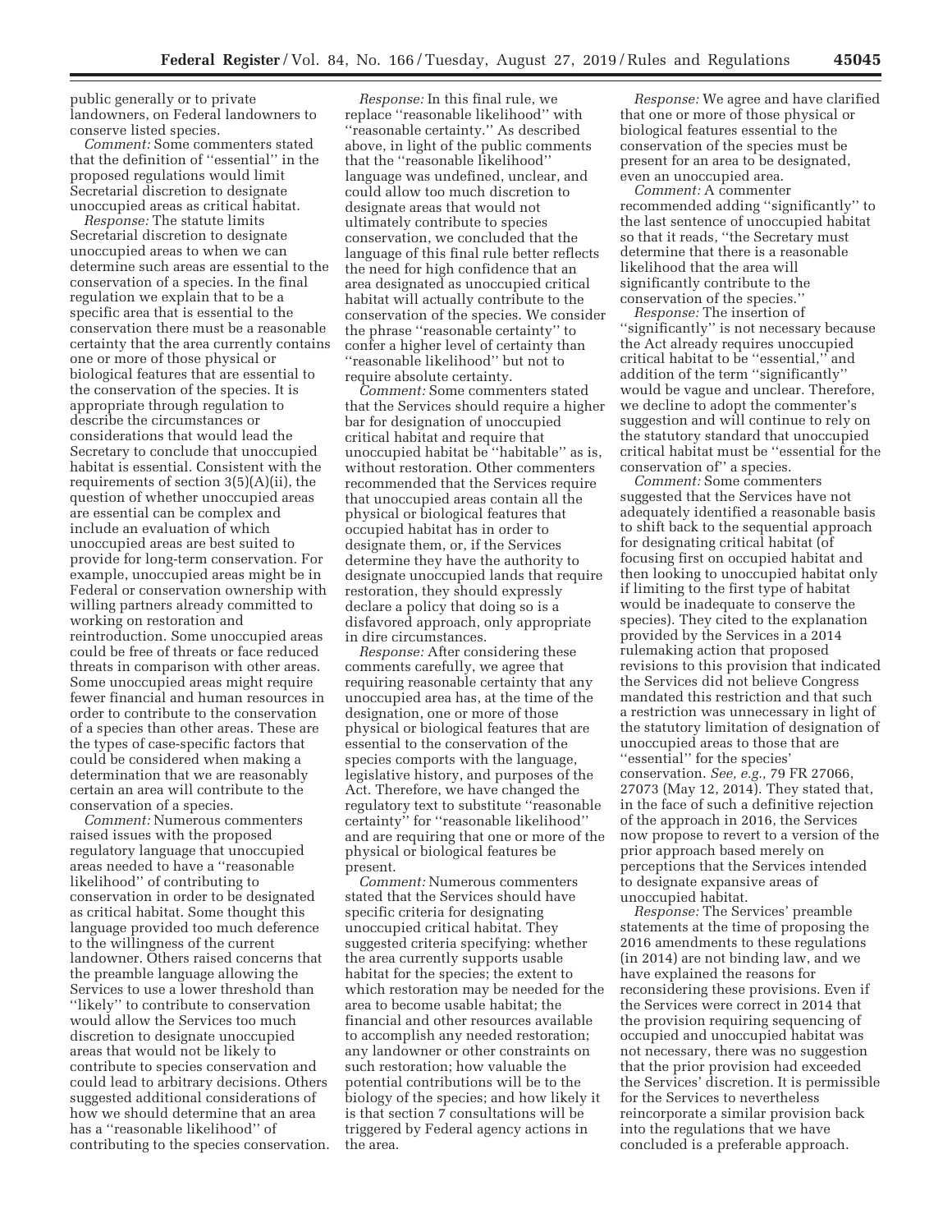public generally or to private landowners, on Federal landowners to conserve listed species.

*Comment:* Some commenters stated that the definition of "essential" in the proposed regulations would limit Secretarial discretion to designate unoccupied areas as critical habitat.

*Response:* The statute limits Secretarial discretion to designate unoccupied areas to when we can determine such areas are essential to the conservation of a species. In the final regulation we explain that to be a specific area that is essential to the conservation there must be a reasonable certainty that the area currently contains one or more of those physical or biological features that are essential to the conservation of the species. It is appropriate through regulation to describe the circumstances or considerations that would lead the Secretary to conclude that unoccupied habitat is essential. Consistent with the requirements of section 3(5)(A)(ii), the question of whether unoccupied areas are essential can be complex and include an evaluation of which unoccupied areas are best suited to provide for long-term conservation. For example, unoccupied areas might be in Federal or conservation ownership with willing partners already committed to working on restoration and reintroduction. Some unoccupied areas could be free of threats or face reduced threats in comparison with other areas. Some unoccupied areas might require fewer financial and human resources in order to contribute to the conservation of a species than other areas. These are the types of case-specific factors that could be considered when making a determination that we are reasonably certain an area will contribute to the conservation of a species.

*Comment:* Numerous commenters raised issues with the proposed regulatory language that unoccupied areas needed to have a "reasonable likelihood" of contributing to conservation in order to be designated as critical habitat. Some thought this language provided too much deference to the willingness of the current landowner. Others raised concerns that the preamble language allowing the Services to use a lower threshold than "likely" to contribute to conservation would allow the Services too much discretion to designate unoccupied areas that would not be likely to contribute to species conservation and could lead to arbitrary decisions. Others suggested additional considerations of how we should determine that an area has a "reasonable likelihood" of contributing to the species conservation.

*Response:* In this final rule, we replace "reasonable likelihood" with "reasonable certainty." As described above, in light of the public comments that the "reasonable likelihood" language was undefined, unclear, and could allow too much discretion to designate areas that would not ultimately contribute to species conservation, we concluded that the language of this final rule better reflects the need for high confidence that an area designated as unoccupied critical habitat will actually contribute to the conservation of the species. We consider the phrase "reasonable certainty" to confer a higher level of certainty than "reasonable likelihood" but not to require absolute certainty.

*Comment:* Some commenters stated that the Services should require a higher bar for designation of unoccupied critical habitat and require that unoccupied habitat be "habitable" as is, without restoration. Other commenters recommended that the Services require that unoccupied areas contain all the physical or biological features that occupied habitat has in order to designate them, or, if the Services determine they have the authority to designate unoccupied lands that require restoration, they should expressly declare a policy that doing so is a disfavored approach, only appropriate in dire circumstances.

*Response:* After considering these comments carefully, we agree that requiring reasonable certainty that any unoccupied area has, at the time of the designation, one or more of those physical or biological features that are essential to the conservation of the species comports with the language, legislative history, and purposes of the Act. Therefore, we have changed the regulatory text to substitute "reasonable certainty" for "reasonable likelihood" and are requiring that one or more of the physical or biological features be present.

*Comment:* Numerous commenters stated that the Services should have specific criteria for designating unoccupied critical habitat. They suggested criteria specifying: whether the area currently supports usable habitat for the species; the extent to which restoration may be needed for the area to become usable habitat; the financial and other resources available to accomplish any needed restoration; any landowner or other constraints on such restoration; how valuable the potential contributions will be to the biology of the species; and how likely it is that section 7 consultations will be triggered by Federal agency actions in the area.

*Response:* We agree and have clarified that one or more of those physical or biological features essential to the conservation of the species must be present for an area to be designated, even an unoccupied area.

*Comment:* A commenter recommended adding "significantly" to the last sentence of unoccupied habitat so that it reads, "the Secretary must determine that there is a reasonable likelihood that the area will significantly contribute to the conservation of the species."

*Response:* The insertion of "significantly" is not necessary because the Act already requires unoccupied critical habitat to be "essential," and addition of the term "significantly" would be vague and unclear. Therefore, we decline to adopt the commenter's suggestion and will continue to rely on the statutory standard that unoccupied critical habitat must be "essential for the conservation of" a species.

*Comment:* Some commenters suggested that the Services have not adequately identified a reasonable basis to shift back to the sequential approach for designating critical habitat (of focusing first on occupied habitat and then looking to unoccupied habitat only if limiting to the first type of habitat would be inadequate to conserve the species). They cited to the explanation provided by the Services in a 2014 rulemaking action that proposed revisions to this provision that indicated the Services did not believe Congress mandated this restriction and that such a restriction was unnecessary in light of the statutory limitation of designation of unoccupied areas to those that are "essential" for the species' conservation. *See, e.g.,* 79 FR 27066, 27073 (May 12, 2014). They stated that, in the face of such a definitive rejection of the approach in 2016, the Services now propose to revert to a version of the prior approach based merely on perceptions that the Services intended to designate expansive areas of unoccupied habitat.

*Response:* The Services' preamble statements at the time of proposing the 2016 amendments to these regulations (in 2014) are not binding law, and we have explained the reasons for reconsidering these provisions. Even if the Services were correct in 2014 that the provision requiring sequencing of occupied and unoccupied habitat was not necessary, there was no suggestion that the prior provision had exceeded the Services' discretion. It is permissible for the Services to nevertheless reincorporate a similar provision back into the regulations that we have concluded is a preferable approach.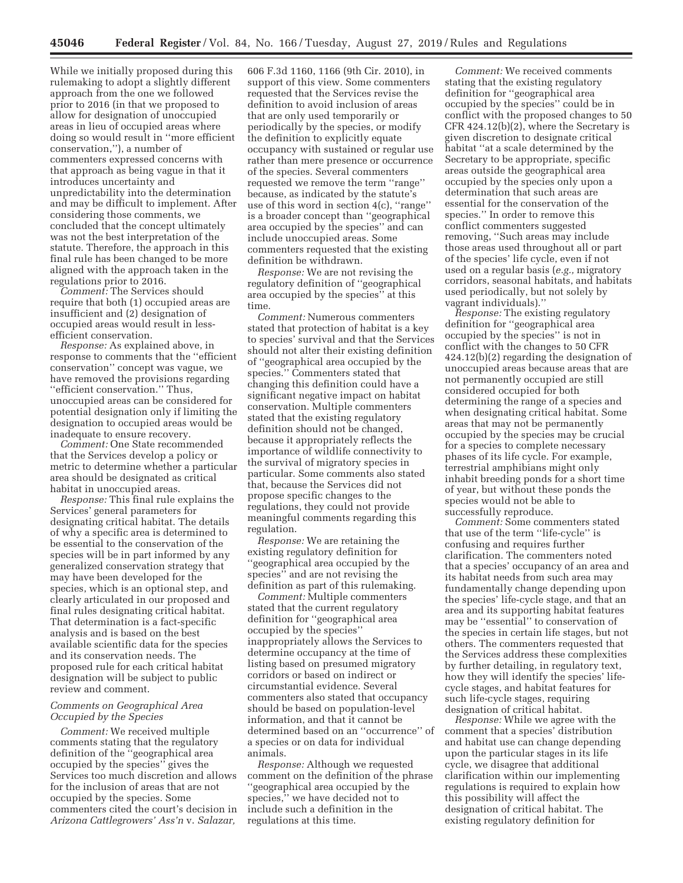While we initially proposed during this rulemaking to adopt a slightly different approach from the one we followed prior to 2016 (in that we proposed to allow for designation of unoccupied areas in lieu of occupied areas where doing so would result in ''more efficient conservation,''), a number of commenters expressed concerns with that approach as being vague in that it introduces uncertainty and unpredictability into the determination and may be difficult to implement. After considering those comments, we concluded that the concept ultimately was not the best interpretation of the statute. Therefore, the approach in this final rule has been changed to be more aligned with the approach taken in the regulations prior to 2016.

*Comment:* The Services should require that both (1) occupied areas are insufficient and (2) designation of occupied areas would result in less-efficient conservation.

*Response:* As explained above, in response to comments that the ''efficient conservation'' concept was vague, we have removed the provisions regarding ''efficient conservation.'' Thus, unoccupied areas can be considered for potential designation only if limiting the designation to occupied areas would be inadequate to ensure recovery.

*Comment:* One State recommended that the Services develop a policy or metric to determine whether a particular area should be designated as critical habitat in unoccupied areas.

*Response:* This final rule explains the Services' general parameters for designating critical habitat. The details of why a specific area is determined to be essential to the conservation of the species will be in part informed by any generalized conservation strategy that may have been developed for the species, which is an optional step, and clearly articulated in our proposed and final rules designating critical habitat. That determination is a fact-specific analysis and is based on the best available scientific data for the species and its conservation needs. The proposed rule for each critical habitat designation will be subject to public review and comment.

### *Comments on Geographical Area Occupied by the Species*

*Comment:* We received multiple comments stating that the regulatory definition of the ''geographical area occupied by the species'' gives the Services too much discretion and allows for the inclusion of areas that are not occupied by the species. Some commenters cited the court's decision in *Arizona Cattlegrowers' Ass'n* v. *Salazar,* 606 F.3d 1160, 1166 (9th Cir. 2010), in support of this view. Some commenters requested that the Services revise the definition to avoid inclusion of areas that are only used temporarily or periodically by the species, or modify the definition to explicitly equate occupancy with sustained or regular use rather than mere presence or occurrence of the species. Several commenters requested we remove the term ''range'' because, as indicated by the statute's use of this word in section 4(c), ''range'' is a broader concept than ''geographical area occupied by the species'' and can include unoccupied areas. Some commenters requested that the existing definition be withdrawn.

*Response:* We are not revising the regulatory definition of ''geographical area occupied by the species'' at this time.

*Comment:* Numerous commenters stated that protection of habitat is a key to species' survival and that the Services should not alter their existing definition of ''geographical area occupied by the species.'' Commenters stated that changing this definition could have a significant negative impact on habitat conservation. Multiple commenters stated that the existing regulatory definition should not be changed, because it appropriately reflects the importance of wildlife connectivity to the survival of migratory species in particular. Some comments also stated that, because the Services did not propose specific changes to the regulations, they could not provide meaningful comments regarding this regulation.

*Response:* We are retaining the existing regulatory definition for ''geographical area occupied by the species'' and are not revising the definition as part of this rulemaking.

*Comment:* Multiple commenters stated that the current regulatory definition for ''geographical area occupied by the species'' inappropriately allows the Services to determine occupancy at the time of listing based on presumed migratory corridors or based on indirect or circumstantial evidence. Several commenters also stated that occupancy should be based on population-level information, and that it cannot be determined based on an ''occurrence'' of a species or on data for individual animals.

*Response:* Although we requested comment on the definition of the phrase ''geographical area occupied by the species,'' we have decided not to include such a definition in the regulations at this time.

*Comment:* We received comments stating that the existing regulatory definition for ''geographical area occupied by the species'' could be in conflict with the proposed changes to 50 CFR 424.12(b)(2), where the Secretary is given discretion to designate critical habitat ''at a scale determined by the Secretary to be appropriate, specific areas outside the geographical area occupied by the species only upon a determination that such areas are essential for the conservation of the species.'' In order to remove this conflict commenters suggested removing, ''Such areas may include those areas used throughout all or part of the species' life cycle, even if not used on a regular basis (*e.g.,* migratory corridors, seasonal habitats, and habitats used periodically, but not solely by vagrant individuals).''

*Response:* The existing regulatory definition for ''geographical area occupied by the species'' is not in conflict with the changes to 50 CFR 424.12(b)(2) regarding the designation of unoccupied areas because areas that are not permanently occupied are still considered occupied for both determining the range of a species and when designating critical habitat. Some areas that may not be permanently occupied by the species may be crucial for a species to complete necessary phases of its life cycle. For example, terrestrial amphibians might only inhabit breeding ponds for a short time of year, but without these ponds the species would not be able to successfully reproduce.

*Comment:* Some commenters stated that use of the term ''life-cycle'' is confusing and requires further clarification. The commenters noted that a species' occupancy of an area and its habitat needs from such area may fundamentally change depending upon the species' life-cycle stage, and that an area and its supporting habitat features may be ''essential'' to conservation of the species in certain life stages, but not others. The commenters requested that the Services address these complexities by further detailing, in regulatory text, how they will identify the species' life-cycle stages, and habitat features for such life-cycle stages, requiring designation of critical habitat.

*Response:* While we agree with the comment that a species' distribution and habitat use can change depending upon the particular stages in its life cycle, we disagree that additional clarification within our implementing regulations is required to explain how this possibility will affect the designation of critical habitat. The existing regulatory definition for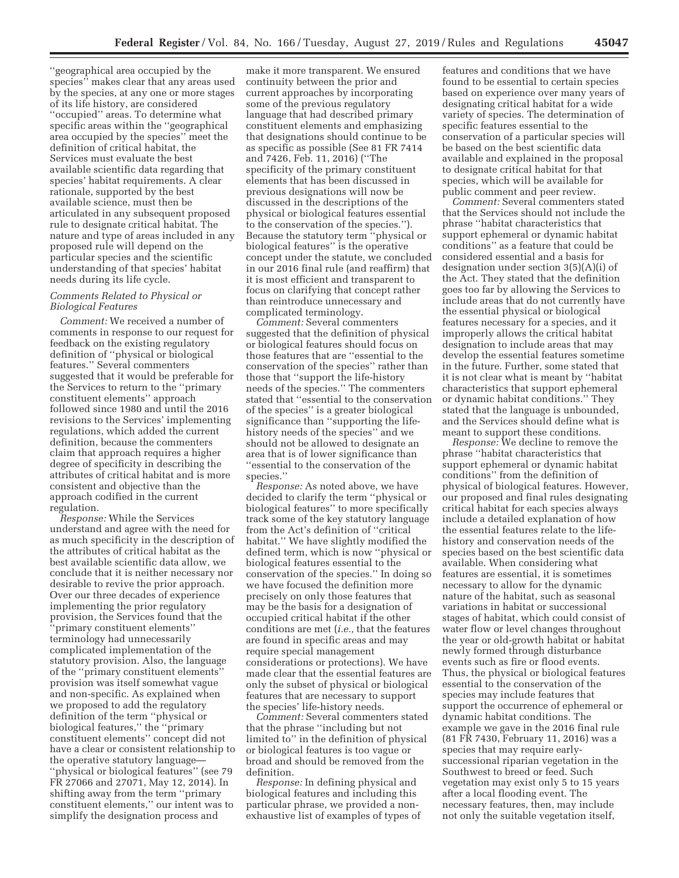''geographical area occupied by the species'' makes clear that any areas used by the species, at any one or more stages of its life history, are considered ''occupied'' areas. To determine what specific areas within the ''geographical area occupied by the species'' meet the definition of critical habitat, the Services must evaluate the best available scientific data regarding that species' habitat requirements. A clear rationale, supported by the best available science, must then be articulated in any subsequent proposed rule to designate critical habitat. The nature and type of areas included in any proposed rule will depend on the particular species and the scientific understanding of that species' habitat needs during its life cycle.

### *Comments Related to Physical or Biological Features*

*Comment:* We received a number of comments in response to our request for feedback on the existing regulatory definition of ''physical or biological features.'' Several commenters suggested that it would be preferable for the Services to return to the ''primary constituent elements'' approach followed since 1980 and until the 2016 revisions to the Services' implementing regulations, which added the current definition, because the commenters claim that approach requires a higher degree of specificity in describing the attributes of critical habitat and is more consistent and objective than the approach codified in the current regulation.

*Response:* While the Services understand and agree with the need for as much specificity in the description of the attributes of critical habitat as the best available scientific data allow, we conclude that it is neither necessary nor desirable to revive the prior approach. Over our three decades of experience implementing the prior regulatory provision, the Services found that the ''primary constituent elements'' terminology had unnecessarily complicated implementation of the statutory provision. Also, the language of the ''primary constituent elements'' provision was itself somewhat vague and non-specific. As explained when we proposed to add the regulatory definition of the term ''physical or biological features,'' the ''primary constituent elements'' concept did not have a clear or consistent relationship to the operative statutory language—''physical or biological features'' (see 79 FR 27066 and 27071, May 12, 2014). In shifting away from the term ''primary constituent elements,'' our intent was to simplify the designation process and make it more transparent. We ensured continuity between the prior and current approaches by incorporating some of the previous regulatory language that had described primary constituent elements and emphasizing that designations should continue to be as specific as possible (See 81 FR 7414 and 7426, Feb. 11, 2016) (''The specificity of the primary constituent elements that has been discussed in previous designations will now be discussed in the descriptions of the physical or biological features essential to the conservation of the species.''). Because the statutory term ''physical or biological features'' is the operative concept under the statute, we concluded in our 2016 final rule (and reaffirm) that it is most efficient and transparent to focus on clarifying that concept rather than reintroduce unnecessary and complicated terminology.

*Comment:* Several commenters suggested that the definition of physical or biological features should focus on those features that are ''essential to the conservation of the species'' rather than those that ''support the life-history needs of the species.'' The commenters stated that ''essential to the conservation of the species'' is a greater biological significance than ''supporting the life-history needs of the species'' and we should not be allowed to designate an area that is of lower significance than ''essential to the conservation of the species.''

*Response:* As noted above, we have decided to clarify the term ''physical or biological features'' to more specifically track some of the key statutory language from the Act's definition of ''critical habitat.'' We have slightly modified the defined term, which is now ''physical or biological features essential to the conservation of the species.'' In doing so we have focused the definition more precisely on only those features that may be the basis for a designation of occupied critical habitat if the other conditions are met (*i.e.,* that the features are found in specific areas and may require special management considerations or protections). We have made clear that the essential features are only the subset of physical or biological features that are necessary to support the species' life-history needs.

*Comment:* Several commenters stated that the phrase ''including but not limited to'' in the definition of physical or biological features is too vague or broad and should be removed from the definition.

*Response:* In defining physical and biological features and including this particular phrase, we provided a non-exhaustive list of examples of types of features and conditions that we have found to be essential to certain species based on experience over many years of designating critical habitat for a wide variety of species. The determination of specific features essential to the conservation of a particular species will be based on the best scientific data available and explained in the proposal to designate critical habitat for that species, which will be available for public comment and peer review.

*Comment:* Several commenters stated that the Services should not include the phrase ''habitat characteristics that support ephemeral or dynamic habitat conditions'' as a feature that could be considered essential and a basis for designation under section 3(5)(A)(i) of the Act. They stated that the definition goes too far by allowing the Services to include areas that do not currently have the essential physical or biological features necessary for a species, and it improperly allows the critical habitat designation to include areas that may develop the essential features sometime in the future. Further, some stated that it is not clear what is meant by ''habitat characteristics that support ephemeral or dynamic habitat conditions.'' They stated that the language is unbounded, and the Services should define what is meant to support these conditions.

*Response:* We decline to remove the phrase ''habitat characteristics that support ephemeral or dynamic habitat conditions'' from the definition of physical of biological features. However, our proposed and final rules designating critical habitat for each species always include a detailed explanation of how the essential features relate to the life-history and conservation needs of the species based on the best scientific data available. When considering what features are essential, it is sometimes necessary to allow for the dynamic nature of the habitat, such as seasonal variations in habitat or successional stages of habitat, which could consist of water flow or level changes throughout the year or old-growth habitat or habitat newly formed through disturbance events such as fire or flood events. Thus, the physical or biological features essential to the conservation of the species may include features that support the occurrence of ephemeral or dynamic habitat conditions. The example we gave in the 2016 final rule (81 FR 7430, February 11, 2016) was a species that may require early-successional riparian vegetation in the Southwest to breed or feed. Such vegetation may exist only 5 to 15 years after a local flooding event. The necessary features, then, may include not only the suitable vegetation itself,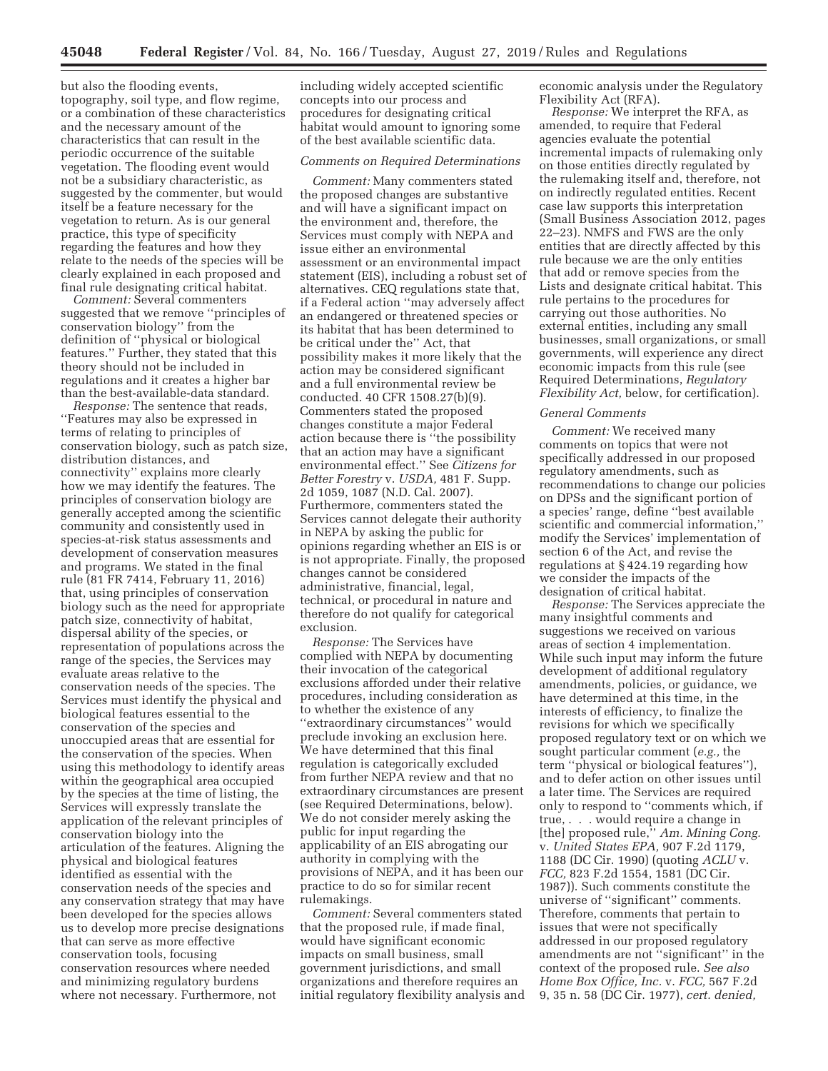but also the flooding events, topography, soil type, and flow regime, or a combination of these characteristics and the necessary amount of the characteristics that can result in the periodic occurrence of the suitable vegetation. The flooding event would not be a subsidiary characteristic, as suggested by the commenter, but would itself be a feature necessary for the vegetation to return. As is our general practice, this type of specificity regarding the features and how they relate to the needs of the species will be clearly explained in each proposed and final rule designating critical habitat.

*Comment:* Several commenters suggested that we remove ''principles of conservation biology'' from the definition of ''physical or biological features.'' Further, they stated that this theory should not be included in regulations and it creates a higher bar than the best-available-data standard.

*Response:* The sentence that reads, ''Features may also be expressed in terms of relating to principles of conservation biology, such as patch size, distribution distances, and connectivity'' explains more clearly how we may identify the features. The principles of conservation biology are generally accepted among the scientific community and consistently used in species-at-risk status assessments and development of conservation measures and programs. We stated in the final rule (81 FR 7414, February 11, 2016) that, using principles of conservation biology such as the need for appropriate patch size, connectivity of habitat, dispersal ability of the species, or representation of populations across the range of the species, the Services may evaluate areas relative to the conservation needs of the species. The Services must identify the physical and biological features essential to the conservation of the species and unoccupied areas that are essential for the conservation of the species. When using this methodology to identify areas within the geographical area occupied by the species at the time of listing, the Services will expressly translate the application of the relevant principles of conservation biology into the articulation of the features. Aligning the physical and biological features identified as essential with the conservation needs of the species and any conservation strategy that may have been developed for the species allows us to develop more precise designations that can serve as more effective conservation tools, focusing conservation resources where needed and minimizing regulatory burdens where not necessary. Furthermore, not including widely accepted scientific concepts into our process and procedures for designating critical habitat would amount to ignoring some of the best available scientific data.

### *Comments on Required Determinations*

*Comment:* Many commenters stated the proposed changes are substantive and will have a significant impact on the environment and, therefore, the Services must comply with NEPA and issue either an environmental assessment or an environmental impact statement (EIS), including a robust set of alternatives. CEQ regulations state that, if a Federal action ''may adversely affect an endangered or threatened species or its habitat that has been determined to be critical under the'' Act, that possibility makes it more likely that the action may be considered significant and a full environmental review be conducted. 40 CFR 1508.27(b)(9). Commenters stated the proposed changes constitute a major Federal action because there is ''the possibility that an action may have a significant environmental effect.'' See *Citizens for Better Forestry* v. *USDA,* 481 F. Supp. 2d 1059, 1087 (N.D. Cal. 2007). Furthermore, commenters stated the Services cannot delegate their authority in NEPA by asking the public for opinions regarding whether an EIS is or is not appropriate. Finally, the proposed changes cannot be considered administrative, financial, legal, technical, or procedural in nature and therefore do not qualify for categorical exclusion.

*Response:* The Services have complied with NEPA by documenting their invocation of the categorical exclusions afforded under their relative procedures, including consideration as to whether the existence of any ''extraordinary circumstances'' would preclude invoking an exclusion here. We have determined that this final regulation is categorically excluded from further NEPA review and that no extraordinary circumstances are present (see Required Determinations, below). We do not consider merely asking the public for input regarding the applicability of an EIS abrogating our authority in complying with the provisions of NEPA, and it has been our practice to do so for similar recent rulemakings.

*Comment:* Several commenters stated that the proposed rule, if made final, would have significant economic impacts on small business, small government jurisdictions, and small organizations and therefore requires an initial regulatory flexibility analysis and economic analysis under the Regulatory Flexibility Act (RFA).

*Response:* We interpret the RFA, as amended, to require that Federal agencies evaluate the potential incremental impacts of rulemaking only on those entities directly regulated by the rulemaking itself and, therefore, not on indirectly regulated entities. Recent case law supports this interpretation (Small Business Association 2012, pages 22–23). NMFS and FWS are the only entities that are directly affected by this rule because we are the only entities that add or remove species from the Lists and designate critical habitat. This rule pertains to the procedures for carrying out those authorities. No external entities, including any small businesses, small organizations, or small governments, will experience any direct economic impacts from this rule (see Required Determinations, *Regulatory Flexibility Act,* below, for certification).

### *General Comments*

*Comment:* We received many comments on topics that were not specifically addressed in our proposed regulatory amendments, such as recommendations to change our policies on DPSs and the significant portion of a species' range, define ''best available scientific and commercial information,'' modify the Services' implementation of section 6 of the Act, and revise the regulations at § 424.19 regarding how we consider the impacts of the designation of critical habitat.

*Response:* The Services appreciate the many insightful comments and suggestions we received on various areas of section 4 implementation. While such input may inform the future development of additional regulatory amendments, policies, or guidance, we have determined at this time, in the interests of efficiency, to finalize the revisions for which we specifically proposed regulatory text or on which we sought particular comment (*e.g.,* the term ''physical or biological features''), and to defer action on other issues until a later time. The Services are required only to respond to ''comments which, if true, . . . would require a change in [the] proposed rule,'' *Am. Mining Cong.* v. *United States EPA,* 907 F.2d 1179, 1188 (DC Cir. 1990) (quoting *ACLU* v. *FCC,* 823 F.2d 1554, 1581 (DC Cir. 1987)). Such comments constitute the universe of ''significant'' comments. Therefore, comments that pertain to issues that were not specifically addressed in our proposed regulatory amendments are not ''significant'' in the context of the proposed rule. *See also Home Box Office, Inc.* v. *FCC,* 567 F.2d 9, 35 n. 58 (DC Cir. 1977), *cert. denied,*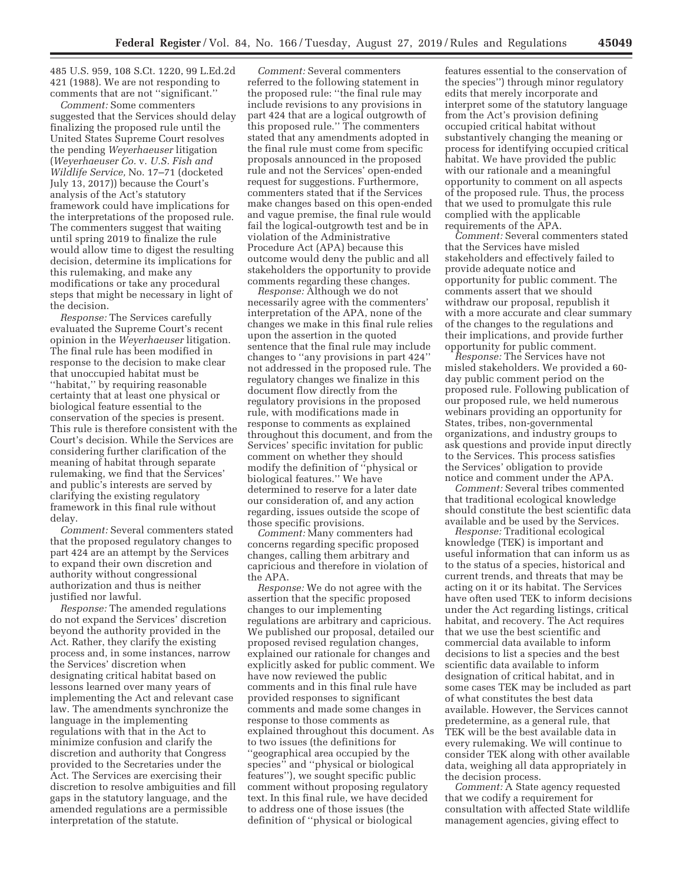485 U.S. 959, 108 S.Ct. 1220, 99 L.Ed.2d 421 (1988). We are not responding to comments that are not ''significant.''

*Comment:* Some commenters suggested that the Services should delay finalizing the proposed rule until the United States Supreme Court resolves the pending *Weyerhaeuser* litigation (*Weyerhaeuser Co.* v. *U.S. Fish and Wildlife Service,* No. 17–71 (docketed July 13, 2017)) because the Court's analysis of the Act's statutory framework could have implications for the interpretations of the proposed rule. The commenters suggest that waiting until spring 2019 to finalize the rule would allow time to digest the resulting decision, determine its implications for this rulemaking, and make any modifications or take any procedural steps that might be necessary in light of the decision.

*Response:* The Services carefully evaluated the Supreme Court's recent opinion in the *Weyerhaeuser* litigation. The final rule has been modified in response to the decision to make clear that unoccupied habitat must be ''habitat,'' by requiring reasonable certainty that at least one physical or biological feature essential to the conservation of the species is present. This rule is therefore consistent with the Court's decision. While the Services are considering further clarification of the meaning of habitat through separate rulemaking, we find that the Services' and public's interests are served by clarifying the existing regulatory framework in this final rule without delay.

*Comment:* Several commenters stated that the proposed regulatory changes to part 424 are an attempt by the Services to expand their own discretion and authority without congressional authorization and thus is neither justified nor lawful.

*Response:* The amended regulations do not expand the Services' discretion beyond the authority provided in the Act. Rather, they clarify the existing process and, in some instances, narrow the Services' discretion when designating critical habitat based on lessons learned over many years of implementing the Act and relevant case law. The amendments synchronize the language in the implementing regulations with that in the Act to minimize confusion and clarify the discretion and authority that Congress provided to the Secretaries under the Act. The Services are exercising their discretion to resolve ambiguities and fill gaps in the statutory language, and the amended regulations are a permissible interpretation of the statute.

*Comment:* Several commenters referred to the following statement in the proposed rule: ''the final rule may include revisions to any provisions in part 424 that are a logical outgrowth of this proposed rule.'' The commenters stated that any amendments adopted in the final rule must come from specific proposals announced in the proposed rule and not the Services' open-ended request for suggestions. Furthermore, commenters stated that if the Services make changes based on this open-ended and vague premise, the final rule would fail the logical-outgrowth test and be in violation of the Administrative Procedure Act (APA) because this outcome would deny the public and all stakeholders the opportunity to provide comments regarding these changes.

*Response:* Although we do not necessarily agree with the commenters' interpretation of the APA, none of the changes we make in this final rule relies upon the assertion in the quoted sentence that the final rule may include changes to ''any provisions in part 424'' not addressed in the proposed rule. The regulatory changes we finalize in this document flow directly from the regulatory provisions in the proposed rule, with modifications made in response to comments as explained throughout this document, and from the Services' specific invitation for public comment on whether they should modify the definition of ''physical or biological features.'' We have determined to reserve for a later date our consideration of, and any action regarding, issues outside the scope of those specific provisions.

*Comment:* Many commenters had concerns regarding specific proposed changes, calling them arbitrary and capricious and therefore in violation of the APA.

*Response:* We do not agree with the assertion that the specific proposed changes to our implementing regulations are arbitrary and capricious. We published our proposal, detailed our proposed revised regulation changes, explained our rationale for changes and explicitly asked for public comment. We have now reviewed the public comments and in this final rule have provided responses to significant comments and made some changes in response to those comments as explained throughout this document. As to two issues (the definitions for ''geographical area occupied by the species'' and ''physical or biological features''), we sought specific public comment without proposing regulatory text. In this final rule, we have decided to address one of those issues (the definition of ''physical or biological features essential to the conservation of the species'') through minor regulatory edits that merely incorporate and interpret some of the statutory language from the Act's provision defining occupied critical habitat without substantively changing the meaning or process for identifying occupied critical habitat. We have provided the public with our rationale and a meaningful opportunity to comment on all aspects of the proposed rule. Thus, the process that we used to promulgate this rule complied with the applicable requirements of the APA.

*Comment:* Several commenters stated that the Services have misled stakeholders and effectively failed to provide adequate notice and opportunity for public comment. The comments assert that we should withdraw our proposal, republish it with a more accurate and clear summary of the changes to the regulations and their implications, and provide further opportunity for public comment.

*Response:* The Services have not misled stakeholders. We provided a 60-day public comment period on the proposed rule. Following publication of our proposed rule, we held numerous webinars providing an opportunity for States, tribes, non-governmental organizations, and industry groups to ask questions and provide input directly to the Services. This process satisfies the Services' obligation to provide notice and comment under the APA.

*Comment:* Several tribes commented that traditional ecological knowledge should constitute the best scientific data available and be used by the Services.

*Response:* Traditional ecological knowledge (TEK) is important and useful information that can inform us as to the status of a species, historical and current trends, and threats that may be acting on it or its habitat. The Services have often used TEK to inform decisions under the Act regarding listings, critical habitat, and recovery. The Act requires that we use the best scientific and commercial data available to inform decisions to list a species and the best scientific data available to inform designation of critical habitat, and in some cases TEK may be included as part of what constitutes the best data available. However, the Services cannot predetermine, as a general rule, that TEK will be the best available data in every rulemaking. We will continue to consider TEK along with other available data, weighing all data appropriately in the decision process.

*Comment:* A State agency requested that we codify a requirement for consultation with affected State wildlife management agencies, giving effect to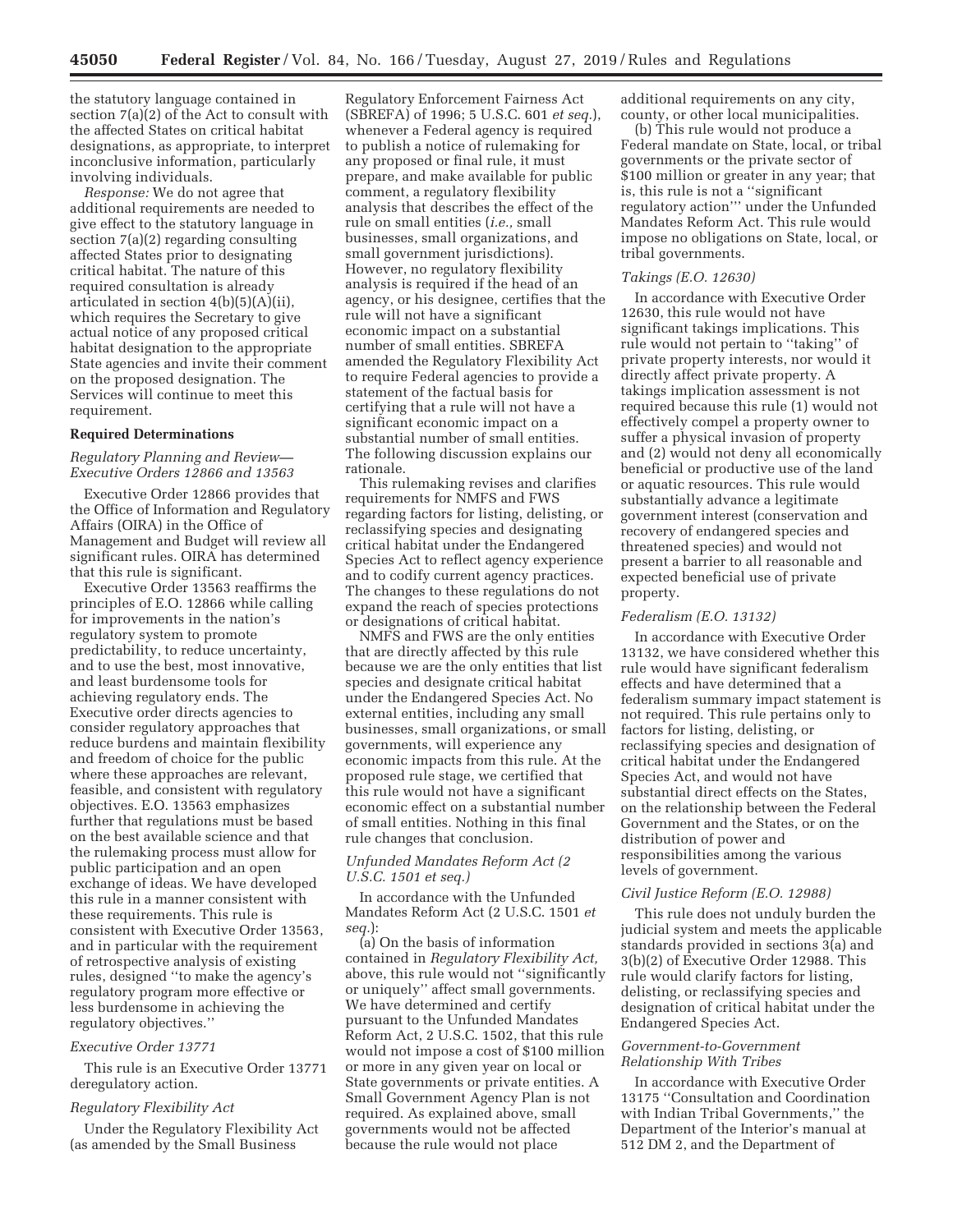the statutory language contained in section 7(a)(2) of the Act to consult with the affected States on critical habitat designations, as appropriate, to interpret inconclusive information, particularly involving individuals.

*Response:* We do not agree that additional requirements are needed to give effect to the statutory language in section 7(a)(2) regarding consulting affected States prior to designating critical habitat. The nature of this required consultation is already articulated in section 4(b)(5)(A)(ii), which requires the Secretary to give actual notice of any proposed critical habitat designation to the appropriate State agencies and invite their comment on the proposed designation. The Services will continue to meet this requirement.

## Required Determinations

### *Regulatory Planning and Review—Executive Orders 12866 and 13563*

Executive Order 12866 provides that the Office of Information and Regulatory Affairs (OIRA) in the Office of Management and Budget will review all significant rules. OIRA has determined that this rule is significant.

Executive Order 13563 reaffirms the principles of E.O. 12866 while calling for improvements in the nation's regulatory system to promote predictability, to reduce uncertainty, and to use the best, most innovative, and least burdensome tools for achieving regulatory ends. The Executive order directs agencies to consider regulatory approaches that reduce burdens and maintain flexibility and freedom of choice for the public where these approaches are relevant, feasible, and consistent with regulatory objectives. E.O. 13563 emphasizes further that regulations must be based on the best available science and that the rulemaking process must allow for public participation and an open exchange of ideas. We have developed this rule in a manner consistent with these requirements. This rule is consistent with Executive Order 13563, and in particular with the requirement of retrospective analysis of existing rules, designed ''to make the agency's regulatory program more effective or less burdensome in achieving the regulatory objectives.''

### *Executive Order 13771*

This rule is an Executive Order 13771 deregulatory action.

### *Regulatory Flexibility Act*

Under the Regulatory Flexibility Act (as amended by the Small Business Regulatory Enforcement Fairness Act (SBREFA) of 1996; 5 U.S.C. 601 *et seq.*), whenever a Federal agency is required to publish a notice of rulemaking for any proposed or final rule, it must prepare, and make available for public comment, a regulatory flexibility analysis that describes the effect of the rule on small entities (*i.e.,* small businesses, small organizations, and small government jurisdictions). However, no regulatory flexibility analysis is required if the head of an agency, or his designee, certifies that the rule will not have a significant economic impact on a substantial number of small entities. SBREFA amended the Regulatory Flexibility Act to require Federal agencies to provide a statement of the factual basis for certifying that a rule will not have a significant economic impact on a substantial number of small entities. The following discussion explains our rationale.

This rulemaking revises and clarifies requirements for NMFS and FWS regarding factors for listing, delisting, or reclassifying species and designating critical habitat under the Endangered Species Act to reflect agency experience and to codify current agency practices. The changes to these regulations do not expand the reach of species protections or designations of critical habitat.

NMFS and FWS are the only entities that are directly affected by this rule because we are the only entities that list species and designate critical habitat under the Endangered Species Act. No external entities, including any small businesses, small organizations, or small governments, will experience any economic impacts from this rule. At the proposed rule stage, we certified that this rule would not have a significant economic effect on a substantial number of small entities. Nothing in this final rule changes that conclusion.

### *Unfunded Mandates Reform Act (2 U.S.C. 1501 et seq.)*

In accordance with the Unfunded Mandates Reform Act (2 U.S.C. 1501 *et seq.*):

(a) On the basis of information contained in *Regulatory Flexibility Act,* above, this rule would not ''significantly or uniquely'' affect small governments. We have determined and certify pursuant to the Unfunded Mandates Reform Act, 2 U.S.C. 1502, that this rule would not impose a cost of $100 million or more in any given year on local or State governments or private entities. A Small Government Agency Plan is not required. As explained above, small governments would not be affected because the rule would not place additional requirements on any city, county, or other local municipalities.

(b) This rule would not produce a Federal mandate on State, local, or tribal governments or the private sector of $100 million or greater in any year; that is, this rule is not a ''significant regulatory action''' under the Unfunded Mandates Reform Act. This rule would impose no obligations on State, local, or tribal governments.

### *Takings (E.O. 12630)*

In accordance with Executive Order 12630, this rule would not have significant takings implications. This rule would not pertain to ''taking'' of private property interests, nor would it directly affect private property. A takings implication assessment is not required because this rule (1) would not effectively compel a property owner to suffer a physical invasion of property and (2) would not deny all economically beneficial or productive use of the land or aquatic resources. This rule would substantially advance a legitimate government interest (conservation and recovery of endangered species and threatened species) and would not present a barrier to all reasonable and expected beneficial use of private property.

### *Federalism (E.O. 13132)*

In accordance with Executive Order 13132, we have considered whether this rule would have significant federalism effects and have determined that a federalism summary impact statement is not required. This rule pertains only to factors for listing, delisting, or reclassifying species and designation of critical habitat under the Endangered Species Act, and would not have substantial direct effects on the States, on the relationship between the Federal Government and the States, or on the distribution of power and responsibilities among the various levels of government.

### *Civil Justice Reform (E.O. 12988)*

This rule does not unduly burden the judicial system and meets the applicable standards provided in sections 3(a) and 3(b)(2) of Executive Order 12988. This rule would clarify factors for listing, delisting, or reclassifying species and designation of critical habitat under the Endangered Species Act.

### *Government-to-Government Relationship With Tribes*

In accordance with Executive Order 13175 ''Consultation and Coordination with Indian Tribal Governments,'' the Department of the Interior's manual at 512 DM 2, and the Department of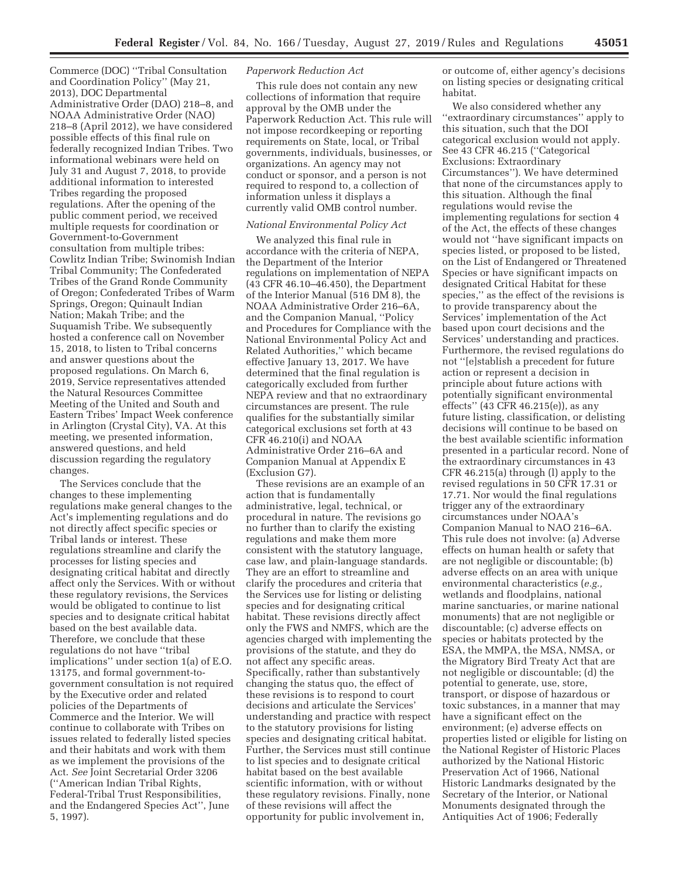Commerce (DOC) ''Tribal Consultation and Coordination Policy'' (May 21, 2013), DOC Departmental Administrative Order (DAO) 218–8, and NOAA Administrative Order (NAO) 218–8 (April 2012), we have considered possible effects of this final rule on federally recognized Indian Tribes. Two informational webinars were held on July 31 and August 7, 2018, to provide additional information to interested Tribes regarding the proposed regulations. After the opening of the public comment period, we received multiple requests for coordination or Government-to-Government consultation from multiple tribes: Cowlitz Indian Tribe; Swinomish Indian Tribal Community; The Confederated Tribes of the Grand Ronde Community of Oregon; Confederated Tribes of Warm Springs, Oregon; Quinault Indian Nation; Makah Tribe; and the Suquamish Tribe. We subsequently hosted a conference call on November 15, 2018, to listen to Tribal concerns and answer questions about the proposed regulations. On March 6, 2019, Service representatives attended the Natural Resources Committee Meeting of the United and South and Eastern Tribes' Impact Week conference in Arlington (Crystal City), VA. At this meeting, we presented information, answered questions, and held discussion regarding the regulatory changes.

The Services conclude that the changes to these implementing regulations make general changes to the Act's implementing regulations and do not directly affect specific species or Tribal lands or interest. These regulations streamline and clarify the processes for listing species and designating critical habitat and directly affect only the Services. With or without these regulatory revisions, the Services would be obligated to continue to list species and to designate critical habitat based on the best available data. Therefore, we conclude that these regulations do not have ''tribal implications'' under section 1(a) of E.O. 13175, and formal government-to-government consultation is not required by the Executive order and related policies of the Departments of Commerce and the Interior. We will continue to collaborate with Tribes on issues related to federally listed species and their habitats and work with them as we implement the provisions of the Act. *See* Joint Secretarial Order 3206 (''American Indian Tribal Rights, Federal-Tribal Trust Responsibilities, and the Endangered Species Act'', June 5, 1997).

*Paperwork Reduction Act*

This rule does not contain any new collections of information that require approval by the OMB under the Paperwork Reduction Act. This rule will not impose recordkeeping or reporting requirements on State, local, or Tribal governments, individuals, businesses, or organizations. An agency may not conduct or sponsor, and a person is not required to respond to, a collection of information unless it displays a currently valid OMB control number.

*National Environmental Policy Act*

We analyzed this final rule in accordance with the criteria of NEPA, the Department of the Interior regulations on implementation of NEPA (43 CFR 46.10–46.450), the Department of the Interior Manual (516 DM 8), the NOAA Administrative Order 216–6A, and the Companion Manual, ''Policy and Procedures for Compliance with the National Environmental Policy Act and Related Authorities,'' which became effective January 13, 2017. We have determined that the final regulation is categorically excluded from further NEPA review and that no extraordinary circumstances are present. The rule qualifies for the substantially similar categorical exclusions set forth at 43 CFR 46.210(i) and NOAA Administrative Order 216–6A and Companion Manual at Appendix E (Exclusion G7).

These revisions are an example of an action that is fundamentally administrative, legal, technical, or procedural in nature. The revisions go no further than to clarify the existing regulations and make them more consistent with the statutory language, case law, and plain-language standards. They are an effort to streamline and clarify the procedures and criteria that the Services use for listing or delisting species and for designating critical habitat. These revisions directly affect only the FWS and NMFS, which are the agencies charged with implementing the provisions of the statute, and they do not affect any specific areas. Specifically, rather than substantively changing the status quo, the effect of these revisions is to respond to court decisions and articulate the Services' understanding and practice with respect to the statutory provisions for listing species and designating critical habitat. Further, the Services must still continue to list species and to designate critical habitat based on the best available scientific information, with or without these regulatory revisions. Finally, none of these revisions will affect the opportunity for public involvement in, or outcome of, either agency's decisions on listing species or designating critical habitat.

We also considered whether any ''extraordinary circumstances'' apply to this situation, such that the DOI categorical exclusion would not apply. See 43 CFR 46.215 (''Categorical Exclusions: Extraordinary Circumstances''). We have determined that none of the circumstances apply to this situation. Although the final regulations would revise the implementing regulations for section 4 of the Act, the effects of these changes would not ''have significant impacts on species listed, or proposed to be listed, on the List of Endangered or Threatened Species or have significant impacts on designated Critical Habitat for these species,'' as the effect of the revisions is to provide transparency about the Services' implementation of the Act based upon court decisions and the Services' understanding and practices. Furthermore, the revised regulations do not ''[e]stablish a precedent for future action or represent a decision in principle about future actions with potentially significant environmental effects'' (43 CFR 46.215(e)), as any future listing, classification, or delisting decisions will continue to be based on the best available scientific information presented in a particular record. None of the extraordinary circumstances in 43 CFR 46.215(a) through (l) apply to the revised regulations in 50 CFR 17.31 or 17.71. Nor would the final regulations trigger any of the extraordinary circumstances under NOAA's Companion Manual to NAO 216–6A. This rule does not involve: (a) Adverse effects on human health or safety that are not negligible or discountable; (b) adverse effects on an area with unique environmental characteristics (*e.g.,* wetlands and floodplains, national marine sanctuaries, or marine national monuments) that are not negligible or discountable; (c) adverse effects on species or habitats protected by the ESA, the MMPA, the MSA, NMSA, or the Migratory Bird Treaty Act that are not negligible or discountable; (d) the potential to generate, use, store, transport, or dispose of hazardous or toxic substances, in a manner that may have a significant effect on the environment; (e) adverse effects on properties listed or eligible for listing on the National Register of Historic Places authorized by the National Historic Preservation Act of 1966, National Historic Landmarks designated by the Secretary of the Interior, or National Monuments designated through the Antiquities Act of 1906; Federally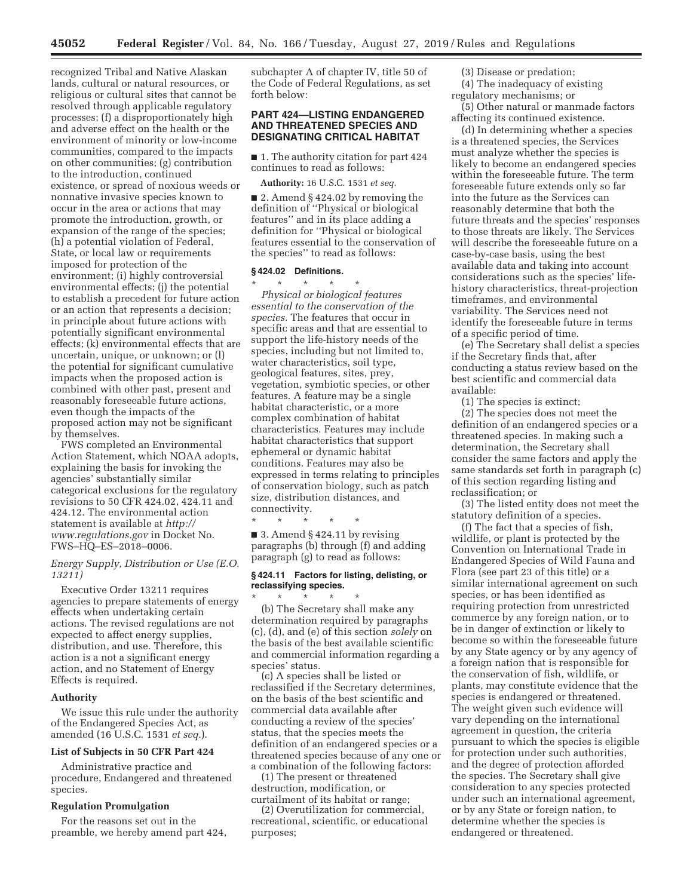recognized Tribal and Native Alaskan lands, cultural or natural resources, or religious or cultural sites that cannot be resolved through applicable regulatory processes; (f) a disproportionately high and adverse effect on the health or the environment of minority or low-income communities, compared to the impacts on other communities; (g) contribution to the introduction, continued existence, or spread of noxious weeds or nonnative invasive species known to occur in the area or actions that may promote the introduction, growth, or expansion of the range of the species; (h) a potential violation of Federal, State, or local law or requirements imposed for protection of the environment; (i) highly controversial environmental effects; (j) the potential to establish a precedent for future action or an action that represents a decision; in principle about future actions with potentially significant environmental effects; (k) environmental effects that are uncertain, unique, or unknown; or (l) the potential for significant cumulative impacts when the proposed action is combined with other past, present and reasonably foreseeable future actions, even though the impacts of the proposed action may not be significant by themselves.

FWS completed an Environmental Action Statement, which NOAA adopts, explaining the basis for invoking the agencies' substantially similar categorical exclusions for the regulatory revisions to 50 CFR 424.02, 424.11 and 424.12. The environmental action statement is available at *http://www.regulations.gov* in Docket No. FWS–HQ–ES–2018–0006.

### *Energy Supply, Distribution or Use (E.O. 13211)*

Executive Order 13211 requires agencies to prepare statements of energy effects when undertaking certain actions. The revised regulations are not expected to affect energy supplies, distribution, and use. Therefore, this action is a not a significant energy action, and no Statement of Energy Effects is required.

### Authority

We issue this rule under the authority of the Endangered Species Act, as amended (16 U.S.C. 1531 *et seq.*).

### List of Subjects in 50 CFR Part 424

Administrative practice and procedure, Endangered and threatened species.

### Regulation Promulgation

For the reasons set out in the preamble, we hereby amend part 424, subchapter A of chapter IV, title 50 of the Code of Federal Regulations, as set forth below:

## PART 424—LISTING ENDANGERED AND THREATENED SPECIES AND DESIGNATING CRITICAL HABITAT

■ 1. The authority citation for part 424 continues to read as follows:

**Authority:** 16 U.S.C. 1531 *et seq.*

■ 2. Amend § 424.02 by removing the definition of ''Physical or biological features'' and in its place adding a definition for ''Physical or biological features essential to the conservation of the species'' to read as follows:

### § 424.02 Definitions.

\* \* \* \* \*

*Physical or biological features essential to the conservation of the species.* The features that occur in specific areas and that are essential to support the life-history needs of the species, including but not limited to, water characteristics, soil type, geological features, sites, prey, vegetation, symbiotic species, or other features. A feature may be a single habitat characteristic, or a more complex combination of habitat characteristics. Features may include habitat characteristics that support ephemeral or dynamic habitat conditions. Features may also be expressed in terms relating to principles of conservation biology, such as patch size, distribution distances, and connectivity.

\* \* \* \* \*

■ 3. Amend § 424.11 by revising paragraphs (b) through (f) and adding paragraph (g) to read as follows:

### § 424.11 Factors for listing, delisting, or reclassifying species.

\* \* \* \* \*

(b) The Secretary shall make any determination required by paragraphs (c), (d), and (e) of this section *solely* on the basis of the best available scientific and commercial information regarding a species' status.

(c) A species shall be listed or reclassified if the Secretary determines, on the basis of the best scientific and commercial data available after conducting a review of the species' status, that the species meets the definition of an endangered species or a threatened species because of any one or a combination of the following factors:

(1) The present or threatened destruction, modification, or curtailment of its habitat or range;

(2) Overutilization for commercial, recreational, scientific, or educational purposes;

(3) Disease or predation;

(4) The inadequacy of existing regulatory mechanisms; or

(5) Other natural or manmade factors affecting its continued existence.

(d) In determining whether a species is a threatened species, the Services must analyze whether the species is likely to become an endangered species within the foreseeable future. The term foreseeable future extends only so far into the future as the Services can reasonably determine that both the future threats and the species' responses to those threats are likely. The Services will describe the foreseeable future on a case-by-case basis, using the best available data and taking into account considerations such as the species' life-history characteristics, threat-projection timeframes, and environmental variability. The Services need not identify the foreseeable future in terms of a specific period of time.

(e) The Secretary shall delist a species if the Secretary finds that, after conducting a status review based on the best scientific and commercial data available:

(1) The species is extinct;

(2) The species does not meet the definition of an endangered species or a threatened species. In making such a determination, the Secretary shall consider the same factors and apply the same standards set forth in paragraph (c) of this section regarding listing and reclassification; or

(3) The listed entity does not meet the statutory definition of a species.

(f) The fact that a species of fish, wildlife, or plant is protected by the Convention on International Trade in Endangered Species of Wild Fauna and Flora (see part 23 of this title) or a similar international agreement on such species, or has been identified as requiring protection from unrestricted commerce by any foreign nation, or to be in danger of extinction or likely to become so within the foreseeable future by any State agency or by any agency of a foreign nation that is responsible for the conservation of fish, wildlife, or plants, may constitute evidence that the species is endangered or threatened. The weight given such evidence will vary depending on the international agreement in question, the criteria pursuant to which the species is eligible for protection under such authorities, and the degree of protection afforded the species. The Secretary shall give consideration to any species protected under such an international agreement, or by any State or foreign nation, to determine whether the species is endangered or threatened.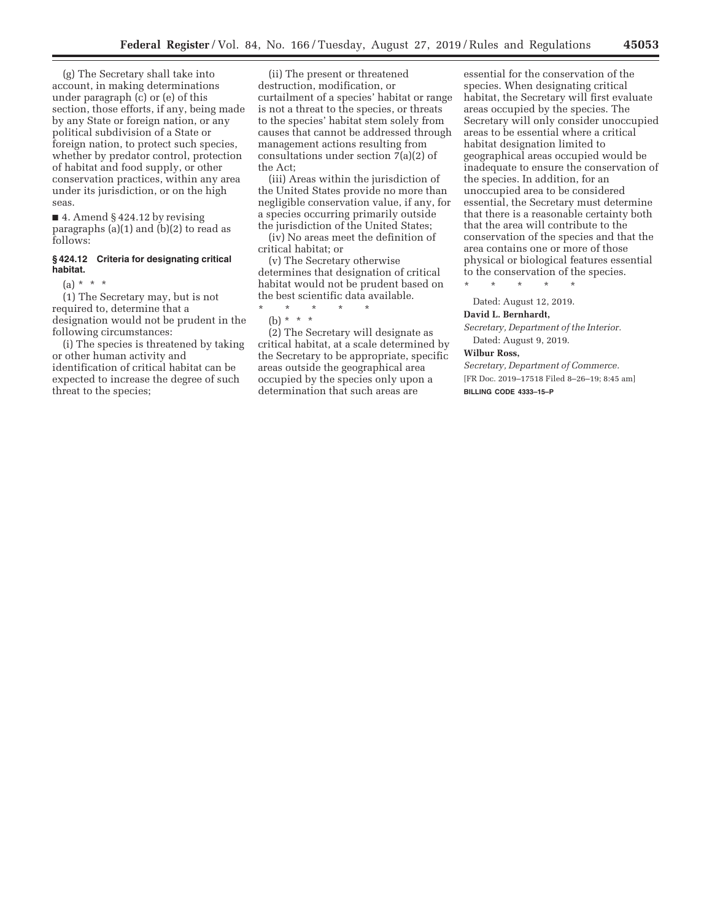(g) The Secretary shall take into account, in making determinations under paragraph (c) or (e) of this section, those efforts, if any, being made by any State or foreign nation, or any political subdivision of a State or foreign nation, to protect such species, whether by predator control, protection of habitat and food supply, or other conservation practices, within any area under its jurisdiction, or on the high seas.

■ 4. Amend § 424.12 by revising paragraphs (a)(1) and (b)(2) to read as follows:

#### § 424.12 Criteria for designating critical habitat.

(a) * * *

(1) The Secretary may, but is not required to, determine that a designation would not be prudent in the following circumstances:

(i) The species is threatened by taking or other human activity and identification of critical habitat can be expected to increase the degree of such threat to the species;

(ii) The present or threatened destruction, modification, or curtailment of a species' habitat or range is not a threat to the species, or threats to the species' habitat stem solely from causes that cannot be addressed through management actions resulting from consultations under section 7(a)(2) of the Act;

(iii) Areas within the jurisdiction of the United States provide no more than negligible conservation value, if any, for a species occurring primarily outside the jurisdiction of the United States;

(iv) No areas meet the definition of critical habitat; or

(v) The Secretary otherwise determines that designation of critical habitat would not be prudent based on the best scientific data available.

\* \* \* \* \*

(b) * * *

(2) The Secretary will designate as critical habitat, at a scale determined by the Secretary to be appropriate, specific areas outside the geographical area occupied by the species only upon a determination that such areas are essential for the conservation of the species. When designating critical habitat, the Secretary will first evaluate areas occupied by the species. The Secretary will only consider unoccupied areas to be essential where a critical habitat designation limited to geographical areas occupied would be inadequate to ensure the conservation of the species. In addition, for an unoccupied area to be considered essential, the Secretary must determine that there is a reasonable certainty both that the area will contribute to the conservation of the species and that the area contains one or more of those physical or biological features essential to the conservation of the species.

\* \* \* \* \*

Dated: August 12, 2019.

**David L. Bernhardt,**

*Secretary, Department of the Interior.*

Dated: August 9, 2019.

**Wilbur Ross,**

*Secretary, Department of Commerce.*

[FR Doc. 2019–17518 Filed 8–26–19; 8:45 am]

**BILLING CODE 4333–15–P**